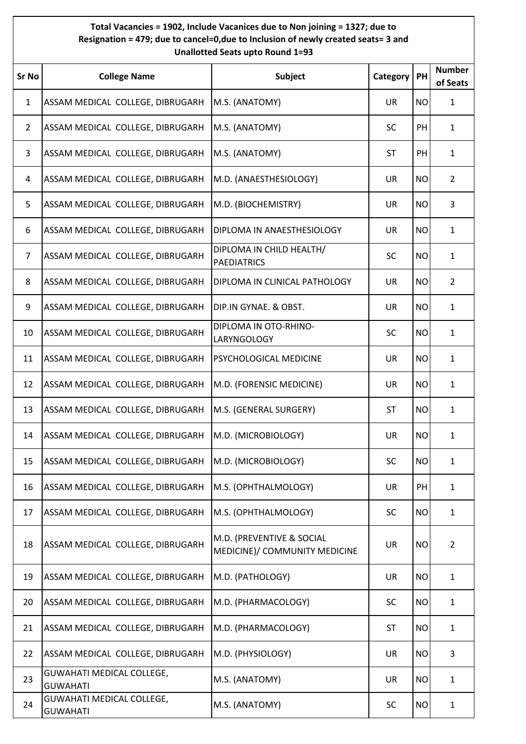**Total Vacancies = 1902, Include Vacanices due to Non joining = 1327; due to Resignation = 479; due to cancel=0,due to Inclusion of newly created seats= 3 and Unallotted Seats upto Round 1=93**

| Sr No | College Name | Subject | Category | PH | Number of Seats |
|---|---|---|---|---|---|
| 1 | ASSAM MEDICAL COLLEGE, DIBRUGARH | M.S. (ANATOMY) | UR | NO | 1 |
| 2 | ASSAM MEDICAL COLLEGE, DIBRUGARH | M.S. (ANATOMY) | SC | PH | 1 |
| 3 | ASSAM MEDICAL COLLEGE, DIBRUGARH | M.S. (ANATOMY) | ST | PH | 1 |
| 4 | ASSAM MEDICAL COLLEGE, DIBRUGARH | M.D. (ANAESTHESIOLOGY) | UR | NO | 2 |
| 5 | ASSAM MEDICAL COLLEGE, DIBRUGARH | M.D. (BIOCHEMISTRY) | UR | NO | 3 |
| 6 | ASSAM MEDICAL COLLEGE, DIBRUGARH | DIPLOMA IN ANAESTHESIOLOGY | UR | NO | 1 |
| 7 | ASSAM MEDICAL COLLEGE, DIBRUGARH | DIPLOMA IN CHILD HEALTH/ PAEDIATRICS | SC | NO | 1 |
| 8 | ASSAM MEDICAL COLLEGE, DIBRUGARH | DIPLOMA IN CLINICAL PATHOLOGY | UR | NO | 2 |
| 9 | ASSAM MEDICAL COLLEGE, DIBRUGARH | DIP.IN GYNAE. & OBST. | UR | NO | 1 |
| 10 | ASSAM MEDICAL COLLEGE, DIBRUGARH | DIPLOMA IN OTO-RHINO-LARYNGOLOGY | SC | NO | 1 |
| 11 | ASSAM MEDICAL COLLEGE, DIBRUGARH | PSYCHOLOGICAL MEDICINE | UR | NO | 1 |
| 12 | ASSAM MEDICAL COLLEGE, DIBRUGARH | M.D. (FORENSIC MEDICINE) | UR | NO | 1 |
| 13 | ASSAM MEDICAL COLLEGE, DIBRUGARH | M.S. (GENERAL SURGERY) | ST | NO | 1 |
| 14 | ASSAM MEDICAL COLLEGE, DIBRUGARH | M.D. (MICROBIOLOGY) | UR | NO | 1 |
| 15 | ASSAM MEDICAL COLLEGE, DIBRUGARH | M.D. (MICROBIOLOGY) | SC | NO | 1 |
| 16 | ASSAM MEDICAL COLLEGE, DIBRUGARH | M.S. (OPHTHALMOLOGY) | UR | PH | 1 |
| 17 | ASSAM MEDICAL COLLEGE, DIBRUGARH | M.S. (OPHTHALMOLOGY) | SC | NO | 1 |
| 18 | ASSAM MEDICAL COLLEGE, DIBRUGARH | M.D. (PREVENTIVE & SOCIAL MEDICINE)/ COMMUNITY MEDICINE | UR | NO | 2 |
| 19 | ASSAM MEDICAL COLLEGE, DIBRUGARH | M.D. (PATHOLOGY) | UR | NO | 1 |
| 20 | ASSAM MEDICAL COLLEGE, DIBRUGARH | M.D. (PHARMACOLOGY) | SC | NO | 1 |
| 21 | ASSAM MEDICAL COLLEGE, DIBRUGARH | M.D. (PHARMACOLOGY) | ST | NO | 1 |
| 22 | ASSAM MEDICAL COLLEGE, DIBRUGARH | M.D. (PHYSIOLOGY) | UR | NO | 3 |
| 23 | GUWAHATI MEDICAL COLLEGE, GUWAHATI | M.S. (ANATOMY) | UR | NO | 1 |
| 24 | GUWAHATI MEDICAL COLLEGE, GUWAHATI | M.S. (ANATOMY) | SC | NO | 1 |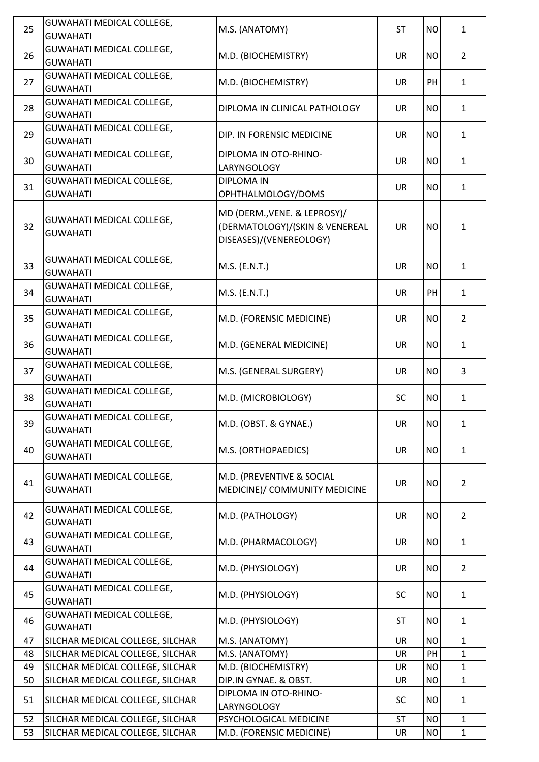| 25 | GUWAHATI MEDICAL COLLEGE, GUWAHATI | M.S. (ANATOMY) | ST | NO | 1 |
|---|---|---|---|---|---|
| 26 | GUWAHATI MEDICAL COLLEGE, GUWAHATI | M.D. (BIOCHEMISTRY) | UR | NO | 2 |
| 27 | GUWAHATI MEDICAL COLLEGE, GUWAHATI | M.D. (BIOCHEMISTRY) | UR | PH | 1 |
| 28 | GUWAHATI MEDICAL COLLEGE, GUWAHATI | DIPLOMA IN CLINICAL PATHOLOGY | UR | NO | 1 |
| 29 | GUWAHATI MEDICAL COLLEGE, GUWAHATI | DIP. IN FORENSIC MEDICINE | UR | NO | 1 |
| 30 | GUWAHATI MEDICAL COLLEGE, GUWAHATI | DIPLOMA IN OTO-RHINO-LARYNGOLOGY | UR | NO | 1 |
| 31 | GUWAHATI MEDICAL COLLEGE, GUWAHATI | DIPLOMA IN OPHTHALMOLOGY/DOMS | UR | NO | 1 |
| 32 | GUWAHATI MEDICAL COLLEGE, GUWAHATI | MD (DERM.,VENE. & LEPROSY)/ (DERMATOLOGY)/(SKIN & VENEREAL DISEASES)/(VENEREOLOGY) | UR | NO | 1 |
| 33 | GUWAHATI MEDICAL COLLEGE, GUWAHATI | M.S. (E.N.T.) | UR | NO | 1 |
| 34 | GUWAHATI MEDICAL COLLEGE, GUWAHATI | M.S. (E.N.T.) | UR | PH | 1 |
| 35 | GUWAHATI MEDICAL COLLEGE, GUWAHATI | M.D. (FORENSIC MEDICINE) | UR | NO | 2 |
| 36 | GUWAHATI MEDICAL COLLEGE, GUWAHATI | M.D. (GENERAL MEDICINE) | UR | NO | 1 |
| 37 | GUWAHATI MEDICAL COLLEGE, GUWAHATI | M.S. (GENERAL SURGERY) | UR | NO | 3 |
| 38 | GUWAHATI MEDICAL COLLEGE, GUWAHATI | M.D. (MICROBIOLOGY) | SC | NO | 1 |
| 39 | GUWAHATI MEDICAL COLLEGE, GUWAHATI | M.D. (OBST. & GYNAE.) | UR | NO | 1 |
| 40 | GUWAHATI MEDICAL COLLEGE, GUWAHATI | M.S. (ORTHOPAEDICS) | UR | NO | 1 |
| 41 | GUWAHATI MEDICAL COLLEGE, GUWAHATI | M.D. (PREVENTIVE & SOCIAL MEDICINE)/ COMMUNITY MEDICINE | UR | NO | 2 |
| 42 | GUWAHATI MEDICAL COLLEGE, GUWAHATI | M.D. (PATHOLOGY) | UR | NO | 2 |
| 43 | GUWAHATI MEDICAL COLLEGE, GUWAHATI | M.D. (PHARMACOLOGY) | UR | NO | 1 |
| 44 | GUWAHATI MEDICAL COLLEGE, GUWAHATI | M.D. (PHYSIOLOGY) | UR | NO | 2 |
| 45 | GUWAHATI MEDICAL COLLEGE, GUWAHATI | M.D. (PHYSIOLOGY) | SC | NO | 1 |
| 46 | GUWAHATI MEDICAL COLLEGE, GUWAHATI | M.D. (PHYSIOLOGY) | ST | NO | 1 |
| 47 | SILCHAR MEDICAL COLLEGE, SILCHAR | M.S. (ANATOMY) | UR | NO | 1 |
| 48 | SILCHAR MEDICAL COLLEGE, SILCHAR | M.S. (ANATOMY) | UR | PH | 1 |
| 49 | SILCHAR MEDICAL COLLEGE, SILCHAR | M.D. (BIOCHEMISTRY) | UR | NO | 1 |
| 50 | SILCHAR MEDICAL COLLEGE, SILCHAR | DIP.IN GYNAE. & OBST. | UR | NO | 1 |
| 51 | SILCHAR MEDICAL COLLEGE, SILCHAR | DIPLOMA IN OTO-RHINO-LARYNGOLOGY | SC | NO | 1 |
| 52 | SILCHAR MEDICAL COLLEGE, SILCHAR | PSYCHOLOGICAL MEDICINE | ST | NO | 1 |
| 53 | SILCHAR MEDICAL COLLEGE, SILCHAR | M.D. (FORENSIC MEDICINE) | UR | NO | 1 |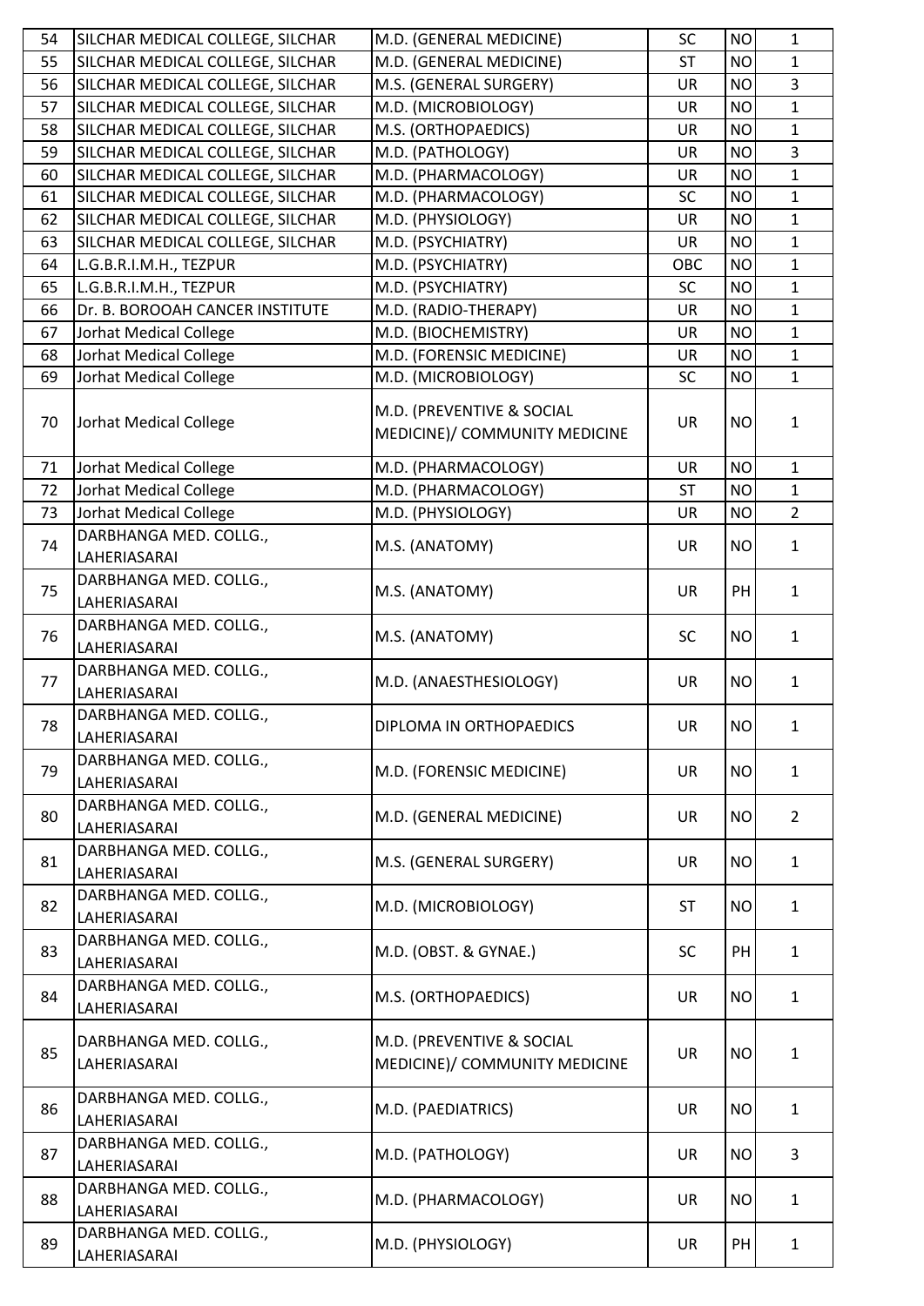| 54 | SILCHAR MEDICAL COLLEGE, SILCHAR | M.D. (GENERAL MEDICINE) | SC | NO | 1 |
|---|---|---|---|---|---|
| 55 | SILCHAR MEDICAL COLLEGE, SILCHAR | M.D. (GENERAL MEDICINE) | ST | NO | 1 |
| 56 | SILCHAR MEDICAL COLLEGE, SILCHAR | M.S. (GENERAL SURGERY) | UR | NO | 3 |
| 57 | SILCHAR MEDICAL COLLEGE, SILCHAR | M.D. (MICROBIOLOGY) | UR | NO | 1 |
| 58 | SILCHAR MEDICAL COLLEGE, SILCHAR | M.S. (ORTHOPAEDICS) | UR | NO | 1 |
| 59 | SILCHAR MEDICAL COLLEGE, SILCHAR | M.D. (PATHOLOGY) | UR | NO | 3 |
| 60 | SILCHAR MEDICAL COLLEGE, SILCHAR | M.D. (PHARMACOLOGY) | UR | NO | 1 |
| 61 | SILCHAR MEDICAL COLLEGE, SILCHAR | M.D. (PHARMACOLOGY) | SC | NO | 1 |
| 62 | SILCHAR MEDICAL COLLEGE, SILCHAR | M.D. (PHYSIOLOGY) | UR | NO | 1 |
| 63 | SILCHAR MEDICAL COLLEGE, SILCHAR | M.D. (PSYCHIATRY) | UR | NO | 1 |
| 64 | L.G.B.R.I.M.H., TEZPUR | M.D. (PSYCHIATRY) | OBC | NO | 1 |
| 65 | L.G.B.R.I.M.H., TEZPUR | M.D. (PSYCHIATRY) | SC | NO | 1 |
| 66 | Dr. B. BOROOAH CANCER INSTITUTE | M.D. (RADIO-THERAPY) | UR | NO | 1 |
| 67 | Jorhat Medical College | M.D. (BIOCHEMISTRY) | UR | NO | 1 |
| 68 | Jorhat Medical College | M.D. (FORENSIC MEDICINE) | UR | NO | 1 |
| 69 | Jorhat Medical College | M.D. (MICROBIOLOGY) | SC | NO | 1 |
| 70 | Jorhat Medical College | M.D. (PREVENTIVE & SOCIAL MEDICINE)/ COMMUNITY MEDICINE | UR | NO | 1 |
| 71 | Jorhat Medical College | M.D. (PHARMACOLOGY) | UR | NO | 1 |
| 72 | Jorhat Medical College | M.D. (PHARMACOLOGY) | ST | NO | 1 |
| 73 | Jorhat Medical College | M.D. (PHYSIOLOGY) | UR | NO | 2 |
| 74 | DARBHANGA MED. COLLG., LAHERIASARAI | M.S. (ANATOMY) | UR | NO | 1 |
| 75 | DARBHANGA MED. COLLG., LAHERIASARAI | M.S. (ANATOMY) | UR | PH | 1 |
| 76 | DARBHANGA MED. COLLG., LAHERIASARAI | M.S. (ANATOMY) | SC | NO | 1 |
| 77 | DARBHANGA MED. COLLG., LAHERIASARAI | M.D. (ANAESTHESIOLOGY) | UR | NO | 1 |
| 78 | DARBHANGA MED. COLLG., LAHERIASARAI | DIPLOMA IN ORTHOPAEDICS | UR | NO | 1 |
| 79 | DARBHANGA MED. COLLG., LAHERIASARAI | M.D. (FORENSIC MEDICINE) | UR | NO | 1 |
| 80 | DARBHANGA MED. COLLG., LAHERIASARAI | M.D. (GENERAL MEDICINE) | UR | NO | 2 |
| 81 | DARBHANGA MED. COLLG., LAHERIASARAI | M.S. (GENERAL SURGERY) | UR | NO | 1 |
| 82 | DARBHANGA MED. COLLG., LAHERIASARAI | M.D. (MICROBIOLOGY) | ST | NO | 1 |
| 83 | DARBHANGA MED. COLLG., LAHERIASARAI | M.D. (OBST. & GYNAE.) | SC | PH | 1 |
| 84 | DARBHANGA MED. COLLG., LAHERIASARAI | M.S. (ORTHOPAEDICS) | UR | NO | 1 |
| 85 | DARBHANGA MED. COLLG., LAHERIASARAI | M.D. (PREVENTIVE & SOCIAL MEDICINE)/ COMMUNITY MEDICINE | UR | NO | 1 |
| 86 | DARBHANGA MED. COLLG., LAHERIASARAI | M.D. (PAEDIATRICS) | UR | NO | 1 |
| 87 | DARBHANGA MED. COLLG., LAHERIASARAI | M.D. (PATHOLOGY) | UR | NO | 3 |
| 88 | DARBHANGA MED. COLLG., LAHERIASARAI | M.D. (PHARMACOLOGY) | UR | NO | 1 |
| 89 | DARBHANGA MED. COLLG., LAHERIASARAI | M.D. (PHYSIOLOGY) | UR | PH | 1 |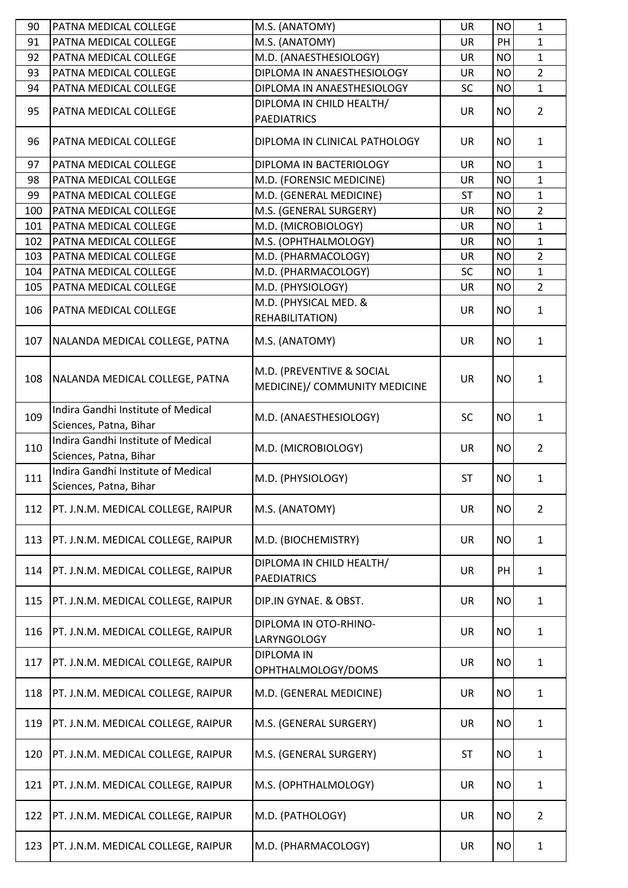| 90 | PATNA MEDICAL COLLEGE | M.S. (ANATOMY) | UR | NO | 1 |
|---|---|---|---|---|---|
| 91 | PATNA MEDICAL COLLEGE | M.S. (ANATOMY) | UR | PH | 1 |
| 92 | PATNA MEDICAL COLLEGE | M.D. (ANAESTHESIOLOGY) | UR | NO | 1 |
| 93 | PATNA MEDICAL COLLEGE | DIPLOMA IN ANAESTHESIOLOGY | UR | NO | 2 |
| 94 | PATNA MEDICAL COLLEGE | DIPLOMA IN ANAESTHESIOLOGY | SC | NO | 1 |
| 95 | PATNA MEDICAL COLLEGE | DIPLOMA IN CHILD HEALTH/ PAEDIATRICS | UR | NO | 2 |
| 96 | PATNA MEDICAL COLLEGE | DIPLOMA IN CLINICAL PATHOLOGY | UR | NO | 1 |
| 97 | PATNA MEDICAL COLLEGE | DIPLOMA IN BACTERIOLOGY | UR | NO | 1 |
| 98 | PATNA MEDICAL COLLEGE | M.D. (FORENSIC MEDICINE) | UR | NO | 1 |
| 99 | PATNA MEDICAL COLLEGE | M.D. (GENERAL MEDICINE) | ST | NO | 1 |
| 100 | PATNA MEDICAL COLLEGE | M.S. (GENERAL SURGERY) | UR | NO | 2 |
| 101 | PATNA MEDICAL COLLEGE | M.D. (MICROBIOLOGY) | UR | NO | 1 |
| 102 | PATNA MEDICAL COLLEGE | M.S. (OPHTHALMOLOGY) | UR | NO | 1 |
| 103 | PATNA MEDICAL COLLEGE | M.D. (PHARMACOLOGY) | UR | NO | 2 |
| 104 | PATNA MEDICAL COLLEGE | M.D. (PHARMACOLOGY) | SC | NO | 1 |
| 105 | PATNA MEDICAL COLLEGE | M.D. (PHYSIOLOGY) | UR | NO | 2 |
| 106 | PATNA MEDICAL COLLEGE | M.D. (PHYSICAL MED. & REHABILITATION) | UR | NO | 1 |
| 107 | NALANDA MEDICAL COLLEGE, PATNA | M.S. (ANATOMY) | UR | NO | 1 |
| 108 | NALANDA MEDICAL COLLEGE, PATNA | M.D. (PREVENTIVE & SOCIAL MEDICINE)/ COMMUNITY MEDICINE | UR | NO | 1 |
| 109 | Indira Gandhi Institute of Medical Sciences, Patna, Bihar | M.D. (ANAESTHESIOLOGY) | SC | NO | 1 |
| 110 | Indira Gandhi Institute of Medical Sciences, Patna, Bihar | M.D. (MICROBIOLOGY) | UR | NO | 2 |
| 111 | Indira Gandhi Institute of Medical Sciences, Patna, Bihar | M.D. (PHYSIOLOGY) | ST | NO | 1 |
| 112 | PT. J.N.M. MEDICAL COLLEGE, RAIPUR | M.S. (ANATOMY) | UR | NO | 2 |
| 113 | PT. J.N.M. MEDICAL COLLEGE, RAIPUR | M.D. (BIOCHEMISTRY) | UR | NO | 1 |
| 114 | PT. J.N.M. MEDICAL COLLEGE, RAIPUR | DIPLOMA IN CHILD HEALTH/ PAEDIATRICS | UR | PH | 1 |
| 115 | PT. J.N.M. MEDICAL COLLEGE, RAIPUR | DIP.IN GYNAE. & OBST. | UR | NO | 1 |
| 116 | PT. J.N.M. MEDICAL COLLEGE, RAIPUR | DIPLOMA IN OTO-RHINO-LARYNGOLOGY | UR | NO | 1 |
| 117 | PT. J.N.M. MEDICAL COLLEGE, RAIPUR | DIPLOMA IN OPHTHALMOLOGY/DOMS | UR | NO | 1 |
| 118 | PT. J.N.M. MEDICAL COLLEGE, RAIPUR | M.D. (GENERAL MEDICINE) | UR | NO | 1 |
| 119 | PT. J.N.M. MEDICAL COLLEGE, RAIPUR | M.S. (GENERAL SURGERY) | UR | NO | 1 |
| 120 | PT. J.N.M. MEDICAL COLLEGE, RAIPUR | M.S. (GENERAL SURGERY) | ST | NO | 1 |
| 121 | PT. J.N.M. MEDICAL COLLEGE, RAIPUR | M.S. (OPHTHALMOLOGY) | UR | NO | 1 |
| 122 | PT. J.N.M. MEDICAL COLLEGE, RAIPUR | M.D. (PATHOLOGY) | UR | NO | 2 |
| 123 | PT. J.N.M. MEDICAL COLLEGE, RAIPUR | M.D. (PHARMACOLOGY) | UR | NO | 1 |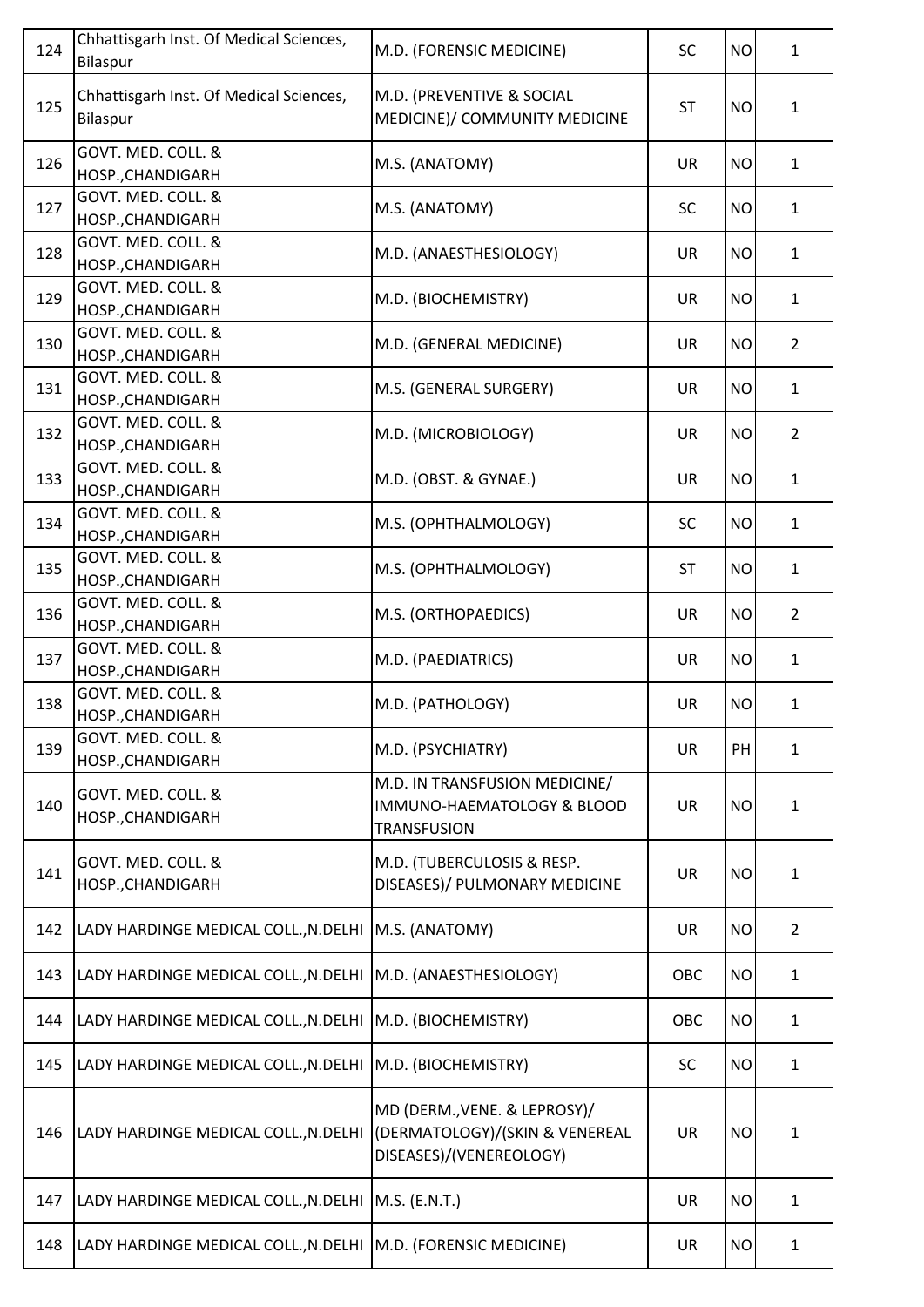| 124 | Chhattisgarh Inst. Of Medical Sciences, Bilaspur | M.D. (FORENSIC MEDICINE) | SC | NO | 1 |
|---|---|---|---|---|---|
| 125 | Chhattisgarh Inst. Of Medical Sciences, Bilaspur | M.D. (PREVENTIVE & SOCIAL MEDICINE)/ COMMUNITY MEDICINE | ST | NO | 1 |
| 126 | GOVT. MED. COLL. & HOSP.,CHANDIGARH | M.S. (ANATOMY) | UR | NO | 1 |
| 127 | GOVT. MED. COLL. & HOSP.,CHANDIGARH | M.S. (ANATOMY) | SC | NO | 1 |
| 128 | GOVT. MED. COLL. & HOSP.,CHANDIGARH | M.D. (ANAESTHESIOLOGY) | UR | NO | 1 |
| 129 | GOVT. MED. COLL. & HOSP.,CHANDIGARH | M.D. (BIOCHEMISTRY) | UR | NO | 1 |
| 130 | GOVT. MED. COLL. & HOSP.,CHANDIGARH | M.D. (GENERAL MEDICINE) | UR | NO | 2 |
| 131 | GOVT. MED. COLL. & HOSP.,CHANDIGARH | M.S. (GENERAL SURGERY) | UR | NO | 1 |
| 132 | GOVT. MED. COLL. & HOSP.,CHANDIGARH | M.D. (MICROBIOLOGY) | UR | NO | 2 |
| 133 | GOVT. MED. COLL. & HOSP.,CHANDIGARH | M.D. (OBST. & GYNAE.) | UR | NO | 1 |
| 134 | GOVT. MED. COLL. & HOSP.,CHANDIGARH | M.S. (OPHTHALMOLOGY) | SC | NO | 1 |
| 135 | GOVT. MED. COLL. & HOSP.,CHANDIGARH | M.S. (OPHTHALMOLOGY) | ST | NO | 1 |
| 136 | GOVT. MED. COLL. & HOSP.,CHANDIGARH | M.S. (ORTHOPAEDICS) | UR | NO | 2 |
| 137 | GOVT. MED. COLL. & HOSP.,CHANDIGARH | M.D. (PAEDIATRICS) | UR | NO | 1 |
| 138 | GOVT. MED. COLL. & HOSP.,CHANDIGARH | M.D. (PATHOLOGY) | UR | NO | 1 |
| 139 | GOVT. MED. COLL. & HOSP.,CHANDIGARH | M.D. (PSYCHIATRY) | UR | PH | 1 |
| 140 | GOVT. MED. COLL. & HOSP.,CHANDIGARH | M.D. IN TRANSFUSION MEDICINE/ IMMUNO-HAEMATOLOGY & BLOOD TRANSFUSION | UR | NO | 1 |
| 141 | GOVT. MED. COLL. & HOSP.,CHANDIGARH | M.D. (TUBERCULOSIS & RESP. DISEASES)/ PULMONARY MEDICINE | UR | NO | 1 |
| 142 | LADY HARDINGE MEDICAL COLL.,N.DELHI | M.S. (ANATOMY) | UR | NO | 2 |
| 143 | LADY HARDINGE MEDICAL COLL.,N.DELHI | M.D. (ANAESTHESIOLOGY) | OBC | NO | 1 |
| 144 | LADY HARDINGE MEDICAL COLL.,N.DELHI | M.D. (BIOCHEMISTRY) | OBC | NO | 1 |
| 145 | LADY HARDINGE MEDICAL COLL.,N.DELHI | M.D. (BIOCHEMISTRY) | SC | NO | 1 |
| 146 | LADY HARDINGE MEDICAL COLL.,N.DELHI | MD (DERM.,VENE. & LEPROSY)/ (DERMATOLOGY)/(SKIN & VENEREAL DISEASES)/(VENEREOLOGY) | UR | NO | 1 |
| 147 | LADY HARDINGE MEDICAL COLL.,N.DELHI | M.S. (E.N.T.) | UR | NO | 1 |
| 148 | LADY HARDINGE MEDICAL COLL.,N.DELHI | M.D. (FORENSIC MEDICINE) | UR | NO | 1 |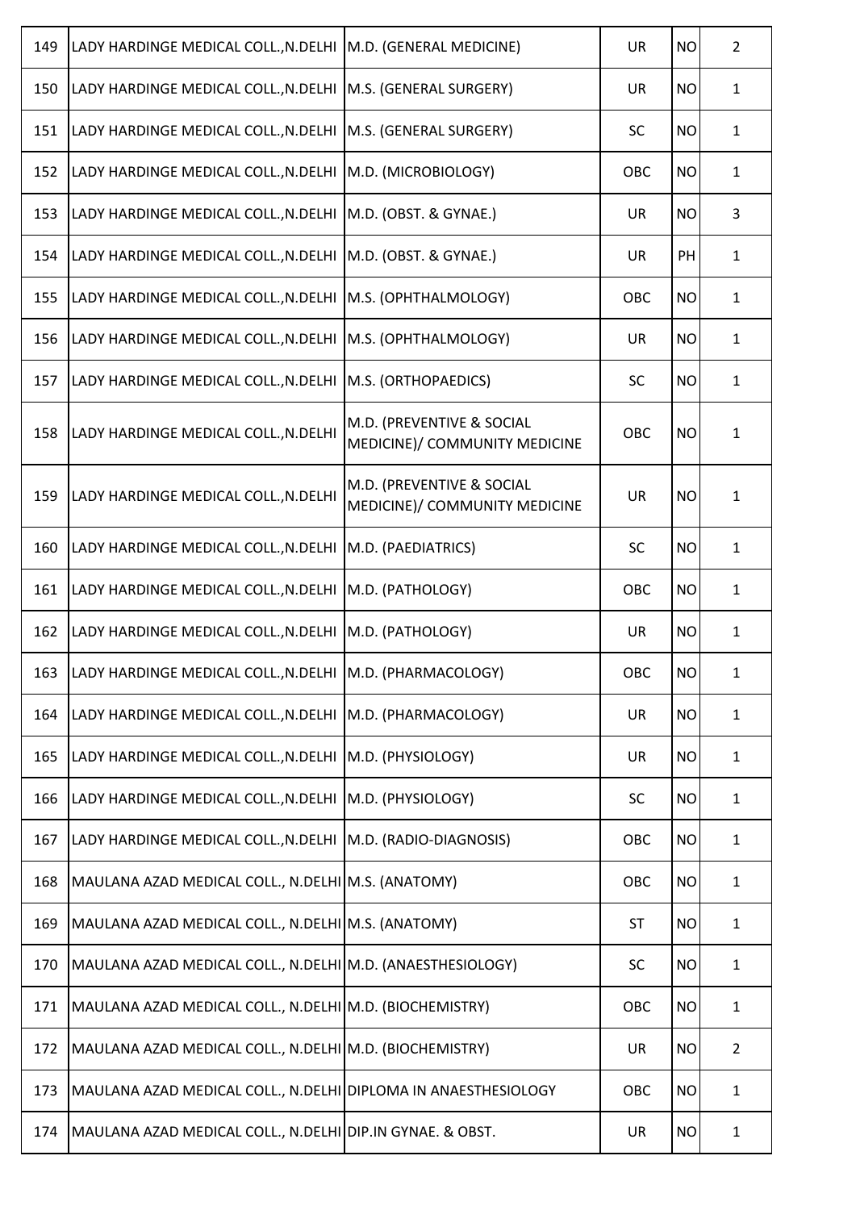| | | | | | |
|---|---|---|---|---|---|
| 149 | LADY HARDINGE MEDICAL COLL.,N.DELHI | M.D. (GENERAL MEDICINE) | UR | NO | 2 |
| 150 | LADY HARDINGE MEDICAL COLL.,N.DELHI | M.S. (GENERAL SURGERY) | UR | NO | 1 |
| 151 | LADY HARDINGE MEDICAL COLL.,N.DELHI | M.S. (GENERAL SURGERY) | SC | NO | 1 |
| 152 | LADY HARDINGE MEDICAL COLL.,N.DELHI | M.D. (MICROBIOLOGY) | OBC | NO | 1 |
| 153 | LADY HARDINGE MEDICAL COLL.,N.DELHI | M.D. (OBST. & GYNAE.) | UR | NO | 3 |
| 154 | LADY HARDINGE MEDICAL COLL.,N.DELHI | M.D. (OBST. & GYNAE.) | UR | PH | 1 |
| 155 | LADY HARDINGE MEDICAL COLL.,N.DELHI | M.S. (OPHTHALMOLOGY) | OBC | NO | 1 |
| 156 | LADY HARDINGE MEDICAL COLL.,N.DELHI | M.S. (OPHTHALMOLOGY) | UR | NO | 1 |
| 157 | LADY HARDINGE MEDICAL COLL.,N.DELHI | M.S. (ORTHOPAEDICS) | SC | NO | 1 |
| 158 | LADY HARDINGE MEDICAL COLL.,N.DELHI | M.D. (PREVENTIVE & SOCIAL MEDICINE)/ COMMUNITY MEDICINE | OBC | NO | 1 |
| 159 | LADY HARDINGE MEDICAL COLL.,N.DELHI | M.D. (PREVENTIVE & SOCIAL MEDICINE)/ COMMUNITY MEDICINE | UR | NO | 1 |
| 160 | LADY HARDINGE MEDICAL COLL.,N.DELHI | M.D. (PAEDIATRICS) | SC | NO | 1 |
| 161 | LADY HARDINGE MEDICAL COLL.,N.DELHI | M.D. (PATHOLOGY) | OBC | NO | 1 |
| 162 | LADY HARDINGE MEDICAL COLL.,N.DELHI | M.D. (PATHOLOGY) | UR | NO | 1 |
| 163 | LADY HARDINGE MEDICAL COLL.,N.DELHI | M.D. (PHARMACOLOGY) | OBC | NO | 1 |
| 164 | LADY HARDINGE MEDICAL COLL.,N.DELHI | M.D. (PHARMACOLOGY) | UR | NO | 1 |
| 165 | LADY HARDINGE MEDICAL COLL.,N.DELHI | M.D. (PHYSIOLOGY) | UR | NO | 1 |
| 166 | LADY HARDINGE MEDICAL COLL.,N.DELHI | M.D. (PHYSIOLOGY) | SC | NO | 1 |
| 167 | LADY HARDINGE MEDICAL COLL.,N.DELHI | M.D. (RADIO-DIAGNOSIS) | OBC | NO | 1 |
| 168 | MAULANA AZAD MEDICAL COLL., N.DELHI | M.S. (ANATOMY) | OBC | NO | 1 |
| 169 | MAULANA AZAD MEDICAL COLL., N.DELHI | M.S. (ANATOMY) | ST | NO | 1 |
| 170 | MAULANA AZAD MEDICAL COLL., N.DELHI | M.D. (ANAESTHESIOLOGY) | SC | NO | 1 |
| 171 | MAULANA AZAD MEDICAL COLL., N.DELHI | M.D. (BIOCHEMISTRY) | OBC | NO | 1 |
| 172 | MAULANA AZAD MEDICAL COLL., N.DELHI | M.D. (BIOCHEMISTRY) | UR | NO | 2 |
| 173 | MAULANA AZAD MEDICAL COLL., N.DELHI | DIPLOMA IN ANAESTHESIOLOGY | OBC | NO | 1 |
| 174 | MAULANA AZAD MEDICAL COLL., N.DELHI | DIP.IN GYNAE. & OBST. | UR | NO | 1 |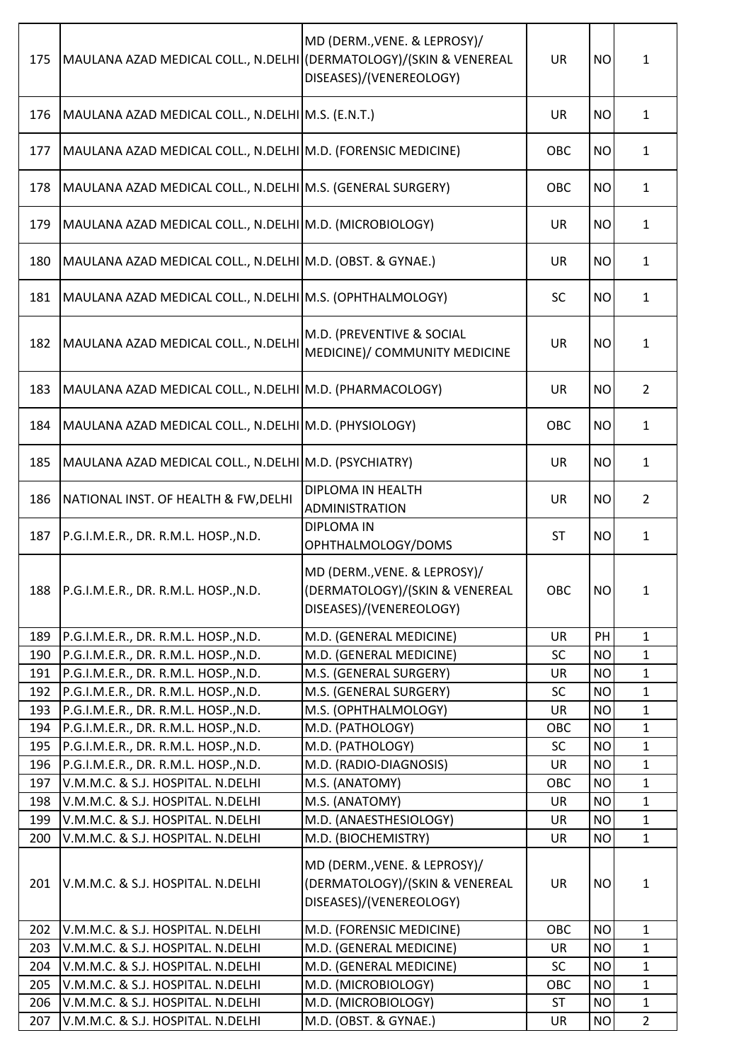| | | | | | |
|---|---|---|---|---|---|
| 175 | MAULANA AZAD MEDICAL COLL., N.DELHI | MD (DERM.,VENE. & LEPROSY)/ (DERMATOLOGY)/(SKIN & VENEREAL DISEASES)/(VENEREOLOGY) | UR | NO | 1 |
| 176 | MAULANA AZAD MEDICAL COLL., N.DELHI | M.S. (E.N.T.) | UR | NO | 1 |
| 177 | MAULANA AZAD MEDICAL COLL., N.DELHI | M.D. (FORENSIC MEDICINE) | OBC | NO | 1 |
| 178 | MAULANA AZAD MEDICAL COLL., N.DELHI | M.S. (GENERAL SURGERY) | OBC | NO | 1 |
| 179 | MAULANA AZAD MEDICAL COLL., N.DELHI | M.D. (MICROBIOLOGY) | UR | NO | 1 |
| 180 | MAULANA AZAD MEDICAL COLL., N.DELHI | M.D. (OBST. & GYNAE.) | UR | NO | 1 |
| 181 | MAULANA AZAD MEDICAL COLL., N.DELHI | M.S. (OPHTHALMOLOGY) | SC | NO | 1 |
| 182 | MAULANA AZAD MEDICAL COLL., N.DELHI | M.D. (PREVENTIVE & SOCIAL MEDICINE)/ COMMUNITY MEDICINE | UR | NO | 1 |
| 183 | MAULANA AZAD MEDICAL COLL., N.DELHI | M.D. (PHARMACOLOGY) | UR | NO | 2 |
| 184 | MAULANA AZAD MEDICAL COLL., N.DELHI | M.D. (PHYSIOLOGY) | OBC | NO | 1 |
| 185 | MAULANA AZAD MEDICAL COLL., N.DELHI | M.D. (PSYCHIATRY) | UR | NO | 1 |
| 186 | NATIONAL INST. OF HEALTH & FW,DELHI | DIPLOMA IN HEALTH ADMINISTRATION | UR | NO | 2 |
| 187 | P.G.I.M.E.R., DR. R.M.L. HOSP.,N.D. | DIPLOMA IN OPHTHALMOLOGY/DOMS | ST | NO | 1 |
| 188 | P.G.I.M.E.R., DR. R.M.L. HOSP.,N.D. | MD (DERM.,VENE. & LEPROSY)/ (DERMATOLOGY)/(SKIN & VENEREAL DISEASES)/(VENEREOLOGY) | OBC | NO | 1 |
| 189 | P.G.I.M.E.R., DR. R.M.L. HOSP.,N.D. | M.D. (GENERAL MEDICINE) | UR | PH | 1 |
| 190 | P.G.I.M.E.R., DR. R.M.L. HOSP.,N.D. | M.D. (GENERAL MEDICINE) | SC | NO | 1 |
| 191 | P.G.I.M.E.R., DR. R.M.L. HOSP.,N.D. | M.S. (GENERAL SURGERY) | UR | NO | 1 |
| 192 | P.G.I.M.E.R., DR. R.M.L. HOSP.,N.D. | M.S. (GENERAL SURGERY) | SC | NO | 1 |
| 193 | P.G.I.M.E.R., DR. R.M.L. HOSP.,N.D. | M.S. (OPHTHALMOLOGY) | UR | NO | 1 |
| 194 | P.G.I.M.E.R., DR. R.M.L. HOSP.,N.D. | M.D. (PATHOLOGY) | OBC | NO | 1 |
| 195 | P.G.I.M.E.R., DR. R.M.L. HOSP.,N.D. | M.D. (PATHOLOGY) | SC | NO | 1 |
| 196 | P.G.I.M.E.R., DR. R.M.L. HOSP.,N.D. | M.D. (RADIO-DIAGNOSIS) | UR | NO | 1 |
| 197 | V.M.M.C. & S.J. HOSPITAL. N.DELHI | M.S. (ANATOMY) | OBC | NO | 1 |
| 198 | V.M.M.C. & S.J. HOSPITAL. N.DELHI | M.S. (ANATOMY) | UR | NO | 1 |
| 199 | V.M.M.C. & S.J. HOSPITAL. N.DELHI | M.D. (ANAESTHESIOLOGY) | UR | NO | 1 |
| 200 | V.M.M.C. & S.J. HOSPITAL. N.DELHI | M.D. (BIOCHEMISTRY) | UR | NO | 1 |
| 201 | V.M.M.C. & S.J. HOSPITAL. N.DELHI | MD (DERM.,VENE. & LEPROSY)/ (DERMATOLOGY)/(SKIN & VENEREAL DISEASES)/(VENEREOLOGY) | UR | NO | 1 |
| 202 | V.M.M.C. & S.J. HOSPITAL. N.DELHI | M.D. (FORENSIC MEDICINE) | OBC | NO | 1 |
| 203 | V.M.M.C. & S.J. HOSPITAL. N.DELHI | M.D. (GENERAL MEDICINE) | UR | NO | 1 |
| 204 | V.M.M.C. & S.J. HOSPITAL. N.DELHI | M.D. (GENERAL MEDICINE) | SC | NO | 1 |
| 205 | V.M.M.C. & S.J. HOSPITAL. N.DELHI | M.D. (MICROBIOLOGY) | OBC | NO | 1 |
| 206 | V.M.M.C. & S.J. HOSPITAL. N.DELHI | M.D. (MICROBIOLOGY) | ST | NO | 1 |
| 207 | V.M.M.C. & S.J. HOSPITAL. N.DELHI | M.D. (OBST. & GYNAE.) | UR | NO | 2 |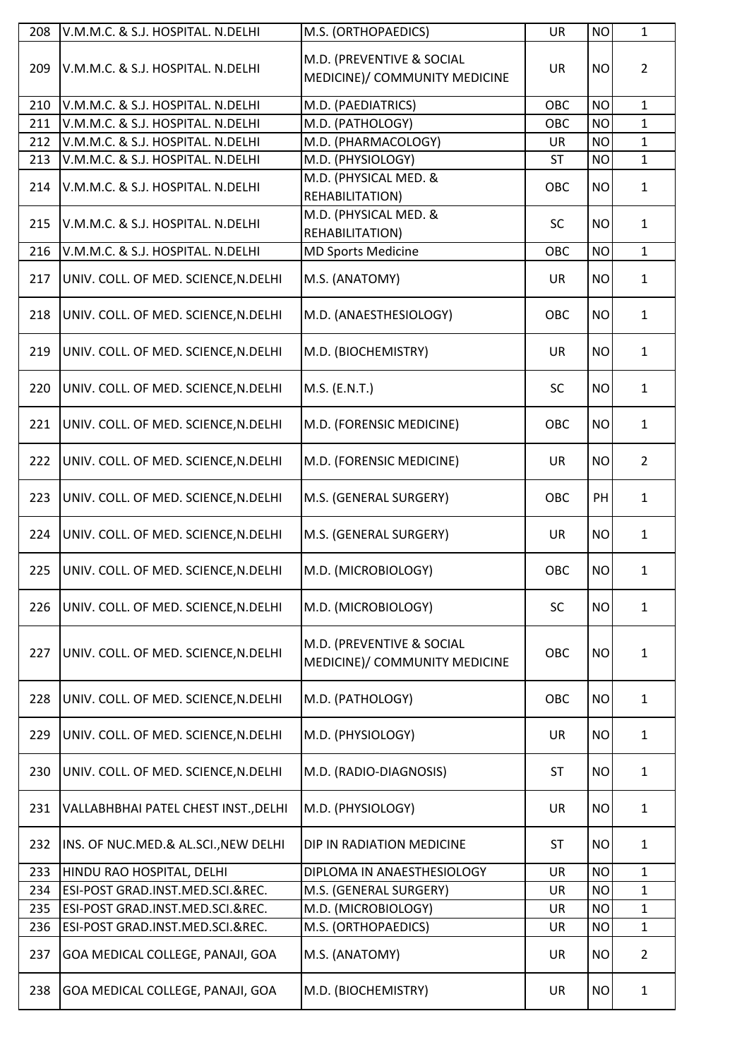| 208 | V.M.M.C. & S.J. HOSPITAL. N.DELHI | M.S. (ORTHOPAEDICS) | UR | NO | 1 |
|---|---|---|---|---|---|
| 209 | V.M.M.C. & S.J. HOSPITAL. N.DELHI | M.D. (PREVENTIVE & SOCIAL MEDICINE)/ COMMUNITY MEDICINE | UR | NO | 2 |
| 210 | V.M.M.C. & S.J. HOSPITAL. N.DELHI | M.D. (PAEDIATRICS) | OBC | NO | 1 |
| 211 | V.M.M.C. & S.J. HOSPITAL. N.DELHI | M.D. (PATHOLOGY) | OBC | NO | 1 |
| 212 | V.M.M.C. & S.J. HOSPITAL. N.DELHI | M.D. (PHARMACOLOGY) | UR | NO | 1 |
| 213 | V.M.M.C. & S.J. HOSPITAL. N.DELHI | M.D. (PHYSIOLOGY) | ST | NO | 1 |
| 214 | V.M.M.C. & S.J. HOSPITAL. N.DELHI | M.D. (PHYSICAL MED. & REHABILITATION) | OBC | NO | 1 |
| 215 | V.M.M.C. & S.J. HOSPITAL. N.DELHI | M.D. (PHYSICAL MED. & REHABILITATION) | SC | NO | 1 |
| 216 | V.M.M.C. & S.J. HOSPITAL. N.DELHI | MD Sports Medicine | OBC | NO | 1 |
| 217 | UNIV. COLL. OF MED. SCIENCE,N.DELHI | M.S. (ANATOMY) | UR | NO | 1 |
| 218 | UNIV. COLL. OF MED. SCIENCE,N.DELHI | M.D. (ANAESTHESIOLOGY) | OBC | NO | 1 |
| 219 | UNIV. COLL. OF MED. SCIENCE,N.DELHI | M.D. (BIOCHEMISTRY) | UR | NO | 1 |
| 220 | UNIV. COLL. OF MED. SCIENCE,N.DELHI | M.S. (E.N.T.) | SC | NO | 1 |
| 221 | UNIV. COLL. OF MED. SCIENCE,N.DELHI | M.D. (FORENSIC MEDICINE) | OBC | NO | 1 |
| 222 | UNIV. COLL. OF MED. SCIENCE,N.DELHI | M.D. (FORENSIC MEDICINE) | UR | NO | 2 |
| 223 | UNIV. COLL. OF MED. SCIENCE,N.DELHI | M.S. (GENERAL SURGERY) | OBC | PH | 1 |
| 224 | UNIV. COLL. OF MED. SCIENCE,N.DELHI | M.S. (GENERAL SURGERY) | UR | NO | 1 |
| 225 | UNIV. COLL. OF MED. SCIENCE,N.DELHI | M.D. (MICROBIOLOGY) | OBC | NO | 1 |
| 226 | UNIV. COLL. OF MED. SCIENCE,N.DELHI | M.D. (MICROBIOLOGY) | SC | NO | 1 |
| 227 | UNIV. COLL. OF MED. SCIENCE,N.DELHI | M.D. (PREVENTIVE & SOCIAL MEDICINE)/ COMMUNITY MEDICINE | OBC | NO | 1 |
| 228 | UNIV. COLL. OF MED. SCIENCE,N.DELHI | M.D. (PATHOLOGY) | OBC | NO | 1 |
| 229 | UNIV. COLL. OF MED. SCIENCE,N.DELHI | M.D. (PHYSIOLOGY) | UR | NO | 1 |
| 230 | UNIV. COLL. OF MED. SCIENCE,N.DELHI | M.D. (RADIO-DIAGNOSIS) | ST | NO | 1 |
| 231 | VALLABHBHAI PATEL CHEST INST.,DELHI | M.D. (PHYSIOLOGY) | UR | NO | 1 |
| 232 | INS. OF NUC.MED.& AL.SCI.,NEW DELHI | DIP IN RADIATION MEDICINE | ST | NO | 1 |
| 233 | HINDU RAO HOSPITAL, DELHI | DIPLOMA IN ANAESTHESIOLOGY | UR | NO | 1 |
| 234 | ESI-POST GRAD.INST.MED.SCI.&REC. | M.S. (GENERAL SURGERY) | UR | NO | 1 |
| 235 | ESI-POST GRAD.INST.MED.SCI.&REC. | M.D. (MICROBIOLOGY) | UR | NO | 1 |
| 236 | ESI-POST GRAD.INST.MED.SCI.&REC. | M.S. (ORTHOPAEDICS) | UR | NO | 1 |
| 237 | GOA MEDICAL COLLEGE, PANAJI, GOA | M.S. (ANATOMY) | UR | NO | 2 |
| 238 | GOA MEDICAL COLLEGE, PANAJI, GOA | M.D. (BIOCHEMISTRY) | UR | NO | 1 |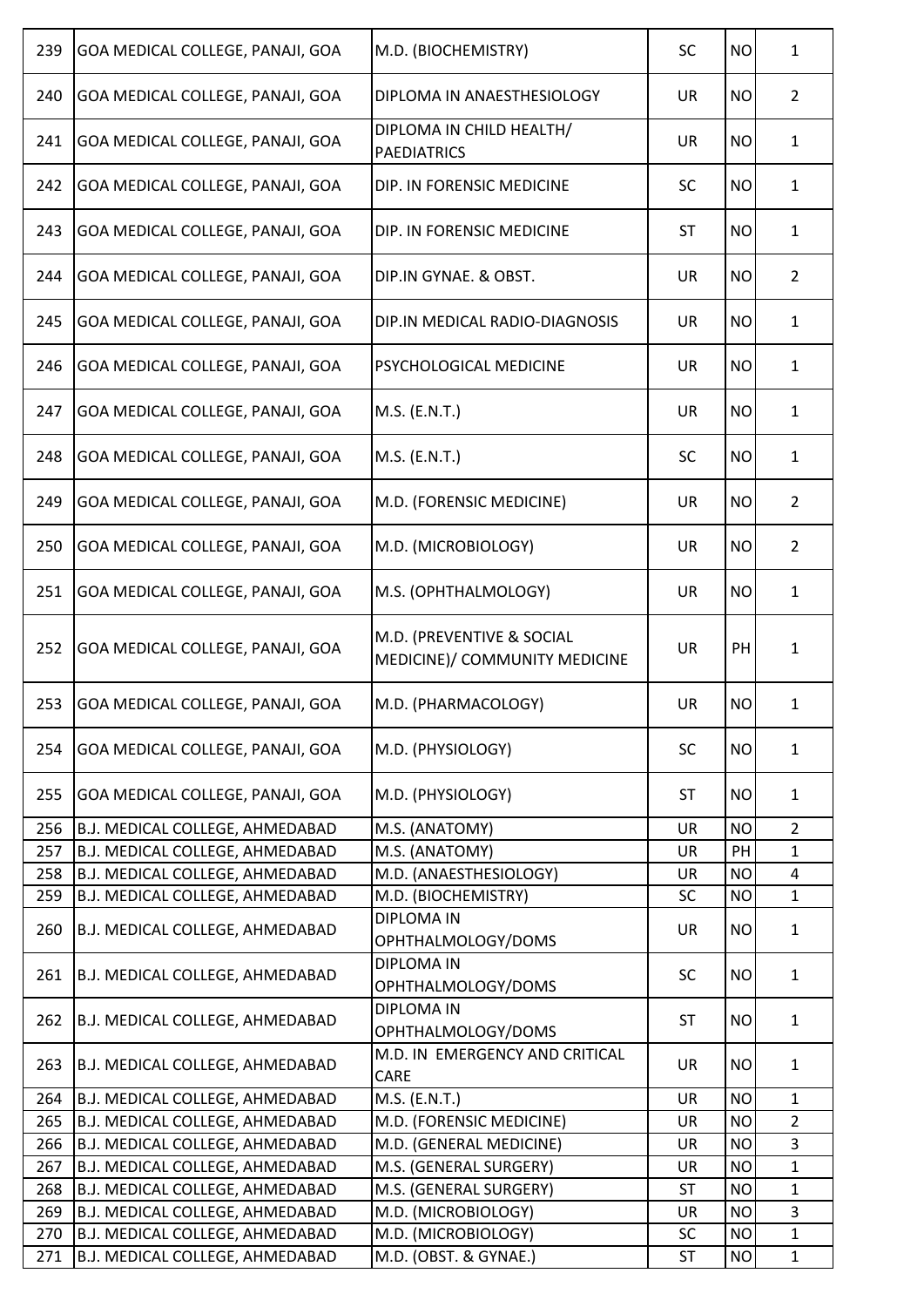| 239 | GOA MEDICAL COLLEGE, PANAJI, GOA | M.D. (BIOCHEMISTRY) | SC | NO | 1 |
|---|---|---|---|---|---|
| 240 | GOA MEDICAL COLLEGE, PANAJI, GOA | DIPLOMA IN ANAESTHESIOLOGY | UR | NO | 2 |
| 241 | GOA MEDICAL COLLEGE, PANAJI, GOA | DIPLOMA IN CHILD HEALTH/ PAEDIATRICS | UR | NO | 1 |
| 242 | GOA MEDICAL COLLEGE, PANAJI, GOA | DIP. IN FORENSIC MEDICINE | SC | NO | 1 |
| 243 | GOA MEDICAL COLLEGE, PANAJI, GOA | DIP. IN FORENSIC MEDICINE | ST | NO | 1 |
| 244 | GOA MEDICAL COLLEGE, PANAJI, GOA | DIP.IN GYNAE. & OBST. | UR | NO | 2 |
| 245 | GOA MEDICAL COLLEGE, PANAJI, GOA | DIP.IN MEDICAL RADIO-DIAGNOSIS | UR | NO | 1 |
| 246 | GOA MEDICAL COLLEGE, PANAJI, GOA | PSYCHOLOGICAL MEDICINE | UR | NO | 1 |
| 247 | GOA MEDICAL COLLEGE, PANAJI, GOA | M.S. (E.N.T.) | UR | NO | 1 |
| 248 | GOA MEDICAL COLLEGE, PANAJI, GOA | M.S. (E.N.T.) | SC | NO | 1 |
| 249 | GOA MEDICAL COLLEGE, PANAJI, GOA | M.D. (FORENSIC MEDICINE) | UR | NO | 2 |
| 250 | GOA MEDICAL COLLEGE, PANAJI, GOA | M.D. (MICROBIOLOGY) | UR | NO | 2 |
| 251 | GOA MEDICAL COLLEGE, PANAJI, GOA | M.S. (OPHTHALMOLOGY) | UR | NO | 1 |
| 252 | GOA MEDICAL COLLEGE, PANAJI, GOA | M.D. (PREVENTIVE & SOCIAL MEDICINE)/ COMMUNITY MEDICINE | UR | PH | 1 |
| 253 | GOA MEDICAL COLLEGE, PANAJI, GOA | M.D. (PHARMACOLOGY) | UR | NO | 1 |
| 254 | GOA MEDICAL COLLEGE, PANAJI, GOA | M.D. (PHYSIOLOGY) | SC | NO | 1 |
| 255 | GOA MEDICAL COLLEGE, PANAJI, GOA | M.D. (PHYSIOLOGY) | ST | NO | 1 |
| 256 | B.J. MEDICAL COLLEGE, AHMEDABAD | M.S. (ANATOMY) | UR | NO | 2 |
| 257 | B.J. MEDICAL COLLEGE, AHMEDABAD | M.S. (ANATOMY) | UR | PH | 1 |
| 258 | B.J. MEDICAL COLLEGE, AHMEDABAD | M.D. (ANAESTHESIOLOGY) | UR | NO | 4 |
| 259 | B.J. MEDICAL COLLEGE, AHMEDABAD | M.D. (BIOCHEMISTRY) | SC | NO | 1 |
| 260 | B.J. MEDICAL COLLEGE, AHMEDABAD | DIPLOMA IN OPHTHALMOLOGY/DOMS | UR | NO | 1 |
| 261 | B.J. MEDICAL COLLEGE, AHMEDABAD | DIPLOMA IN OPHTHALMOLOGY/DOMS | SC | NO | 1 |
| 262 | B.J. MEDICAL COLLEGE, AHMEDABAD | DIPLOMA IN OPHTHALMOLOGY/DOMS | ST | NO | 1 |
| 263 | B.J. MEDICAL COLLEGE, AHMEDABAD | M.D. IN EMERGENCY AND CRITICAL CARE | UR | NO | 1 |
| 264 | B.J. MEDICAL COLLEGE, AHMEDABAD | M.S. (E.N.T.) | UR | NO | 1 |
| 265 | B.J. MEDICAL COLLEGE, AHMEDABAD | M.D. (FORENSIC MEDICINE) | UR | NO | 2 |
| 266 | B.J. MEDICAL COLLEGE, AHMEDABAD | M.D. (GENERAL MEDICINE) | UR | NO | 3 |
| 267 | B.J. MEDICAL COLLEGE, AHMEDABAD | M.S. (GENERAL SURGERY) | UR | NO | 1 |
| 268 | B.J. MEDICAL COLLEGE, AHMEDABAD | M.S. (GENERAL SURGERY) | ST | NO | 1 |
| 269 | B.J. MEDICAL COLLEGE, AHMEDABAD | M.D. (MICROBIOLOGY) | UR | NO | 3 |
| 270 | B.J. MEDICAL COLLEGE, AHMEDABAD | M.D. (MICROBIOLOGY) | SC | NO | 1 |
| 271 | B.J. MEDICAL COLLEGE, AHMEDABAD | M.D. (OBST. & GYNAE.) | ST | NO | 1 |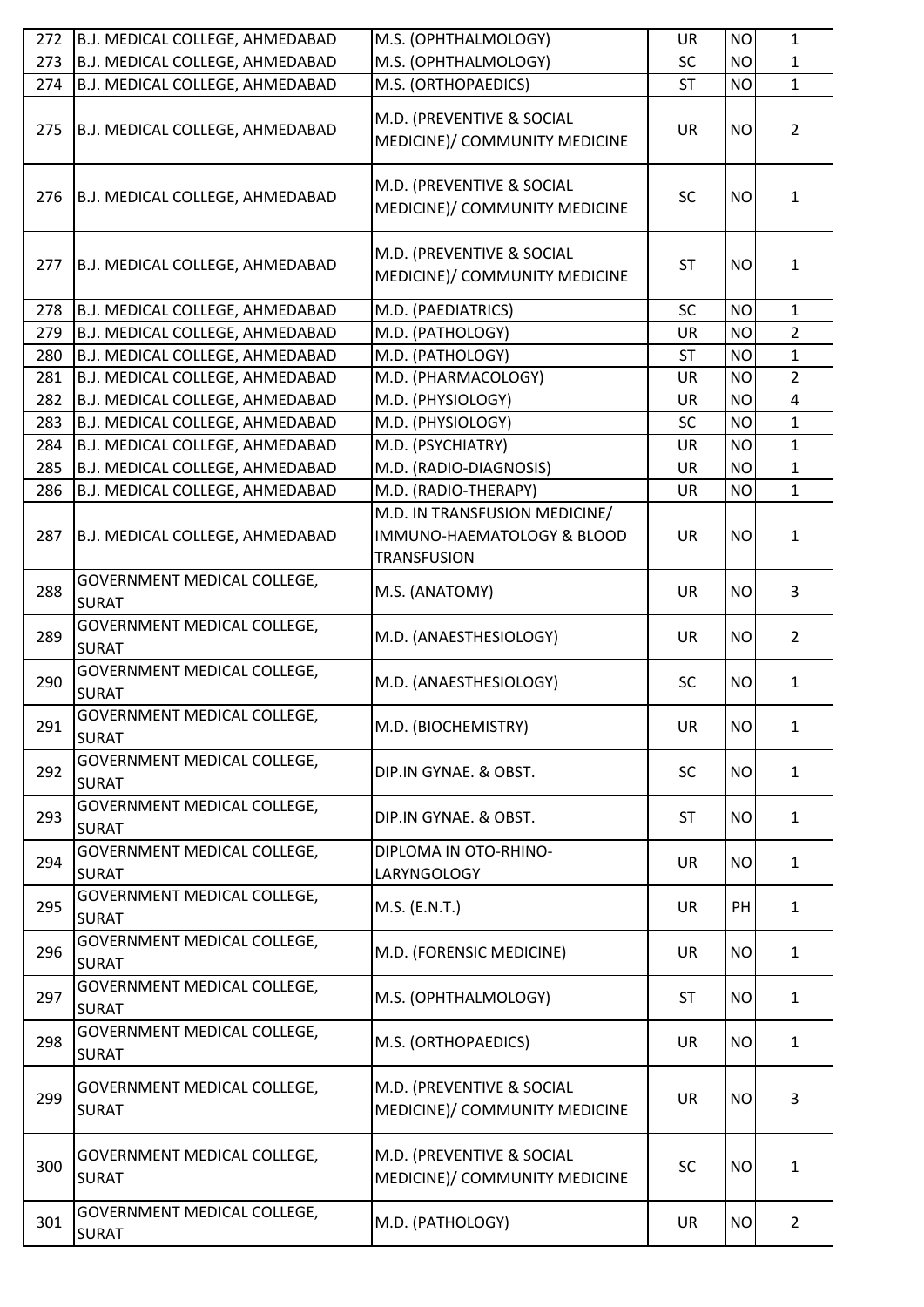| 272 | B.J. MEDICAL COLLEGE, AHMEDABAD | M.S. (OPHTHALMOLOGY) | UR | NO | 1 |
|---|---|---|---|---|---|
| 273 | B.J. MEDICAL COLLEGE, AHMEDABAD | M.S. (OPHTHALMOLOGY) | SC | NO | 1 |
| 274 | B.J. MEDICAL COLLEGE, AHMEDABAD | M.S. (ORTHOPAEDICS) | ST | NO | 1 |
| 275 | B.J. MEDICAL COLLEGE, AHMEDABAD | M.D. (PREVENTIVE & SOCIAL MEDICINE)/ COMMUNITY MEDICINE | UR | NO | 2 |
| 276 | B.J. MEDICAL COLLEGE, AHMEDABAD | M.D. (PREVENTIVE & SOCIAL MEDICINE)/ COMMUNITY MEDICINE | SC | NO | 1 |
| 277 | B.J. MEDICAL COLLEGE, AHMEDABAD | M.D. (PREVENTIVE & SOCIAL MEDICINE)/ COMMUNITY MEDICINE | ST | NO | 1 |
| 278 | B.J. MEDICAL COLLEGE, AHMEDABAD | M.D. (PAEDIATRICS) | SC | NO | 1 |
| 279 | B.J. MEDICAL COLLEGE, AHMEDABAD | M.D. (PATHOLOGY) | UR | NO | 2 |
| 280 | B.J. MEDICAL COLLEGE, AHMEDABAD | M.D. (PATHOLOGY) | ST | NO | 1 |
| 281 | B.J. MEDICAL COLLEGE, AHMEDABAD | M.D. (PHARMACOLOGY) | UR | NO | 2 |
| 282 | B.J. MEDICAL COLLEGE, AHMEDABAD | M.D. (PHYSIOLOGY) | UR | NO | 4 |
| 283 | B.J. MEDICAL COLLEGE, AHMEDABAD | M.D. (PHYSIOLOGY) | SC | NO | 1 |
| 284 | B.J. MEDICAL COLLEGE, AHMEDABAD | M.D. (PSYCHIATRY) | UR | NO | 1 |
| 285 | B.J. MEDICAL COLLEGE, AHMEDABAD | M.D. (RADIO-DIAGNOSIS) | UR | NO | 1 |
| 286 | B.J. MEDICAL COLLEGE, AHMEDABAD | M.D. (RADIO-THERAPY) | UR | NO | 1 |
| 287 | B.J. MEDICAL COLLEGE, AHMEDABAD | M.D. IN TRANSFUSION MEDICINE/ IMMUNO-HAEMATOLOGY & BLOOD TRANSFUSION | UR | NO | 1 |
| 288 | GOVERNMENT MEDICAL COLLEGE, SURAT | M.S. (ANATOMY) | UR | NO | 3 |
| 289 | GOVERNMENT MEDICAL COLLEGE, SURAT | M.D. (ANAESTHESIOLOGY) | UR | NO | 2 |
| 290 | GOVERNMENT MEDICAL COLLEGE, SURAT | M.D. (ANAESTHESIOLOGY) | SC | NO | 1 |
| 291 | GOVERNMENT MEDICAL COLLEGE, SURAT | M.D. (BIOCHEMISTRY) | UR | NO | 1 |
| 292 | GOVERNMENT MEDICAL COLLEGE, SURAT | DIP.IN GYNAE. & OBST. | SC | NO | 1 |
| 293 | GOVERNMENT MEDICAL COLLEGE, SURAT | DIP.IN GYNAE. & OBST. | ST | NO | 1 |
| 294 | GOVERNMENT MEDICAL COLLEGE, SURAT | DIPLOMA IN OTO-RHINO-LARYNGOLOGY | UR | NO | 1 |
| 295 | GOVERNMENT MEDICAL COLLEGE, SURAT | M.S. (E.N.T.) | UR | PH | 1 |
| 296 | GOVERNMENT MEDICAL COLLEGE, SURAT | M.D. (FORENSIC MEDICINE) | UR | NO | 1 |
| 297 | GOVERNMENT MEDICAL COLLEGE, SURAT | M.S. (OPHTHALMOLOGY) | ST | NO | 1 |
| 298 | GOVERNMENT MEDICAL COLLEGE, SURAT | M.S. (ORTHOPAEDICS) | UR | NO | 1 |
| 299 | GOVERNMENT MEDICAL COLLEGE, SURAT | M.D. (PREVENTIVE & SOCIAL MEDICINE)/ COMMUNITY MEDICINE | UR | NO | 3 |
| 300 | GOVERNMENT MEDICAL COLLEGE, SURAT | M.D. (PREVENTIVE & SOCIAL MEDICINE)/ COMMUNITY MEDICINE | SC | NO | 1 |
| 301 | GOVERNMENT MEDICAL COLLEGE, SURAT | M.D. (PATHOLOGY) | UR | NO | 2 |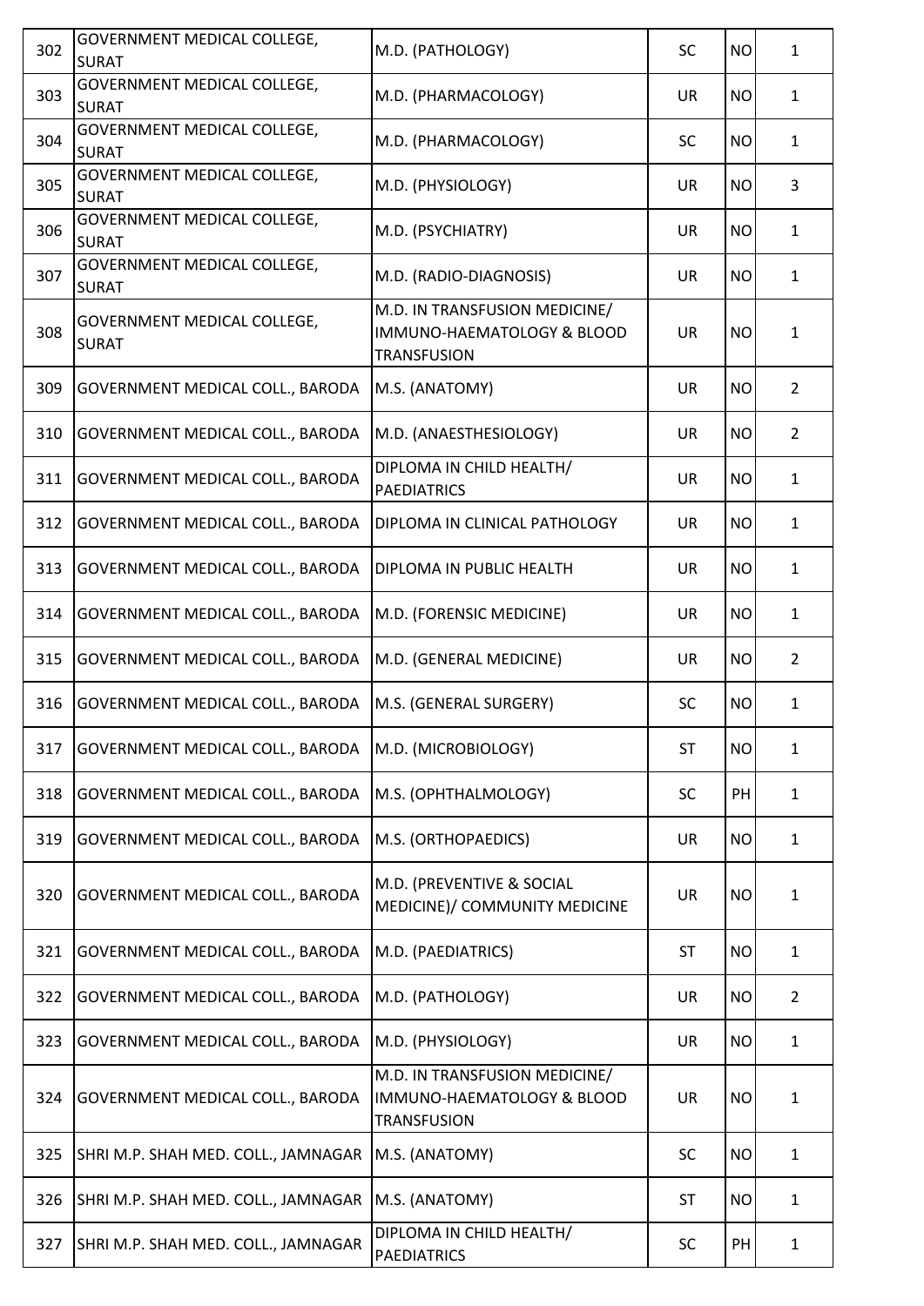| 302 | GOVERNMENT MEDICAL COLLEGE, SURAT | M.D. (PATHOLOGY) | SC | NO | 1 |
|---|---|---|---|---|---|
| 303 | GOVERNMENT MEDICAL COLLEGE, SURAT | M.D. (PHARMACOLOGY) | UR | NO | 1 |
| 304 | GOVERNMENT MEDICAL COLLEGE, SURAT | M.D. (PHARMACOLOGY) | SC | NO | 1 |
| 305 | GOVERNMENT MEDICAL COLLEGE, SURAT | M.D. (PHYSIOLOGY) | UR | NO | 3 |
| 306 | GOVERNMENT MEDICAL COLLEGE, SURAT | M.D. (PSYCHIATRY) | UR | NO | 1 |
| 307 | GOVERNMENT MEDICAL COLLEGE, SURAT | M.D. (RADIO-DIAGNOSIS) | UR | NO | 1 |
| 308 | GOVERNMENT MEDICAL COLLEGE, SURAT | M.D. IN TRANSFUSION MEDICINE/ IMMUNO-HAEMATOLOGY & BLOOD TRANSFUSION | UR | NO | 1 |
| 309 | GOVERNMENT MEDICAL COLL., BARODA | M.S. (ANATOMY) | UR | NO | 2 |
| 310 | GOVERNMENT MEDICAL COLL., BARODA | M.D. (ANAESTHESIOLOGY) | UR | NO | 2 |
| 311 | GOVERNMENT MEDICAL COLL., BARODA | DIPLOMA IN CHILD HEALTH/ PAEDIATRICS | UR | NO | 1 |
| 312 | GOVERNMENT MEDICAL COLL., BARODA | DIPLOMA IN CLINICAL PATHOLOGY | UR | NO | 1 |
| 313 | GOVERNMENT MEDICAL COLL., BARODA | DIPLOMA IN PUBLIC HEALTH | UR | NO | 1 |
| 314 | GOVERNMENT MEDICAL COLL., BARODA | M.D. (FORENSIC MEDICINE) | UR | NO | 1 |
| 315 | GOVERNMENT MEDICAL COLL., BARODA | M.D. (GENERAL MEDICINE) | UR | NO | 2 |
| 316 | GOVERNMENT MEDICAL COLL., BARODA | M.S. (GENERAL SURGERY) | SC | NO | 1 |
| 317 | GOVERNMENT MEDICAL COLL., BARODA | M.D. (MICROBIOLOGY) | ST | NO | 1 |
| 318 | GOVERNMENT MEDICAL COLL., BARODA | M.S. (OPHTHALMOLOGY) | SC | PH | 1 |
| 319 | GOVERNMENT MEDICAL COLL., BARODA | M.S. (ORTHOPAEDICS) | UR | NO | 1 |
| 320 | GOVERNMENT MEDICAL COLL., BARODA | M.D. (PREVENTIVE & SOCIAL MEDICINE)/ COMMUNITY MEDICINE | UR | NO | 1 |
| 321 | GOVERNMENT MEDICAL COLL., BARODA | M.D. (PAEDIATRICS) | ST | NO | 1 |
| 322 | GOVERNMENT MEDICAL COLL., BARODA | M.D. (PATHOLOGY) | UR | NO | 2 |
| 323 | GOVERNMENT MEDICAL COLL., BARODA | M.D. (PHYSIOLOGY) | UR | NO | 1 |
| 324 | GOVERNMENT MEDICAL COLL., BARODA | M.D. IN TRANSFUSION MEDICINE/ IMMUNO-HAEMATOLOGY & BLOOD TRANSFUSION | UR | NO | 1 |
| 325 | SHRI M.P. SHAH MED. COLL., JAMNAGAR | M.S. (ANATOMY) | SC | NO | 1 |
| 326 | SHRI M.P. SHAH MED. COLL., JAMNAGAR | M.S. (ANATOMY) | ST | NO | 1 |
| 327 | SHRI M.P. SHAH MED. COLL., JAMNAGAR | DIPLOMA IN CHILD HEALTH/ PAEDIATRICS | SC | PH | 1 |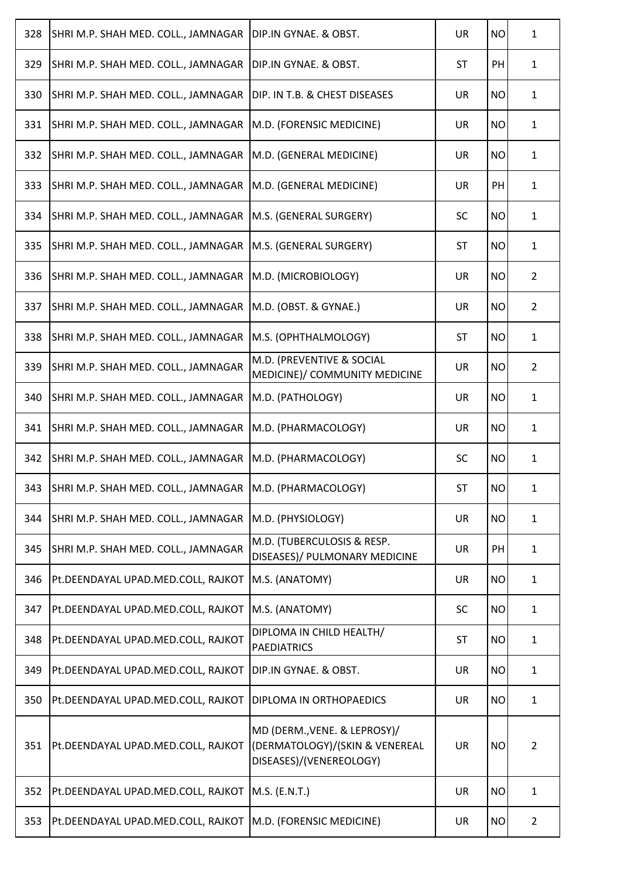| 328 | SHRI M.P. SHAH MED. COLL., JAMNAGAR | DIP.IN GYNAE. & OBST. | UR | NO | 1 |
|---|---|---|---|---|---|
| 329 | SHRI M.P. SHAH MED. COLL., JAMNAGAR | DIP.IN GYNAE. & OBST. | ST | PH | 1 |
| 330 | SHRI M.P. SHAH MED. COLL., JAMNAGAR | DIP. IN T.B. & CHEST DISEASES | UR | NO | 1 |
| 331 | SHRI M.P. SHAH MED. COLL., JAMNAGAR | M.D. (FORENSIC MEDICINE) | UR | NO | 1 |
| 332 | SHRI M.P. SHAH MED. COLL., JAMNAGAR | M.D. (GENERAL MEDICINE) | UR | NO | 1 |
| 333 | SHRI M.P. SHAH MED. COLL., JAMNAGAR | M.D. (GENERAL MEDICINE) | UR | PH | 1 |
| 334 | SHRI M.P. SHAH MED. COLL., JAMNAGAR | M.S. (GENERAL SURGERY) | SC | NO | 1 |
| 335 | SHRI M.P. SHAH MED. COLL., JAMNAGAR | M.S. (GENERAL SURGERY) | ST | NO | 1 |
| 336 | SHRI M.P. SHAH MED. COLL., JAMNAGAR | M.D. (MICROBIOLOGY) | UR | NO | 2 |
| 337 | SHRI M.P. SHAH MED. COLL., JAMNAGAR | M.D. (OBST. & GYNAE.) | UR | NO | 2 |
| 338 | SHRI M.P. SHAH MED. COLL., JAMNAGAR | M.S. (OPHTHALMOLOGY) | ST | NO | 1 |
| 339 | SHRI M.P. SHAH MED. COLL., JAMNAGAR | M.D. (PREVENTIVE & SOCIAL MEDICINE)/ COMMUNITY MEDICINE | UR | NO | 2 |
| 340 | SHRI M.P. SHAH MED. COLL., JAMNAGAR | M.D. (PATHOLOGY) | UR | NO | 1 |
| 341 | SHRI M.P. SHAH MED. COLL., JAMNAGAR | M.D. (PHARMACOLOGY) | UR | NO | 1 |
| 342 | SHRI M.P. SHAH MED. COLL., JAMNAGAR | M.D. (PHARMACOLOGY) | SC | NO | 1 |
| 343 | SHRI M.P. SHAH MED. COLL., JAMNAGAR | M.D. (PHARMACOLOGY) | ST | NO | 1 |
| 344 | SHRI M.P. SHAH MED. COLL., JAMNAGAR | M.D. (PHYSIOLOGY) | UR | NO | 1 |
| 345 | SHRI M.P. SHAH MED. COLL., JAMNAGAR | M.D. (TUBERCULOSIS & RESP. DISEASES)/ PULMONARY MEDICINE | UR | PH | 1 |
| 346 | Pt.DEENDAYAL UPAD.MED.COLL, RAJKOT | M.S. (ANATOMY) | UR | NO | 1 |
| 347 | Pt.DEENDAYAL UPAD.MED.COLL, RAJKOT | M.S. (ANATOMY) | SC | NO | 1 |
| 348 | Pt.DEENDAYAL UPAD.MED.COLL, RAJKOT | DIPLOMA IN CHILD HEALTH/ PAEDIATRICS | ST | NO | 1 |
| 349 | Pt.DEENDAYAL UPAD.MED.COLL, RAJKOT | DIP.IN GYNAE. & OBST. | UR | NO | 1 |
| 350 | Pt.DEENDAYAL UPAD.MED.COLL, RAJKOT | DIPLOMA IN ORTHOPAEDICS | UR | NO | 1 |
| 351 | Pt.DEENDAYAL UPAD.MED.COLL, RAJKOT | MD (DERM.,VENE. & LEPROSY)/ (DERMATOLOGY)/(SKIN & VENEREAL DISEASES)/(VENEREOLOGY) | UR | NO | 2 |
| 352 | Pt.DEENDAYAL UPAD.MED.COLL, RAJKOT | M.S. (E.N.T.) | UR | NO | 1 |
| 353 | Pt.DEENDAYAL UPAD.MED.COLL, RAJKOT | M.D. (FORENSIC MEDICINE) | UR | NO | 2 |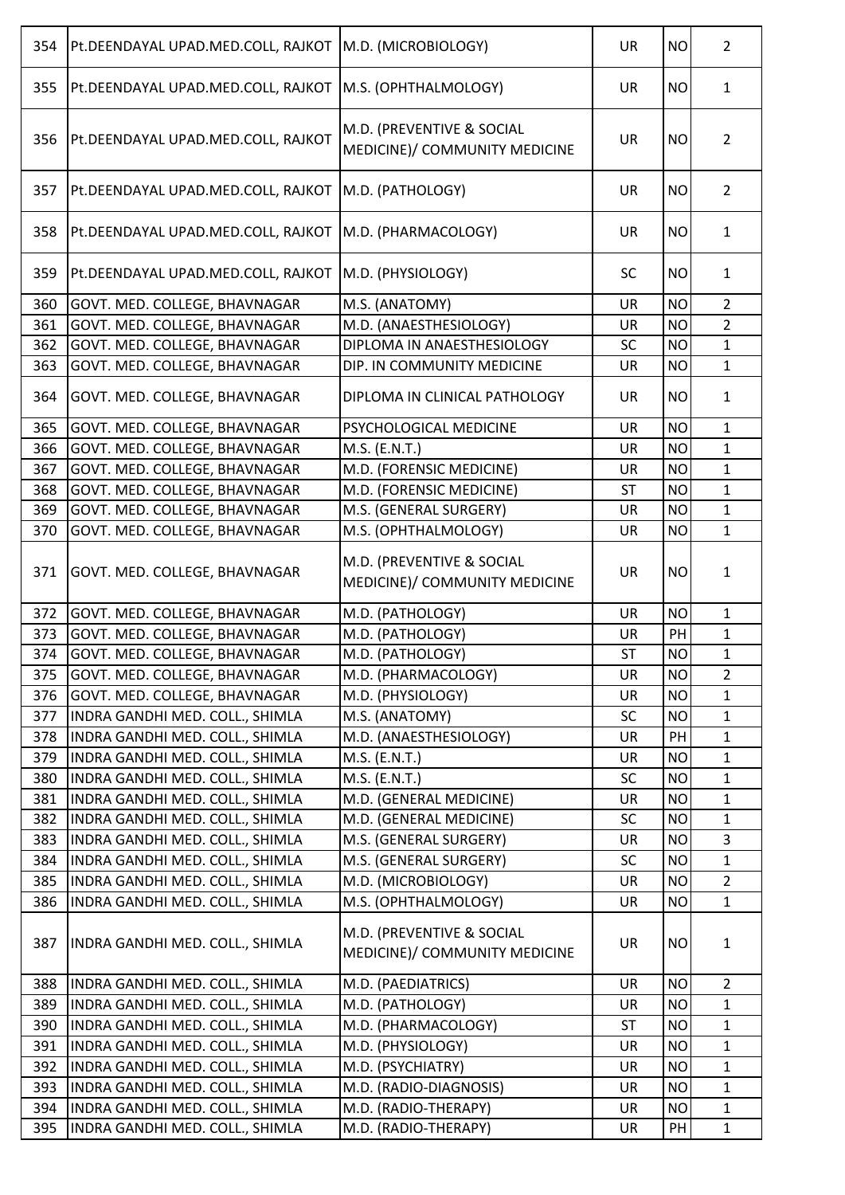| 354 | Pt.DEENDAYAL UPAD.MED.COLL, RAJKOT | M.D. (MICROBIOLOGY) | UR | NO | 2 |
|---|---|---|---|---|---|
| 355 | Pt.DEENDAYAL UPAD.MED.COLL, RAJKOT | M.S. (OPHTHALMOLOGY) | UR | NO | 1 |
| 356 | Pt.DEENDAYAL UPAD.MED.COLL, RAJKOT | M.D. (PREVENTIVE & SOCIAL MEDICINE)/ COMMUNITY MEDICINE | UR | NO | 2 |
| 357 | Pt.DEENDAYAL UPAD.MED.COLL, RAJKOT | M.D. (PATHOLOGY) | UR | NO | 2 |
| 358 | Pt.DEENDAYAL UPAD.MED.COLL, RAJKOT | M.D. (PHARMACOLOGY) | UR | NO | 1 |
| 359 | Pt.DEENDAYAL UPAD.MED.COLL, RAJKOT | M.D. (PHYSIOLOGY) | SC | NO | 1 |
| 360 | GOVT. MED. COLLEGE, BHAVNAGAR | M.S. (ANATOMY) | UR | NO | 2 |
| 361 | GOVT. MED. COLLEGE, BHAVNAGAR | M.D. (ANAESTHESIOLOGY) | UR | NO | 2 |
| 362 | GOVT. MED. COLLEGE, BHAVNAGAR | DIPLOMA IN ANAESTHESIOLOGY | SC | NO | 1 |
| 363 | GOVT. MED. COLLEGE, BHAVNAGAR | DIP. IN COMMUNITY MEDICINE | UR | NO | 1 |
| 364 | GOVT. MED. COLLEGE, BHAVNAGAR | DIPLOMA IN CLINICAL PATHOLOGY | UR | NO | 1 |
| 365 | GOVT. MED. COLLEGE, BHAVNAGAR | PSYCHOLOGICAL MEDICINE | UR | NO | 1 |
| 366 | GOVT. MED. COLLEGE, BHAVNAGAR | M.S. (E.N.T.) | UR | NO | 1 |
| 367 | GOVT. MED. COLLEGE, BHAVNAGAR | M.D. (FORENSIC MEDICINE) | UR | NO | 1 |
| 368 | GOVT. MED. COLLEGE, BHAVNAGAR | M.D. (FORENSIC MEDICINE) | ST | NO | 1 |
| 369 | GOVT. MED. COLLEGE, BHAVNAGAR | M.S. (GENERAL SURGERY) | UR | NO | 1 |
| 370 | GOVT. MED. COLLEGE, BHAVNAGAR | M.S. (OPHTHALMOLOGY) | UR | NO | 1 |
| 371 | GOVT. MED. COLLEGE, BHAVNAGAR | M.D. (PREVENTIVE & SOCIAL MEDICINE)/ COMMUNITY MEDICINE | UR | NO | 1 |
| 372 | GOVT. MED. COLLEGE, BHAVNAGAR | M.D. (PATHOLOGY) | UR | NO | 1 |
| 373 | GOVT. MED. COLLEGE, BHAVNAGAR | M.D. (PATHOLOGY) | UR | PH | 1 |
| 374 | GOVT. MED. COLLEGE, BHAVNAGAR | M.D. (PATHOLOGY) | ST | NO | 1 |
| 375 | GOVT. MED. COLLEGE, BHAVNAGAR | M.D. (PHARMACOLOGY) | UR | NO | 2 |
| 376 | GOVT. MED. COLLEGE, BHAVNAGAR | M.D. (PHYSIOLOGY) | UR | NO | 1 |
| 377 | INDRA GANDHI MED. COLL., SHIMLA | M.S. (ANATOMY) | SC | NO | 1 |
| 378 | INDRA GANDHI MED. COLL., SHIMLA | M.D. (ANAESTHESIOLOGY) | UR | PH | 1 |
| 379 | INDRA GANDHI MED. COLL., SHIMLA | M.S. (E.N.T.) | UR | NO | 1 |
| 380 | INDRA GANDHI MED. COLL., SHIMLA | M.S. (E.N.T.) | SC | NO | 1 |
| 381 | INDRA GANDHI MED. COLL., SHIMLA | M.D. (GENERAL MEDICINE) | UR | NO | 1 |
| 382 | INDRA GANDHI MED. COLL., SHIMLA | M.D. (GENERAL MEDICINE) | SC | NO | 1 |
| 383 | INDRA GANDHI MED. COLL., SHIMLA | M.S. (GENERAL SURGERY) | UR | NO | 3 |
| 384 | INDRA GANDHI MED. COLL., SHIMLA | M.S. (GENERAL SURGERY) | SC | NO | 1 |
| 385 | INDRA GANDHI MED. COLL., SHIMLA | M.D. (MICROBIOLOGY) | UR | NO | 2 |
| 386 | INDRA GANDHI MED. COLL., SHIMLA | M.S. (OPHTHALMOLOGY) | UR | NO | 1 |
| 387 | INDRA GANDHI MED. COLL., SHIMLA | M.D. (PREVENTIVE & SOCIAL MEDICINE)/ COMMUNITY MEDICINE | UR | NO | 1 |
| 388 | INDRA GANDHI MED. COLL., SHIMLA | M.D. (PAEDIATRICS) | UR | NO | 2 |
| 389 | INDRA GANDHI MED. COLL., SHIMLA | M.D. (PATHOLOGY) | UR | NO | 1 |
| 390 | INDRA GANDHI MED. COLL., SHIMLA | M.D. (PHARMACOLOGY) | ST | NO | 1 |
| 391 | INDRA GANDHI MED. COLL., SHIMLA | M.D. (PHYSIOLOGY) | UR | NO | 1 |
| 392 | INDRA GANDHI MED. COLL., SHIMLA | M.D. (PSYCHIATRY) | UR | NO | 1 |
| 393 | INDRA GANDHI MED. COLL., SHIMLA | M.D. (RADIO-DIAGNOSIS) | UR | NO | 1 |
| 394 | INDRA GANDHI MED. COLL., SHIMLA | M.D. (RADIO-THERAPY) | UR | NO | 1 |
| 395 | INDRA GANDHI MED. COLL., SHIMLA | M.D. (RADIO-THERAPY) | UR | PH | 1 |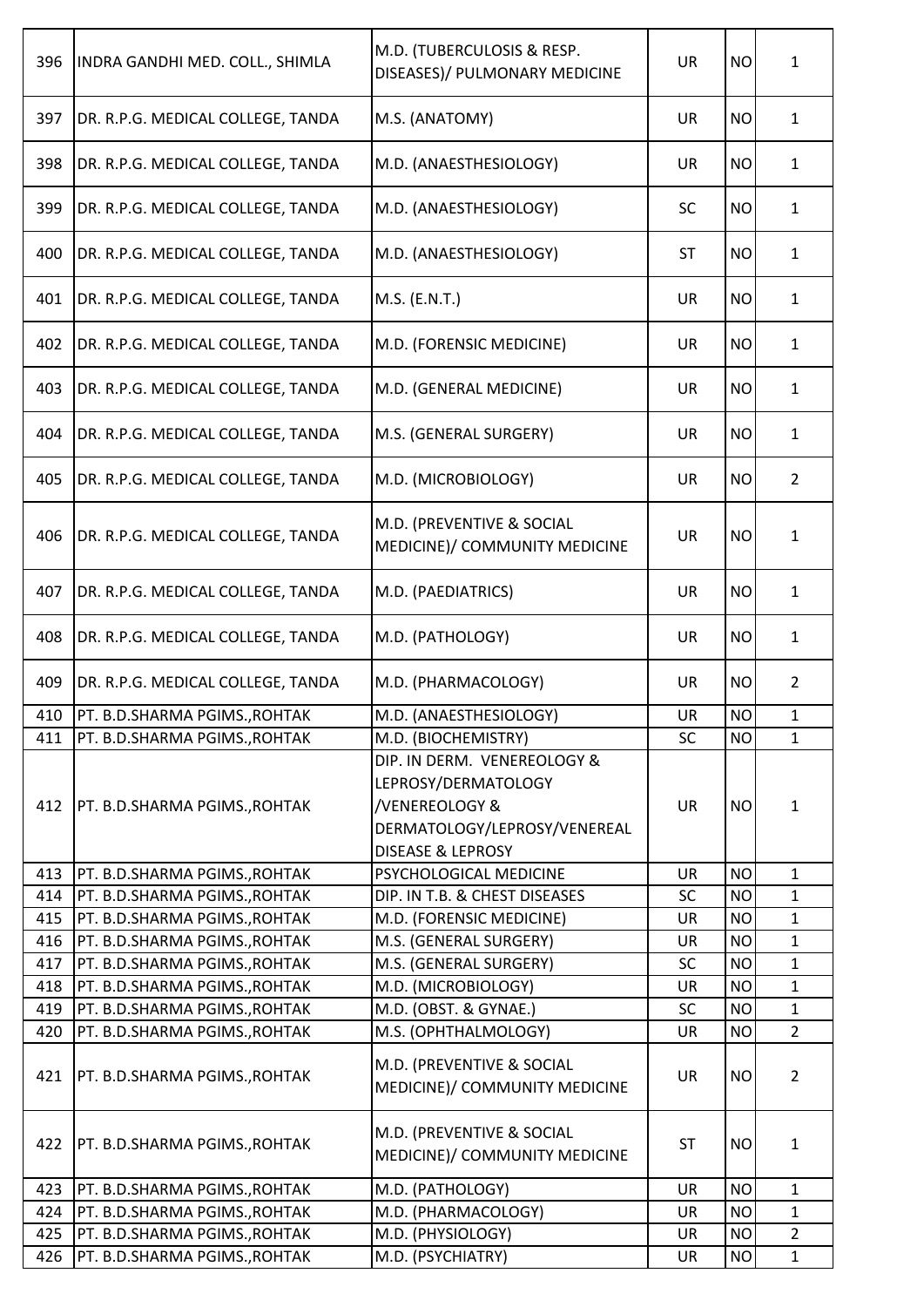| 396 | INDRA GANDHI MED. COLL., SHIMLA | M.D. (TUBERCULOSIS & RESP. DISEASES)/ PULMONARY MEDICINE | UR | NO | 1 |
|---|---|---|---|---|---|
| 397 | DR. R.P.G. MEDICAL COLLEGE, TANDA | M.S. (ANATOMY) | UR | NO | 1 |
| 398 | DR. R.P.G. MEDICAL COLLEGE, TANDA | M.D. (ANAESTHESIOLOGY) | UR | NO | 1 |
| 399 | DR. R.P.G. MEDICAL COLLEGE, TANDA | M.D. (ANAESTHESIOLOGY) | SC | NO | 1 |
| 400 | DR. R.P.G. MEDICAL COLLEGE, TANDA | M.D. (ANAESTHESIOLOGY) | ST | NO | 1 |
| 401 | DR. R.P.G. MEDICAL COLLEGE, TANDA | M.S. (E.N.T.) | UR | NO | 1 |
| 402 | DR. R.P.G. MEDICAL COLLEGE, TANDA | M.D. (FORENSIC MEDICINE) | UR | NO | 1 |
| 403 | DR. R.P.G. MEDICAL COLLEGE, TANDA | M.D. (GENERAL MEDICINE) | UR | NO | 1 |
| 404 | DR. R.P.G. MEDICAL COLLEGE, TANDA | M.S. (GENERAL SURGERY) | UR | NO | 1 |
| 405 | DR. R.P.G. MEDICAL COLLEGE, TANDA | M.D. (MICROBIOLOGY) | UR | NO | 2 |
| 406 | DR. R.P.G. MEDICAL COLLEGE, TANDA | M.D. (PREVENTIVE & SOCIAL MEDICINE)/ COMMUNITY MEDICINE | UR | NO | 1 |
| 407 | DR. R.P.G. MEDICAL COLLEGE, TANDA | M.D. (PAEDIATRICS) | UR | NO | 1 |
| 408 | DR. R.P.G. MEDICAL COLLEGE, TANDA | M.D. (PATHOLOGY) | UR | NO | 1 |
| 409 | DR. R.P.G. MEDICAL COLLEGE, TANDA | M.D. (PHARMACOLOGY) | UR | NO | 2 |
| 410 | PT. B.D.SHARMA PGIMS.,ROHTAK | M.D. (ANAESTHESIOLOGY) | UR | NO | 1 |
| 411 | PT. B.D.SHARMA PGIMS.,ROHTAK | M.D. (BIOCHEMISTRY) | SC | NO | 1 |
| 412 | PT. B.D.SHARMA PGIMS.,ROHTAK | DIP. IN DERM. VENEREOLOGY & LEPROSY/DERMATOLOGY /VENEREOLOGY & DERMATOLOGY/LEPROSY/VENEREAL DISEASE & LEPROSY | UR | NO | 1 |
| 413 | PT. B.D.SHARMA PGIMS.,ROHTAK | PSYCHOLOGICAL MEDICINE | UR | NO | 1 |
| 414 | PT. B.D.SHARMA PGIMS.,ROHTAK | DIP. IN T.B. & CHEST DISEASES | SC | NO | 1 |
| 415 | PT. B.D.SHARMA PGIMS.,ROHTAK | M.D. (FORENSIC MEDICINE) | UR | NO | 1 |
| 416 | PT. B.D.SHARMA PGIMS.,ROHTAK | M.S. (GENERAL SURGERY) | UR | NO | 1 |
| 417 | PT. B.D.SHARMA PGIMS.,ROHTAK | M.S. (GENERAL SURGERY) | SC | NO | 1 |
| 418 | PT. B.D.SHARMA PGIMS.,ROHTAK | M.D. (MICROBIOLOGY) | UR | NO | 1 |
| 419 | PT. B.D.SHARMA PGIMS.,ROHTAK | M.D. (OBST. & GYNAE.) | SC | NO | 1 |
| 420 | PT. B.D.SHARMA PGIMS.,ROHTAK | M.S. (OPHTHALMOLOGY) | UR | NO | 2 |
| 421 | PT. B.D.SHARMA PGIMS.,ROHTAK | M.D. (PREVENTIVE & SOCIAL MEDICINE)/ COMMUNITY MEDICINE | UR | NO | 2 |
| 422 | PT. B.D.SHARMA PGIMS.,ROHTAK | M.D. (PREVENTIVE & SOCIAL MEDICINE)/ COMMUNITY MEDICINE | ST | NO | 1 |
| 423 | PT. B.D.SHARMA PGIMS.,ROHTAK | M.D. (PATHOLOGY) | UR | NO | 1 |
| 424 | PT. B.D.SHARMA PGIMS.,ROHTAK | M.D. (PHARMACOLOGY) | UR | NO | 1 |
| 425 | PT. B.D.SHARMA PGIMS.,ROHTAK | M.D. (PHYSIOLOGY) | UR | NO | 2 |
| 426 | PT. B.D.SHARMA PGIMS.,ROHTAK | M.D. (PSYCHIATRY) | UR | NO | 1 |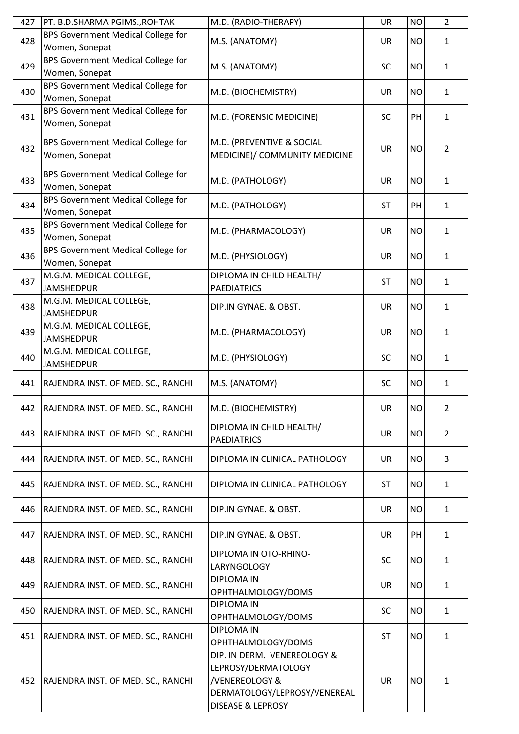| 427 | PT. B.D.SHARMA PGIMS.,ROHTAK | M.D. (RADIO-THERAPY) | UR | NO | 2 |
|---|---|---|---|---|---|
| 428 | BPS Government Medical College for Women, Sonepat | M.S. (ANATOMY) | UR | NO | 1 |
| 429 | BPS Government Medical College for Women, Sonepat | M.S. (ANATOMY) | SC | NO | 1 |
| 430 | BPS Government Medical College for Women, Sonepat | M.D. (BIOCHEMISTRY) | UR | NO | 1 |
| 431 | BPS Government Medical College for Women, Sonepat | M.D. (FORENSIC MEDICINE) | SC | PH | 1 |
| 432 | BPS Government Medical College for Women, Sonepat | M.D. (PREVENTIVE & SOCIAL MEDICINE)/ COMMUNITY MEDICINE | UR | NO | 2 |
| 433 | BPS Government Medical College for Women, Sonepat | M.D. (PATHOLOGY) | UR | NO | 1 |
| 434 | BPS Government Medical College for Women, Sonepat | M.D. (PATHOLOGY) | ST | PH | 1 |
| 435 | BPS Government Medical College for Women, Sonepat | M.D. (PHARMACOLOGY) | UR | NO | 1 |
| 436 | BPS Government Medical College for Women, Sonepat | M.D. (PHYSIOLOGY) | UR | NO | 1 |
| 437 | M.G.M. MEDICAL COLLEGE, JAMSHEDPUR | DIPLOMA IN CHILD HEALTH/ PAEDIATRICS | ST | NO | 1 |
| 438 | M.G.M. MEDICAL COLLEGE, JAMSHEDPUR | DIP.IN GYNAE. & OBST. | UR | NO | 1 |
| 439 | M.G.M. MEDICAL COLLEGE, JAMSHEDPUR | M.D. (PHARMACOLOGY) | UR | NO | 1 |
| 440 | M.G.M. MEDICAL COLLEGE, JAMSHEDPUR | M.D. (PHYSIOLOGY) | SC | NO | 1 |
| 441 | RAJENDRA INST. OF MED. SC., RANCHI | M.S. (ANATOMY) | SC | NO | 1 |
| 442 | RAJENDRA INST. OF MED. SC., RANCHI | M.D. (BIOCHEMISTRY) | UR | NO | 2 |
| 443 | RAJENDRA INST. OF MED. SC., RANCHI | DIPLOMA IN CHILD HEALTH/ PAEDIATRICS | UR | NO | 2 |
| 444 | RAJENDRA INST. OF MED. SC., RANCHI | DIPLOMA IN CLINICAL PATHOLOGY | UR | NO | 3 |
| 445 | RAJENDRA INST. OF MED. SC., RANCHI | DIPLOMA IN CLINICAL PATHOLOGY | ST | NO | 1 |
| 446 | RAJENDRA INST. OF MED. SC., RANCHI | DIP.IN GYNAE. & OBST. | UR | NO | 1 |
| 447 | RAJENDRA INST. OF MED. SC., RANCHI | DIP.IN GYNAE. & OBST. | UR | PH | 1 |
| 448 | RAJENDRA INST. OF MED. SC., RANCHI | DIPLOMA IN OTO-RHINO-LARYNGOLOGY | SC | NO | 1 |
| 449 | RAJENDRA INST. OF MED. SC., RANCHI | DIPLOMA IN OPHTHALMOLOGY/DOMS | UR | NO | 1 |
| 450 | RAJENDRA INST. OF MED. SC., RANCHI | DIPLOMA IN OPHTHALMOLOGY/DOMS | SC | NO | 1 |
| 451 | RAJENDRA INST. OF MED. SC., RANCHI | DIPLOMA IN OPHTHALMOLOGY/DOMS | ST | NO | 1 |
| 452 | RAJENDRA INST. OF MED. SC., RANCHI | DIP. IN DERM. VENEREOLOGY & LEPROSY/DERMATOLOGY /VENEREOLOGY & DERMATOLOGY/LEPROSY/VENEREAL DISEASE & LEPROSY | UR | NO | 1 |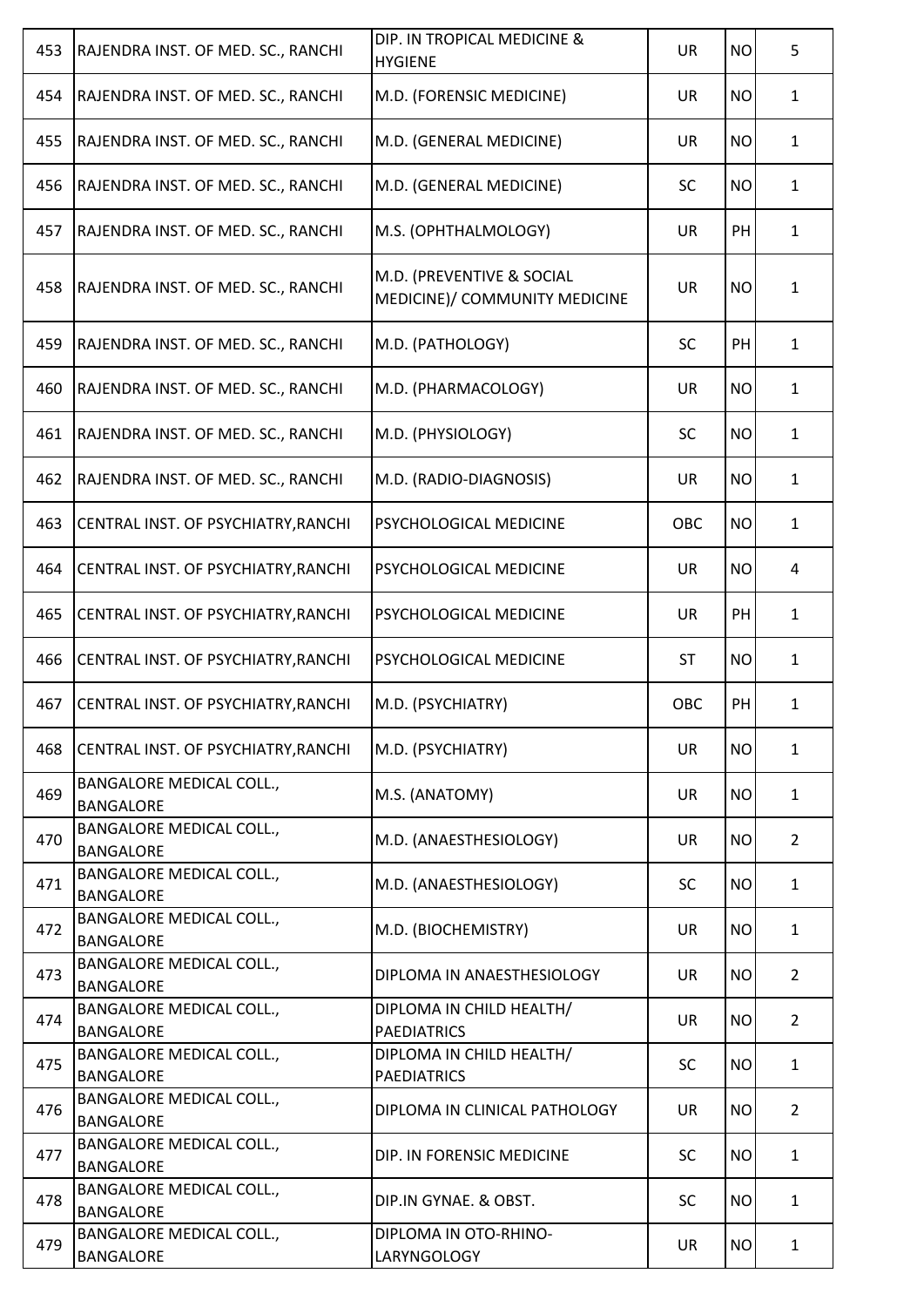| 453 | RAJENDRA INST. OF MED. SC., RANCHI | DIP. IN TROPICAL MEDICINE & HYGIENE | UR | NO | 5 |
|---|---|---|---|---|---|
| 454 | RAJENDRA INST. OF MED. SC., RANCHI | M.D. (FORENSIC MEDICINE) | UR | NO | 1 |
| 455 | RAJENDRA INST. OF MED. SC., RANCHI | M.D. (GENERAL MEDICINE) | UR | NO | 1 |
| 456 | RAJENDRA INST. OF MED. SC., RANCHI | M.D. (GENERAL MEDICINE) | SC | NO | 1 |
| 457 | RAJENDRA INST. OF MED. SC., RANCHI | M.S. (OPHTHALMOLOGY) | UR | PH | 1 |
| 458 | RAJENDRA INST. OF MED. SC., RANCHI | M.D. (PREVENTIVE & SOCIAL MEDICINE)/ COMMUNITY MEDICINE | UR | NO | 1 |
| 459 | RAJENDRA INST. OF MED. SC., RANCHI | M.D. (PATHOLOGY) | SC | PH | 1 |
| 460 | RAJENDRA INST. OF MED. SC., RANCHI | M.D. (PHARMACOLOGY) | UR | NO | 1 |
| 461 | RAJENDRA INST. OF MED. SC., RANCHI | M.D. (PHYSIOLOGY) | SC | NO | 1 |
| 462 | RAJENDRA INST. OF MED. SC., RANCHI | M.D. (RADIO-DIAGNOSIS) | UR | NO | 1 |
| 463 | CENTRAL INST. OF PSYCHIATRY,RANCHI | PSYCHOLOGICAL MEDICINE | OBC | NO | 1 |
| 464 | CENTRAL INST. OF PSYCHIATRY,RANCHI | PSYCHOLOGICAL MEDICINE | UR | NO | 4 |
| 465 | CENTRAL INST. OF PSYCHIATRY,RANCHI | PSYCHOLOGICAL MEDICINE | UR | PH | 1 |
| 466 | CENTRAL INST. OF PSYCHIATRY,RANCHI | PSYCHOLOGICAL MEDICINE | ST | NO | 1 |
| 467 | CENTRAL INST. OF PSYCHIATRY,RANCHI | M.D. (PSYCHIATRY) | OBC | PH | 1 |
| 468 | CENTRAL INST. OF PSYCHIATRY,RANCHI | M.D. (PSYCHIATRY) | UR | NO | 1 |
| 469 | BANGALORE MEDICAL COLL., BANGALORE | M.S. (ANATOMY) | UR | NO | 1 |
| 470 | BANGALORE MEDICAL COLL., BANGALORE | M.D. (ANAESTHESIOLOGY) | UR | NO | 2 |
| 471 | BANGALORE MEDICAL COLL., BANGALORE | M.D. (ANAESTHESIOLOGY) | SC | NO | 1 |
| 472 | BANGALORE MEDICAL COLL., BANGALORE | M.D. (BIOCHEMISTRY) | UR | NO | 1 |
| 473 | BANGALORE MEDICAL COLL., BANGALORE | DIPLOMA IN ANAESTHESIOLOGY | UR | NO | 2 |
| 474 | BANGALORE MEDICAL COLL., BANGALORE | DIPLOMA IN CHILD HEALTH/ PAEDIATRICS | UR | NO | 2 |
| 475 | BANGALORE MEDICAL COLL., BANGALORE | DIPLOMA IN CHILD HEALTH/ PAEDIATRICS | SC | NO | 1 |
| 476 | BANGALORE MEDICAL COLL., BANGALORE | DIPLOMA IN CLINICAL PATHOLOGY | UR | NO | 2 |
| 477 | BANGALORE MEDICAL COLL., BANGALORE | DIP. IN FORENSIC MEDICINE | SC | NO | 1 |
| 478 | BANGALORE MEDICAL COLL., BANGALORE | DIP.IN GYNAE. & OBST. | SC | NO | 1 |
| 479 | BANGALORE MEDICAL COLL., BANGALORE | DIPLOMA IN OTO-RHINO-LARYNGOLOGY | UR | NO | 1 |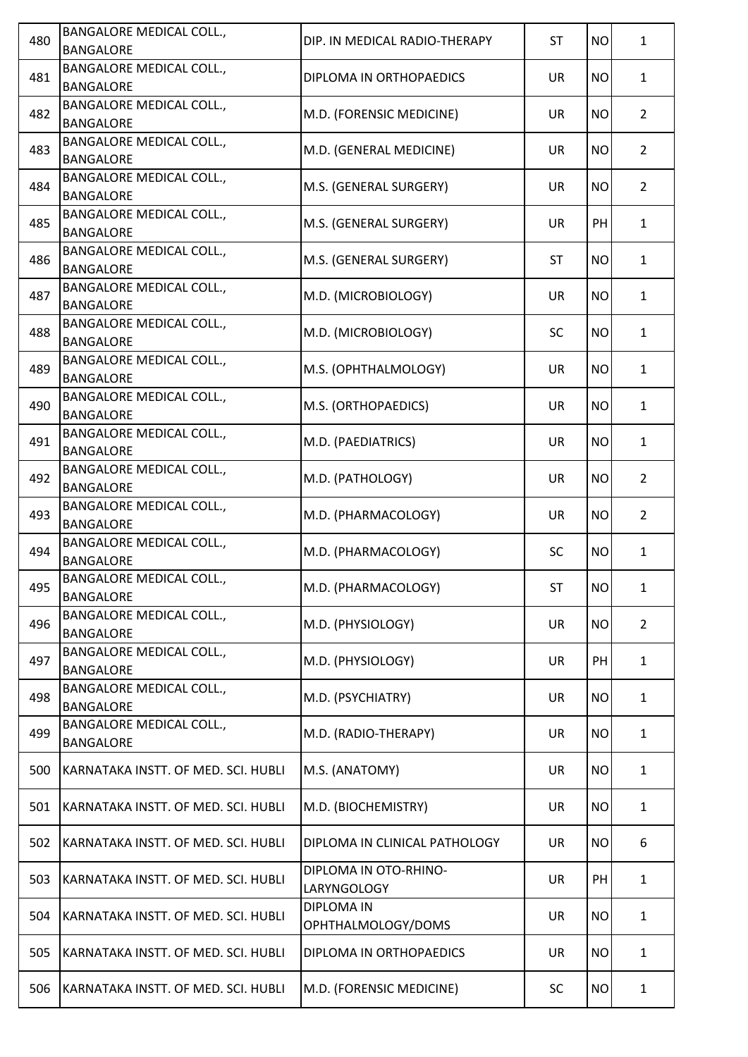| | | | | | |
|---|---|---|---|---|---|
| 480 | BANGALORE MEDICAL COLL., BANGALORE | DIP. IN MEDICAL RADIO-THERAPY | ST | NO | 1 |
| 481 | BANGALORE MEDICAL COLL., BANGALORE | DIPLOMA IN ORTHOPAEDICS | UR | NO | 1 |
| 482 | BANGALORE MEDICAL COLL., BANGALORE | M.D. (FORENSIC MEDICINE) | UR | NO | 2 |
| 483 | BANGALORE MEDICAL COLL., BANGALORE | M.D. (GENERAL MEDICINE) | UR | NO | 2 |
| 484 | BANGALORE MEDICAL COLL., BANGALORE | M.S. (GENERAL SURGERY) | UR | NO | 2 |
| 485 | BANGALORE MEDICAL COLL., BANGALORE | M.S. (GENERAL SURGERY) | UR | PH | 1 |
| 486 | BANGALORE MEDICAL COLL., BANGALORE | M.S. (GENERAL SURGERY) | ST | NO | 1 |
| 487 | BANGALORE MEDICAL COLL., BANGALORE | M.D. (MICROBIOLOGY) | UR | NO | 1 |
| 488 | BANGALORE MEDICAL COLL., BANGALORE | M.D. (MICROBIOLOGY) | SC | NO | 1 |
| 489 | BANGALORE MEDICAL COLL., BANGALORE | M.S. (OPHTHALMOLOGY) | UR | NO | 1 |
| 490 | BANGALORE MEDICAL COLL., BANGALORE | M.S. (ORTHOPAEDICS) | UR | NO | 1 |
| 491 | BANGALORE MEDICAL COLL., BANGALORE | M.D. (PAEDIATRICS) | UR | NO | 1 |
| 492 | BANGALORE MEDICAL COLL., BANGALORE | M.D. (PATHOLOGY) | UR | NO | 2 |
| 493 | BANGALORE MEDICAL COLL., BANGALORE | M.D. (PHARMACOLOGY) | UR | NO | 2 |
| 494 | BANGALORE MEDICAL COLL., BANGALORE | M.D. (PHARMACOLOGY) | SC | NO | 1 |
| 495 | BANGALORE MEDICAL COLL., BANGALORE | M.D. (PHARMACOLOGY) | ST | NO | 1 |
| 496 | BANGALORE MEDICAL COLL., BANGALORE | M.D. (PHYSIOLOGY) | UR | NO | 2 |
| 497 | BANGALORE MEDICAL COLL., BANGALORE | M.D. (PHYSIOLOGY) | UR | PH | 1 |
| 498 | BANGALORE MEDICAL COLL., BANGALORE | M.D. (PSYCHIATRY) | UR | NO | 1 |
| 499 | BANGALORE MEDICAL COLL., BANGALORE | M.D. (RADIO-THERAPY) | UR | NO | 1 |
| 500 | KARNATAKA INSTT. OF MED. SCI. HUBLI | M.S. (ANATOMY) | UR | NO | 1 |
| 501 | KARNATAKA INSTT. OF MED. SCI. HUBLI | M.D. (BIOCHEMISTRY) | UR | NO | 1 |
| 502 | KARNATAKA INSTT. OF MED. SCI. HUBLI | DIPLOMA IN CLINICAL PATHOLOGY | UR | NO | 6 |
| 503 | KARNATAKA INSTT. OF MED. SCI. HUBLI | DIPLOMA IN OTO-RHINO-LARYNGOLOGY | UR | PH | 1 |
| 504 | KARNATAKA INSTT. OF MED. SCI. HUBLI | DIPLOMA IN OPHTHALMOLOGY/DOMS | UR | NO | 1 |
| 505 | KARNATAKA INSTT. OF MED. SCI. HUBLI | DIPLOMA IN ORTHOPAEDICS | UR | NO | 1 |
| 506 | KARNATAKA INSTT. OF MED. SCI. HUBLI | M.D. (FORENSIC MEDICINE) | SC | NO | 1 |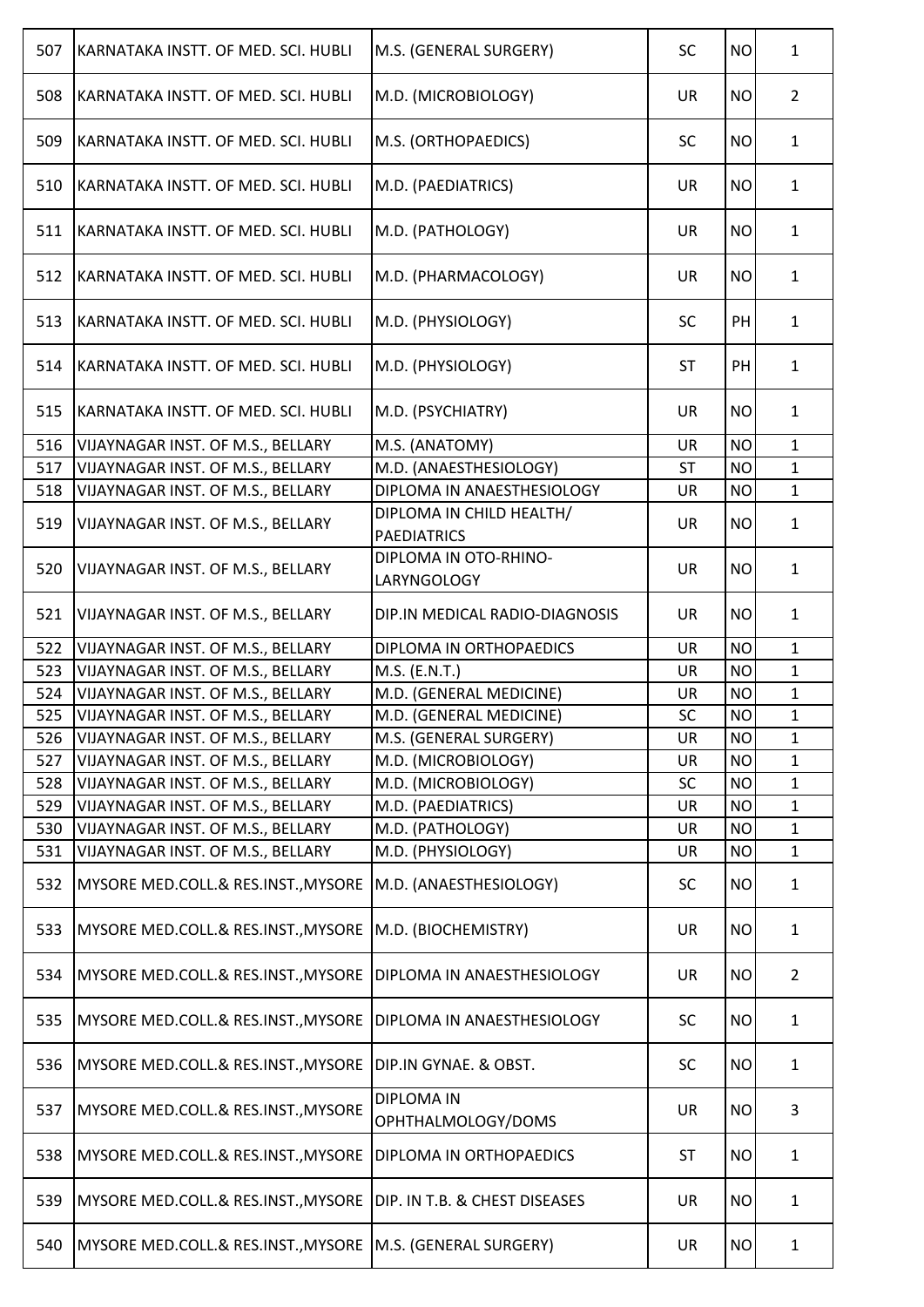| 507 | KARNATAKA INSTT. OF MED. SCI. HUBLI | M.S. (GENERAL SURGERY) | SC | NO | 1 |
|---|---|---|---|---|---|
| 508 | KARNATAKA INSTT. OF MED. SCI. HUBLI | M.D. (MICROBIOLOGY) | UR | NO | 2 |
| 509 | KARNATAKA INSTT. OF MED. SCI. HUBLI | M.S. (ORTHOPAEDICS) | SC | NO | 1 |
| 510 | KARNATAKA INSTT. OF MED. SCI. HUBLI | M.D. (PAEDIATRICS) | UR | NO | 1 |
| 511 | KARNATAKA INSTT. OF MED. SCI. HUBLI | M.D. (PATHOLOGY) | UR | NO | 1 |
| 512 | KARNATAKA INSTT. OF MED. SCI. HUBLI | M.D. (PHARMACOLOGY) | UR | NO | 1 |
| 513 | KARNATAKA INSTT. OF MED. SCI. HUBLI | M.D. (PHYSIOLOGY) | SC | PH | 1 |
| 514 | KARNATAKA INSTT. OF MED. SCI. HUBLI | M.D. (PHYSIOLOGY) | ST | PH | 1 |
| 515 | KARNATAKA INSTT. OF MED. SCI. HUBLI | M.D. (PSYCHIATRY) | UR | NO | 1 |
| 516 | VIJAYNAGAR INST. OF M.S., BELLARY | M.S. (ANATOMY) | UR | NO | 1 |
| 517 | VIJAYNAGAR INST. OF M.S., BELLARY | M.D. (ANAESTHESIOLOGY) | ST | NO | 1 |
| 518 | VIJAYNAGAR INST. OF M.S., BELLARY | DIPLOMA IN ANAESTHESIOLOGY | UR | NO | 1 |
| 519 | VIJAYNAGAR INST. OF M.S., BELLARY | DIPLOMA IN CHILD HEALTH/ PAEDIATRICS | UR | NO | 1 |
| 520 | VIJAYNAGAR INST. OF M.S., BELLARY | DIPLOMA IN OTO-RHINO-LARYNGOLOGY | UR | NO | 1 |
| 521 | VIJAYNAGAR INST. OF M.S., BELLARY | DIP.IN MEDICAL RADIO-DIAGNOSIS | UR | NO | 1 |
| 522 | VIJAYNAGAR INST. OF M.S., BELLARY | DIPLOMA IN ORTHOPAEDICS | UR | NO | 1 |
| 523 | VIJAYNAGAR INST. OF M.S., BELLARY | M.S. (E.N.T.) | UR | NO | 1 |
| 524 | VIJAYNAGAR INST. OF M.S., BELLARY | M.D. (GENERAL MEDICINE) | UR | NO | 1 |
| 525 | VIJAYNAGAR INST. OF M.S., BELLARY | M.D. (GENERAL MEDICINE) | SC | NO | 1 |
| 526 | VIJAYNAGAR INST. OF M.S., BELLARY | M.S. (GENERAL SURGERY) | UR | NO | 1 |
| 527 | VIJAYNAGAR INST. OF M.S., BELLARY | M.D. (MICROBIOLOGY) | UR | NO | 1 |
| 528 | VIJAYNAGAR INST. OF M.S., BELLARY | M.D. (MICROBIOLOGY) | SC | NO | 1 |
| 529 | VIJAYNAGAR INST. OF M.S., BELLARY | M.D. (PAEDIATRICS) | UR | NO | 1 |
| 530 | VIJAYNAGAR INST. OF M.S., BELLARY | M.D. (PATHOLOGY) | UR | NO | 1 |
| 531 | VIJAYNAGAR INST. OF M.S., BELLARY | M.D. (PHYSIOLOGY) | UR | NO | 1 |
| 532 | MYSORE MED.COLL.& RES.INST.,MYSORE | M.D. (ANAESTHESIOLOGY) | SC | NO | 1 |
| 533 | MYSORE MED.COLL.& RES.INST.,MYSORE | M.D. (BIOCHEMISTRY) | UR | NO | 1 |
| 534 | MYSORE MED.COLL.& RES.INST.,MYSORE | DIPLOMA IN ANAESTHESIOLOGY | UR | NO | 2 |
| 535 | MYSORE MED.COLL.& RES.INST.,MYSORE | DIPLOMA IN ANAESTHESIOLOGY | SC | NO | 1 |
| 536 | MYSORE MED.COLL.& RES.INST.,MYSORE | DIP.IN GYNAE. & OBST. | SC | NO | 1 |
| 537 | MYSORE MED.COLL.& RES.INST.,MYSORE | DIPLOMA IN OPHTHALMOLOGY/DOMS | UR | NO | 3 |
| 538 | MYSORE MED.COLL.& RES.INST.,MYSORE | DIPLOMA IN ORTHOPAEDICS | ST | NO | 1 |
| 539 | MYSORE MED.COLL.& RES.INST.,MYSORE | DIP. IN T.B. & CHEST DISEASES | UR | NO | 1 |
| 540 | MYSORE MED.COLL.& RES.INST.,MYSORE | M.S. (GENERAL SURGERY) | UR | NO | 1 |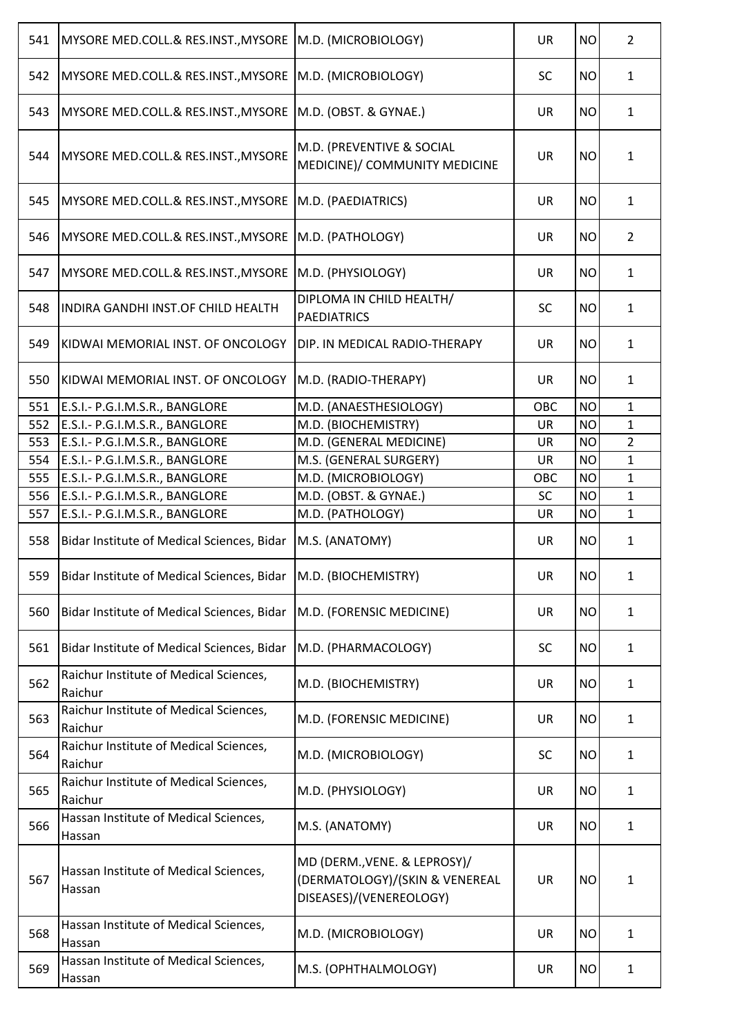| 541 | MYSORE MED.COLL.& RES.INST.,MYSORE | M.D. (MICROBIOLOGY) | UR | NO | 2 |
|---|---|---|---|---|---|
| 542 | MYSORE MED.COLL.& RES.INST.,MYSORE | M.D. (MICROBIOLOGY) | SC | NO | 1 |
| 543 | MYSORE MED.COLL.& RES.INST.,MYSORE | M.D. (OBST. & GYNAE.) | UR | NO | 1 |
| 544 | MYSORE MED.COLL.& RES.INST.,MYSORE | M.D. (PREVENTIVE & SOCIAL MEDICINE)/ COMMUNITY MEDICINE | UR | NO | 1 |
| 545 | MYSORE MED.COLL.& RES.INST.,MYSORE | M.D. (PAEDIATRICS) | UR | NO | 1 |
| 546 | MYSORE MED.COLL.& RES.INST.,MYSORE | M.D. (PATHOLOGY) | UR | NO | 2 |
| 547 | MYSORE MED.COLL.& RES.INST.,MYSORE | M.D. (PHYSIOLOGY) | UR | NO | 1 |
| 548 | INDIRA GANDHI INST.OF CHILD HEALTH | DIPLOMA IN CHILD HEALTH/ PAEDIATRICS | SC | NO | 1 |
| 549 | KIDWAI MEMORIAL INST. OF ONCOLOGY | DIP. IN MEDICAL RADIO-THERAPY | UR | NO | 1 |
| 550 | KIDWAI MEMORIAL INST. OF ONCOLOGY | M.D. (RADIO-THERAPY) | UR | NO | 1 |
| 551 | E.S.I.- P.G.I.M.S.R., BANGLORE | M.D. (ANAESTHESIOLOGY) | OBC | NO | 1 |
| 552 | E.S.I.- P.G.I.M.S.R., BANGLORE | M.D. (BIOCHEMISTRY) | UR | NO | 1 |
| 553 | E.S.I.- P.G.I.M.S.R., BANGLORE | M.D. (GENERAL MEDICINE) | UR | NO | 2 |
| 554 | E.S.I.- P.G.I.M.S.R., BANGLORE | M.S. (GENERAL SURGERY) | UR | NO | 1 |
| 555 | E.S.I.- P.G.I.M.S.R., BANGLORE | M.D. (MICROBIOLOGY) | OBC | NO | 1 |
| 556 | E.S.I.- P.G.I.M.S.R., BANGLORE | M.D. (OBST. & GYNAE.) | SC | NO | 1 |
| 557 | E.S.I.- P.G.I.M.S.R., BANGLORE | M.D. (PATHOLOGY) | UR | NO | 1 |
| 558 | Bidar Institute of Medical Sciences, Bidar | M.S. (ANATOMY) | UR | NO | 1 |
| 559 | Bidar Institute of Medical Sciences, Bidar | M.D. (BIOCHEMISTRY) | UR | NO | 1 |
| 560 | Bidar Institute of Medical Sciences, Bidar | M.D. (FORENSIC MEDICINE) | UR | NO | 1 |
| 561 | Bidar Institute of Medical Sciences, Bidar | M.D. (PHARMACOLOGY) | SC | NO | 1 |
| 562 | Raichur Institute of Medical Sciences, Raichur | M.D. (BIOCHEMISTRY) | UR | NO | 1 |
| 563 | Raichur Institute of Medical Sciences, Raichur | M.D. (FORENSIC MEDICINE) | UR | NO | 1 |
| 564 | Raichur Institute of Medical Sciences, Raichur | M.D. (MICROBIOLOGY) | SC | NO | 1 |
| 565 | Raichur Institute of Medical Sciences, Raichur | M.D. (PHYSIOLOGY) | UR | NO | 1 |
| 566 | Hassan Institute of Medical Sciences, Hassan | M.S. (ANATOMY) | UR | NO | 1 |
| 567 | Hassan Institute of Medical Sciences, Hassan | MD (DERM.,VENE. & LEPROSY)/ (DERMATOLOGY)/(SKIN & VENEREAL DISEASES)/(VENEREOLOGY) | UR | NO | 1 |
| 568 | Hassan Institute of Medical Sciences, Hassan | M.D. (MICROBIOLOGY) | UR | NO | 1 |
| 569 | Hassan Institute of Medical Sciences, Hassan | M.S. (OPHTHALMOLOGY) | UR | NO | 1 |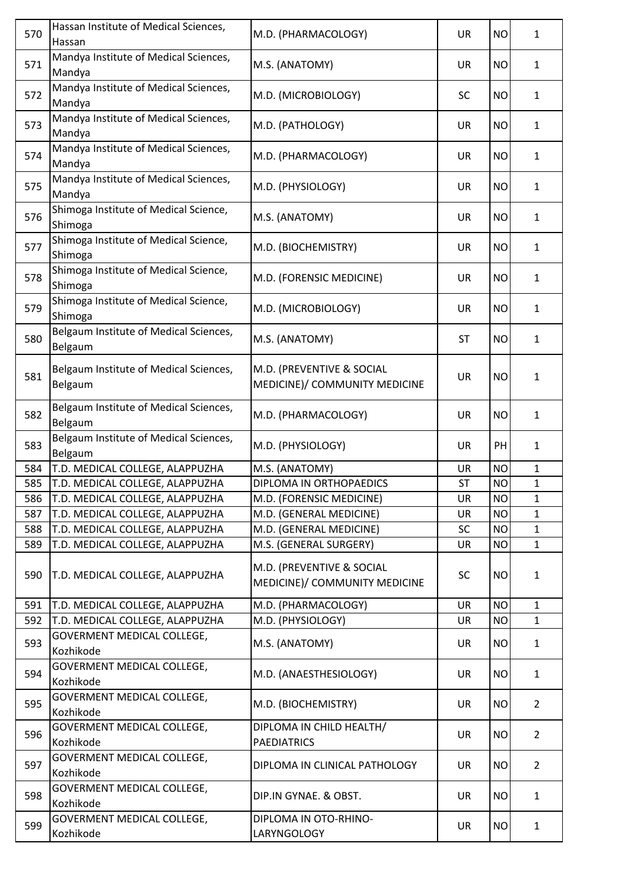| | | | | | |
|---|---|---|---|---|---|
| 570 | Hassan Institute of Medical Sciences, Hassan | M.D. (PHARMACOLOGY) | UR | NO | 1 |
| 571 | Mandya Institute of Medical Sciences, Mandya | M.S. (ANATOMY) | UR | NO | 1 |
| 572 | Mandya Institute of Medical Sciences, Mandya | M.D. (MICROBIOLOGY) | SC | NO | 1 |
| 573 | Mandya Institute of Medical Sciences, Mandya | M.D. (PATHOLOGY) | UR | NO | 1 |
| 574 | Mandya Institute of Medical Sciences, Mandya | M.D. (PHARMACOLOGY) | UR | NO | 1 |
| 575 | Mandya Institute of Medical Sciences, Mandya | M.D. (PHYSIOLOGY) | UR | NO | 1 |
| 576 | Shimoga Institute of Medical Science, Shimoga | M.S. (ANATOMY) | UR | NO | 1 |
| 577 | Shimoga Institute of Medical Science, Shimoga | M.D. (BIOCHEMISTRY) | UR | NO | 1 |
| 578 | Shimoga Institute of Medical Science, Shimoga | M.D. (FORENSIC MEDICINE) | UR | NO | 1 |
| 579 | Shimoga Institute of Medical Science, Shimoga | M.D. (MICROBIOLOGY) | UR | NO | 1 |
| 580 | Belgaum Institute of Medical Sciences, Belgaum | M.S. (ANATOMY) | ST | NO | 1 |
| 581 | Belgaum Institute of Medical Sciences, Belgaum | M.D. (PREVENTIVE & SOCIAL MEDICINE)/ COMMUNITY MEDICINE | UR | NO | 1 |
| 582 | Belgaum Institute of Medical Sciences, Belgaum | M.D. (PHARMACOLOGY) | UR | NO | 1 |
| 583 | Belgaum Institute of Medical Sciences, Belgaum | M.D. (PHYSIOLOGY) | UR | PH | 1 |
| 584 | T.D. MEDICAL COLLEGE, ALAPPUZHA | M.S. (ANATOMY) | UR | NO | 1 |
| 585 | T.D. MEDICAL COLLEGE, ALAPPUZHA | DIPLOMA IN ORTHOPAEDICS | ST | NO | 1 |
| 586 | T.D. MEDICAL COLLEGE, ALAPPUZHA | M.D. (FORENSIC MEDICINE) | UR | NO | 1 |
| 587 | T.D. MEDICAL COLLEGE, ALAPPUZHA | M.D. (GENERAL MEDICINE) | UR | NO | 1 |
| 588 | T.D. MEDICAL COLLEGE, ALAPPUZHA | M.D. (GENERAL MEDICINE) | SC | NO | 1 |
| 589 | T.D. MEDICAL COLLEGE, ALAPPUZHA | M.S. (GENERAL SURGERY) | UR | NO | 1 |
| 590 | T.D. MEDICAL COLLEGE, ALAPPUZHA | M.D. (PREVENTIVE & SOCIAL MEDICINE)/ COMMUNITY MEDICINE | SC | NO | 1 |
| 591 | T.D. MEDICAL COLLEGE, ALAPPUZHA | M.D. (PHARMACOLOGY) | UR | NO | 1 |
| 592 | T.D. MEDICAL COLLEGE, ALAPPUZHA | M.D. (PHYSIOLOGY) | UR | NO | 1 |
| 593 | GOVERMENT MEDICAL COLLEGE, Kozhikode | M.S. (ANATOMY) | UR | NO | 1 |
| 594 | GOVERMENT MEDICAL COLLEGE, Kozhikode | M.D. (ANAESTHESIOLOGY) | UR | NO | 1 |
| 595 | GOVERMENT MEDICAL COLLEGE, Kozhikode | M.D. (BIOCHEMISTRY) | UR | NO | 2 |
| 596 | GOVERMENT MEDICAL COLLEGE, Kozhikode | DIPLOMA IN CHILD HEALTH/ PAEDIATRICS | UR | NO | 2 |
| 597 | GOVERMENT MEDICAL COLLEGE, Kozhikode | DIPLOMA IN CLINICAL PATHOLOGY | UR | NO | 2 |
| 598 | GOVERMENT MEDICAL COLLEGE, Kozhikode | DIP.IN GYNAE. & OBST. | UR | NO | 1 |
| 599 | GOVERMENT MEDICAL COLLEGE, Kozhikode | DIPLOMA IN OTO-RHINO-LARYNGOLOGY | UR | NO | 1 |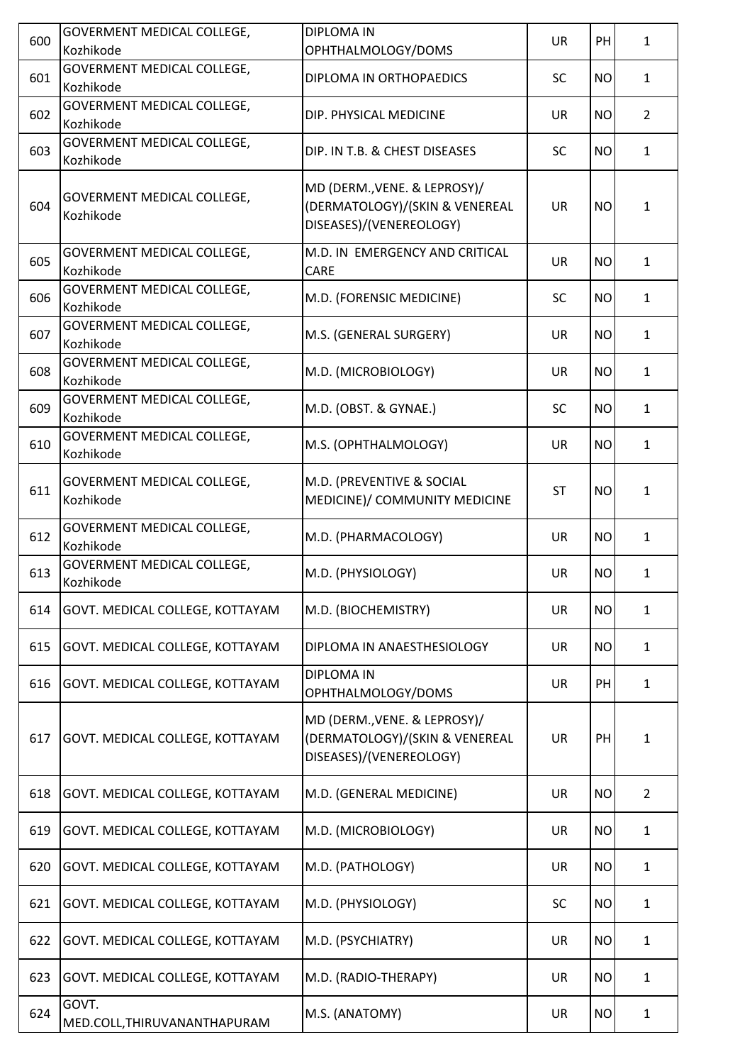| 600 | GOVERMENT MEDICAL COLLEGE, Kozhikode | DIPLOMA IN OPHTHALMOLOGY/DOMS | UR | PH | 1 |
|---|---|---|---|---|---|
| 601 | GOVERMENT MEDICAL COLLEGE, Kozhikode | DIPLOMA IN ORTHOPAEDICS | SC | NO | 1 |
| 602 | GOVERMENT MEDICAL COLLEGE, Kozhikode | DIP. PHYSICAL MEDICINE | UR | NO | 2 |
| 603 | GOVERMENT MEDICAL COLLEGE, Kozhikode | DIP. IN T.B. & CHEST DISEASES | SC | NO | 1 |
| 604 | GOVERMENT MEDICAL COLLEGE, Kozhikode | MD (DERM.,VENE. & LEPROSY)/ (DERMATOLOGY)/(SKIN & VENEREAL DISEASES)/(VENEREOLOGY) | UR | NO | 1 |
| 605 | GOVERMENT MEDICAL COLLEGE, Kozhikode | M.D. IN EMERGENCY AND CRITICAL CARE | UR | NO | 1 |
| 606 | GOVERMENT MEDICAL COLLEGE, Kozhikode | M.D. (FORENSIC MEDICINE) | SC | NO | 1 |
| 607 | GOVERMENT MEDICAL COLLEGE, Kozhikode | M.S. (GENERAL SURGERY) | UR | NO | 1 |
| 608 | GOVERMENT MEDICAL COLLEGE, Kozhikode | M.D. (MICROBIOLOGY) | UR | NO | 1 |
| 609 | GOVERMENT MEDICAL COLLEGE, Kozhikode | M.D. (OBST. & GYNAE.) | SC | NO | 1 |
| 610 | GOVERMENT MEDICAL COLLEGE, Kozhikode | M.S. (OPHTHALMOLOGY) | UR | NO | 1 |
| 611 | GOVERMENT MEDICAL COLLEGE, Kozhikode | M.D. (PREVENTIVE & SOCIAL MEDICINE)/ COMMUNITY MEDICINE | ST | NO | 1 |
| 612 | GOVERMENT MEDICAL COLLEGE, Kozhikode | M.D. (PHARMACOLOGY) | UR | NO | 1 |
| 613 | GOVERMENT MEDICAL COLLEGE, Kozhikode | M.D. (PHYSIOLOGY) | UR | NO | 1 |
| 614 | GOVT. MEDICAL COLLEGE, KOTTAYAM | M.D. (BIOCHEMISTRY) | UR | NO | 1 |
| 615 | GOVT. MEDICAL COLLEGE, KOTTAYAM | DIPLOMA IN ANAESTHESIOLOGY | UR | NO | 1 |
| 616 | GOVT. MEDICAL COLLEGE, KOTTAYAM | DIPLOMA IN OPHTHALMOLOGY/DOMS | UR | PH | 1 |
| 617 | GOVT. MEDICAL COLLEGE, KOTTAYAM | MD (DERM.,VENE. & LEPROSY)/ (DERMATOLOGY)/(SKIN & VENEREAL DISEASES)/(VENEREOLOGY) | UR | PH | 1 |
| 618 | GOVT. MEDICAL COLLEGE, KOTTAYAM | M.D. (GENERAL MEDICINE) | UR | NO | 2 |
| 619 | GOVT. MEDICAL COLLEGE, KOTTAYAM | M.D. (MICROBIOLOGY) | UR | NO | 1 |
| 620 | GOVT. MEDICAL COLLEGE, KOTTAYAM | M.D. (PATHOLOGY) | UR | NO | 1 |
| 621 | GOVT. MEDICAL COLLEGE, KOTTAYAM | M.D. (PHYSIOLOGY) | SC | NO | 1 |
| 622 | GOVT. MEDICAL COLLEGE, KOTTAYAM | M.D. (PSYCHIATRY) | UR | NO | 1 |
| 623 | GOVT. MEDICAL COLLEGE, KOTTAYAM | M.D. (RADIO-THERAPY) | UR | NO | 1 |
| 624 | GOVT. MED.COLL,THIRUVANANTHAPURAM | M.S. (ANATOMY) | UR | NO | 1 |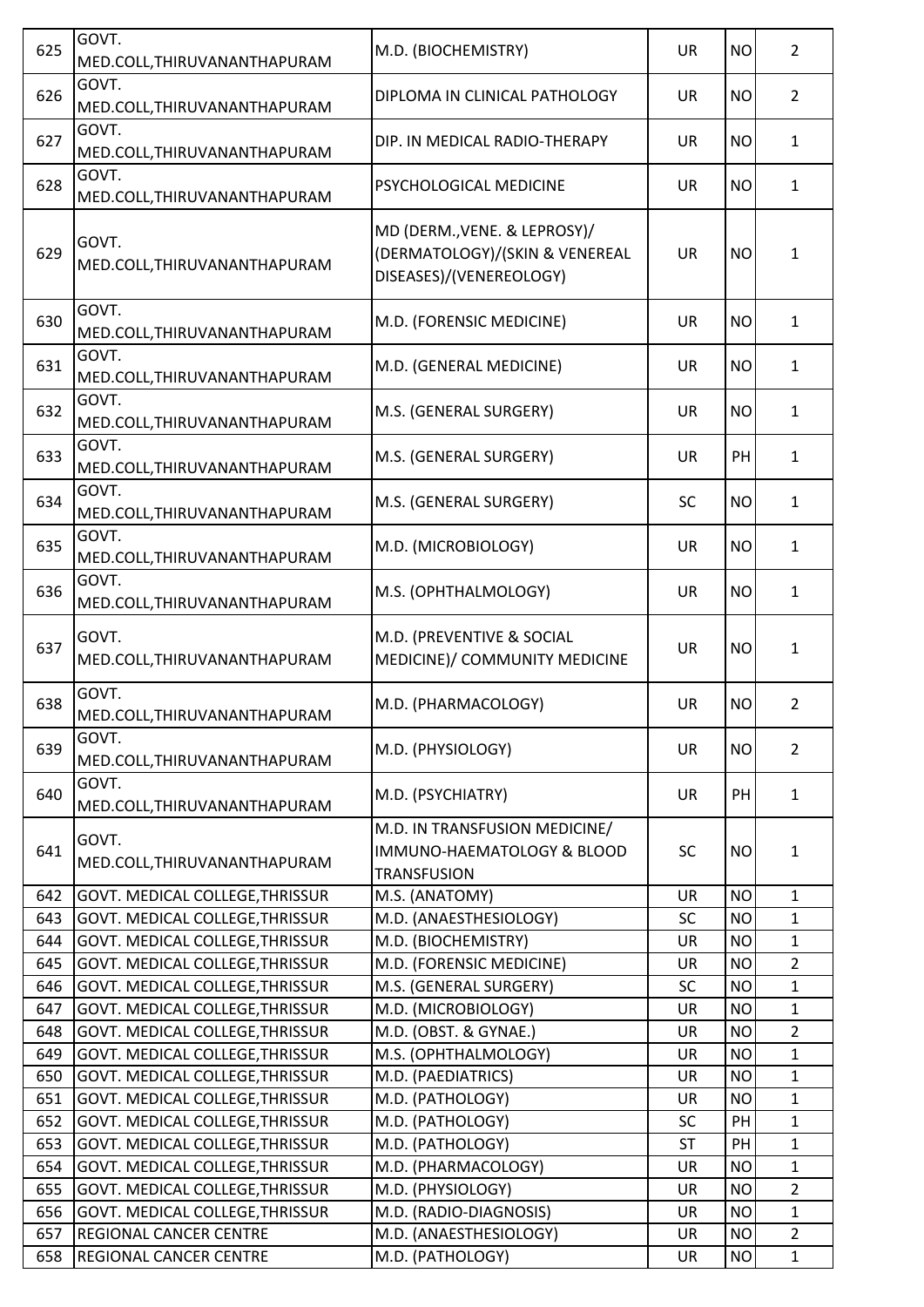| 625 | GOVT. MED.COLL,THIRUVANANTHAPURAM | M.D. (BIOCHEMISTRY) | UR | NO | 2 |
|---|---|---|---|---|---|
| 626 | GOVT. MED.COLL,THIRUVANANTHAPURAM | DIPLOMA IN CLINICAL PATHOLOGY | UR | NO | 2 |
| 627 | GOVT. MED.COLL,THIRUVANANTHAPURAM | DIP. IN MEDICAL RADIO-THERAPY | UR | NO | 1 |
| 628 | GOVT. MED.COLL,THIRUVANANTHAPURAM | PSYCHOLOGICAL MEDICINE | UR | NO | 1 |
| 629 | GOVT. MED.COLL,THIRUVANANTHAPURAM | MD (DERM.,VENE. & LEPROSY)/ (DERMATOLOGY)/(SKIN & VENEREAL DISEASES)/(VENEREOLOGY) | UR | NO | 1 |
| 630 | GOVT. MED.COLL,THIRUVANANTHAPURAM | M.D. (FORENSIC MEDICINE) | UR | NO | 1 |
| 631 | GOVT. MED.COLL,THIRUVANANTHAPURAM | M.D. (GENERAL MEDICINE) | UR | NO | 1 |
| 632 | GOVT. MED.COLL,THIRUVANANTHAPURAM | M.S. (GENERAL SURGERY) | UR | NO | 1 |
| 633 | GOVT. MED.COLL,THIRUVANANTHAPURAM | M.S. (GENERAL SURGERY) | UR | PH | 1 |
| 634 | GOVT. MED.COLL,THIRUVANANTHAPURAM | M.S. (GENERAL SURGERY) | SC | NO | 1 |
| 635 | GOVT. MED.COLL,THIRUVANANTHAPURAM | M.D. (MICROBIOLOGY) | UR | NO | 1 |
| 636 | GOVT. MED.COLL,THIRUVANANTHAPURAM | M.S. (OPHTHALMOLOGY) | UR | NO | 1 |
| 637 | GOVT. MED.COLL,THIRUVANANTHAPURAM | M.D. (PREVENTIVE & SOCIAL MEDICINE)/ COMMUNITY MEDICINE | UR | NO | 1 |
| 638 | GOVT. MED.COLL,THIRUVANANTHAPURAM | M.D. (PHARMACOLOGY) | UR | NO | 2 |
| 639 | GOVT. MED.COLL,THIRUVANANTHAPURAM | M.D. (PHYSIOLOGY) | UR | NO | 2 |
| 640 | GOVT. MED.COLL,THIRUVANANTHAPURAM | M.D. (PSYCHIATRY) | UR | PH | 1 |
| 641 | GOVT. MED.COLL,THIRUVANANTHAPURAM | M.D. IN TRANSFUSION MEDICINE/ IMMUNO-HAEMATOLOGY & BLOOD TRANSFUSION | SC | NO | 1 |
| 642 | GOVT. MEDICAL COLLEGE,THRISSUR | M.S. (ANATOMY) | UR | NO | 1 |
| 643 | GOVT. MEDICAL COLLEGE,THRISSUR | M.D. (ANAESTHESIOLOGY) | SC | NO | 1 |
| 644 | GOVT. MEDICAL COLLEGE,THRISSUR | M.D. (BIOCHEMISTRY) | UR | NO | 1 |
| 645 | GOVT. MEDICAL COLLEGE,THRISSUR | M.D. (FORENSIC MEDICINE) | UR | NO | 2 |
| 646 | GOVT. MEDICAL COLLEGE,THRISSUR | M.S. (GENERAL SURGERY) | SC | NO | 1 |
| 647 | GOVT. MEDICAL COLLEGE,THRISSUR | M.D. (MICROBIOLOGY) | UR | NO | 1 |
| 648 | GOVT. MEDICAL COLLEGE,THRISSUR | M.D. (OBST. & GYNAE.) | UR | NO | 2 |
| 649 | GOVT. MEDICAL COLLEGE,THRISSUR | M.S. (OPHTHALMOLOGY) | UR | NO | 1 |
| 650 | GOVT. MEDICAL COLLEGE,THRISSUR | M.D. (PAEDIATRICS) | UR | NO | 1 |
| 651 | GOVT. MEDICAL COLLEGE,THRISSUR | M.D. (PATHOLOGY) | UR | NO | 1 |
| 652 | GOVT. MEDICAL COLLEGE,THRISSUR | M.D. (PATHOLOGY) | SC | PH | 1 |
| 653 | GOVT. MEDICAL COLLEGE,THRISSUR | M.D. (PATHOLOGY) | ST | PH | 1 |
| 654 | GOVT. MEDICAL COLLEGE,THRISSUR | M.D. (PHARMACOLOGY) | UR | NO | 1 |
| 655 | GOVT. MEDICAL COLLEGE,THRISSUR | M.D. (PHYSIOLOGY) | UR | NO | 2 |
| 656 | GOVT. MEDICAL COLLEGE,THRISSUR | M.D. (RADIO-DIAGNOSIS) | UR | NO | 1 |
| 657 | REGIONAL CANCER CENTRE | M.D. (ANAESTHESIOLOGY) | UR | NO | 2 |
| 658 | REGIONAL CANCER CENTRE | M.D. (PATHOLOGY) | UR | NO | 1 |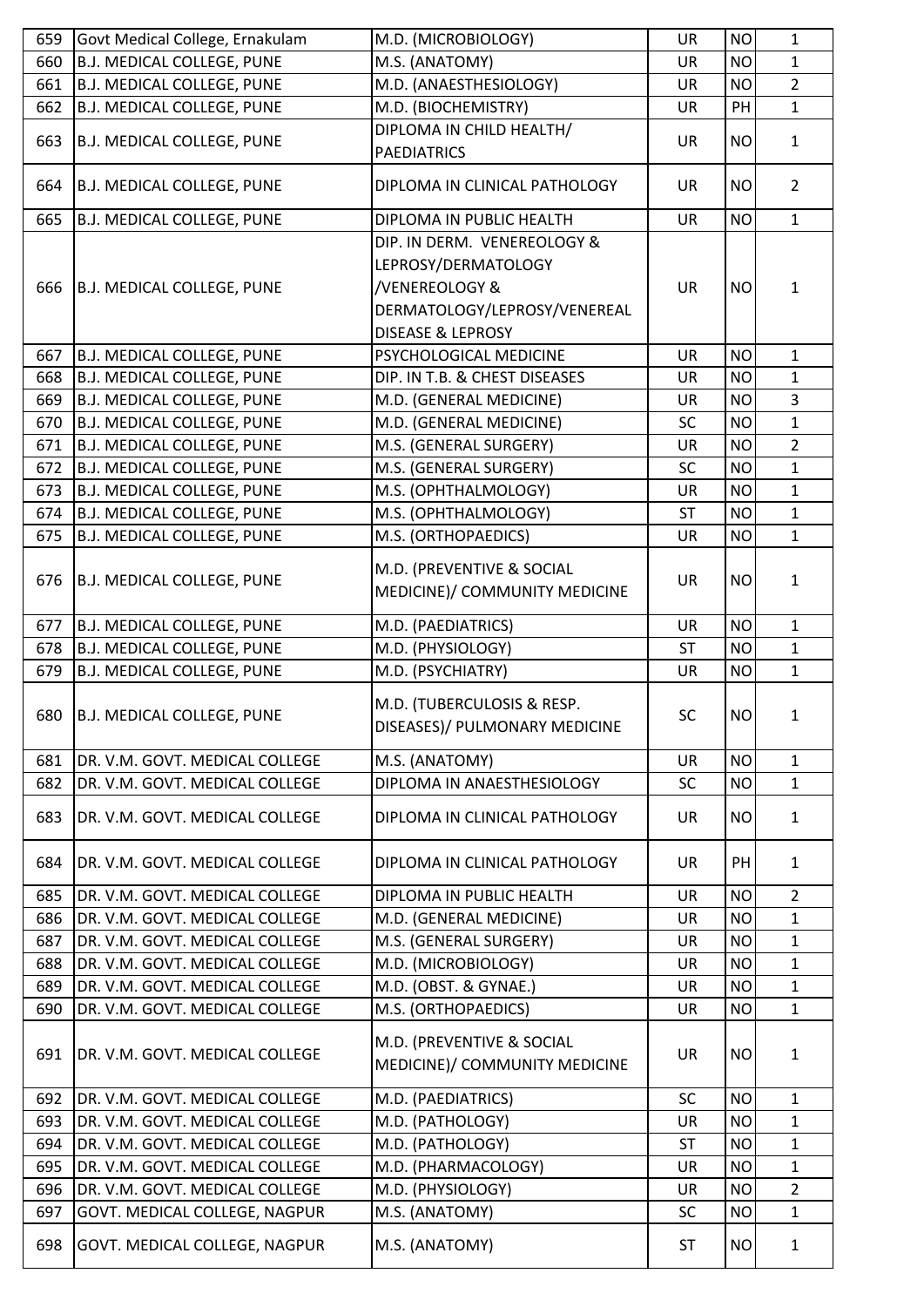| | | | | | |
|---|---|---|---|---|---|
| 659 | Govt Medical College, Ernakulam | M.D. (MICROBIOLOGY) | UR | NO | 1 |
| 660 | B.J. MEDICAL COLLEGE, PUNE | M.S. (ANATOMY) | UR | NO | 1 |
| 661 | B.J. MEDICAL COLLEGE, PUNE | M.D. (ANAESTHESIOLOGY) | UR | NO | 2 |
| 662 | B.J. MEDICAL COLLEGE, PUNE | M.D. (BIOCHEMISTRY) | UR | PH | 1 |
| 663 | B.J. MEDICAL COLLEGE, PUNE | DIPLOMA IN CHILD HEALTH/ PAEDIATRICS | UR | NO | 1 |
| 664 | B.J. MEDICAL COLLEGE, PUNE | DIPLOMA IN CLINICAL PATHOLOGY | UR | NO | 2 |
| 665 | B.J. MEDICAL COLLEGE, PUNE | DIPLOMA IN PUBLIC HEALTH | UR | NO | 1 |
| 666 | B.J. MEDICAL COLLEGE, PUNE | DIP. IN DERM. VENEREOLOGY & LEPROSY/DERMATOLOGY /VENEREOLOGY & DERMATOLOGY/LEPROSY/VENEREAL DISEASE & LEPROSY | UR | NO | 1 |
| 667 | B.J. MEDICAL COLLEGE, PUNE | PSYCHOLOGICAL MEDICINE | UR | NO | 1 |
| 668 | B.J. MEDICAL COLLEGE, PUNE | DIP. IN T.B. & CHEST DISEASES | UR | NO | 1 |
| 669 | B.J. MEDICAL COLLEGE, PUNE | M.D. (GENERAL MEDICINE) | UR | NO | 3 |
| 670 | B.J. MEDICAL COLLEGE, PUNE | M.D. (GENERAL MEDICINE) | SC | NO | 1 |
| 671 | B.J. MEDICAL COLLEGE, PUNE | M.S. (GENERAL SURGERY) | UR | NO | 2 |
| 672 | B.J. MEDICAL COLLEGE, PUNE | M.S. (GENERAL SURGERY) | SC | NO | 1 |
| 673 | B.J. MEDICAL COLLEGE, PUNE | M.S. (OPHTHALMOLOGY) | UR | NO | 1 |
| 674 | B.J. MEDICAL COLLEGE, PUNE | M.S. (OPHTHALMOLOGY) | ST | NO | 1 |
| 675 | B.J. MEDICAL COLLEGE, PUNE | M.S. (ORTHOPAEDICS) | UR | NO | 1 |
| 676 | B.J. MEDICAL COLLEGE, PUNE | M.D. (PREVENTIVE & SOCIAL MEDICINE)/ COMMUNITY MEDICINE | UR | NO | 1 |
| 677 | B.J. MEDICAL COLLEGE, PUNE | M.D. (PAEDIATRICS) | UR | NO | 1 |
| 678 | B.J. MEDICAL COLLEGE, PUNE | M.D. (PHYSIOLOGY) | ST | NO | 1 |
| 679 | B.J. MEDICAL COLLEGE, PUNE | M.D. (PSYCHIATRY) | UR | NO | 1 |
| 680 | B.J. MEDICAL COLLEGE, PUNE | M.D. (TUBERCULOSIS & RESP. DISEASES)/ PULMONARY MEDICINE | SC | NO | 1 |
| 681 | DR. V.M. GOVT. MEDICAL COLLEGE | M.S. (ANATOMY) | UR | NO | 1 |
| 682 | DR. V.M. GOVT. MEDICAL COLLEGE | DIPLOMA IN ANAESTHESIOLOGY | SC | NO | 1 |
| 683 | DR. V.M. GOVT. MEDICAL COLLEGE | DIPLOMA IN CLINICAL PATHOLOGY | UR | NO | 1 |
| 684 | DR. V.M. GOVT. MEDICAL COLLEGE | DIPLOMA IN CLINICAL PATHOLOGY | UR | PH | 1 |
| 685 | DR. V.M. GOVT. MEDICAL COLLEGE | DIPLOMA IN PUBLIC HEALTH | UR | NO | 2 |
| 686 | DR. V.M. GOVT. MEDICAL COLLEGE | M.D. (GENERAL MEDICINE) | UR | NO | 1 |
| 687 | DR. V.M. GOVT. MEDICAL COLLEGE | M.S. (GENERAL SURGERY) | UR | NO | 1 |
| 688 | DR. V.M. GOVT. MEDICAL COLLEGE | M.D. (MICROBIOLOGY) | UR | NO | 1 |
| 689 | DR. V.M. GOVT. MEDICAL COLLEGE | M.D. (OBST. & GYNAE.) | UR | NO | 1 |
| 690 | DR. V.M. GOVT. MEDICAL COLLEGE | M.S. (ORTHOPAEDICS) | UR | NO | 1 |
| 691 | DR. V.M. GOVT. MEDICAL COLLEGE | M.D. (PREVENTIVE & SOCIAL MEDICINE)/ COMMUNITY MEDICINE | UR | NO | 1 |
| 692 | DR. V.M. GOVT. MEDICAL COLLEGE | M.D. (PAEDIATRICS) | SC | NO | 1 |
| 693 | DR. V.M. GOVT. MEDICAL COLLEGE | M.D. (PATHOLOGY) | UR | NO | 1 |
| 694 | DR. V.M. GOVT. MEDICAL COLLEGE | M.D. (PATHOLOGY) | ST | NO | 1 |
| 695 | DR. V.M. GOVT. MEDICAL COLLEGE | M.D. (PHARMACOLOGY) | UR | NO | 1 |
| 696 | DR. V.M. GOVT. MEDICAL COLLEGE | M.D. (PHYSIOLOGY) | UR | NO | 2 |
| 697 | GOVT. MEDICAL COLLEGE, NAGPUR | M.S. (ANATOMY) | SC | NO | 1 |
| 698 | GOVT. MEDICAL COLLEGE, NAGPUR | M.S. (ANATOMY) | ST | NO | 1 |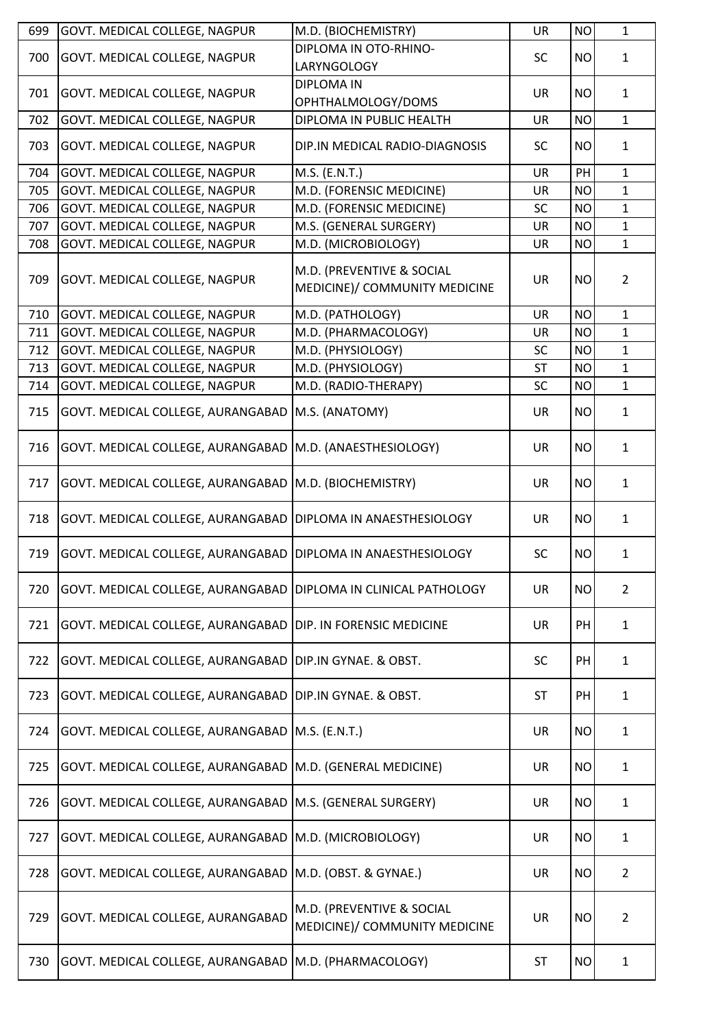| 699 | GOVT. MEDICAL COLLEGE, NAGPUR | M.D. (BIOCHEMISTRY) | UR | NO | 1 |
|---|---|---|---|---|---|
| 700 | GOVT. MEDICAL COLLEGE, NAGPUR | DIPLOMA IN OTO-RHINO-LARYNGOLOGY | SC | NO | 1 |
| 701 | GOVT. MEDICAL COLLEGE, NAGPUR | DIPLOMA IN OPHTHALMOLOGY/DOMS | UR | NO | 1 |
| 702 | GOVT. MEDICAL COLLEGE, NAGPUR | DIPLOMA IN PUBLIC HEALTH | UR | NO | 1 |
| 703 | GOVT. MEDICAL COLLEGE, NAGPUR | DIP.IN MEDICAL RADIO-DIAGNOSIS | SC | NO | 1 |
| 704 | GOVT. MEDICAL COLLEGE, NAGPUR | M.S. (E.N.T.) | UR | PH | 1 |
| 705 | GOVT. MEDICAL COLLEGE, NAGPUR | M.D. (FORENSIC MEDICINE) | UR | NO | 1 |
| 706 | GOVT. MEDICAL COLLEGE, NAGPUR | M.D. (FORENSIC MEDICINE) | SC | NO | 1 |
| 707 | GOVT. MEDICAL COLLEGE, NAGPUR | M.S. (GENERAL SURGERY) | UR | NO | 1 |
| 708 | GOVT. MEDICAL COLLEGE, NAGPUR | M.D. (MICROBIOLOGY) | UR | NO | 1 |
| 709 | GOVT. MEDICAL COLLEGE, NAGPUR | M.D. (PREVENTIVE & SOCIAL MEDICINE)/ COMMUNITY MEDICINE | UR | NO | 2 |
| 710 | GOVT. MEDICAL COLLEGE, NAGPUR | M.D. (PATHOLOGY) | UR | NO | 1 |
| 711 | GOVT. MEDICAL COLLEGE, NAGPUR | M.D. (PHARMACOLOGY) | UR | NO | 1 |
| 712 | GOVT. MEDICAL COLLEGE, NAGPUR | M.D. (PHYSIOLOGY) | SC | NO | 1 |
| 713 | GOVT. MEDICAL COLLEGE, NAGPUR | M.D. (PHYSIOLOGY) | ST | NO | 1 |
| 714 | GOVT. MEDICAL COLLEGE, NAGPUR | M.D. (RADIO-THERAPY) | SC | NO | 1 |
| 715 | GOVT. MEDICAL COLLEGE, AURANGABAD | M.S. (ANATOMY) | UR | NO | 1 |
| 716 | GOVT. MEDICAL COLLEGE, AURANGABAD | M.D. (ANAESTHESIOLOGY) | UR | NO | 1 |
| 717 | GOVT. MEDICAL COLLEGE, AURANGABAD | M.D. (BIOCHEMISTRY) | UR | NO | 1 |
| 718 | GOVT. MEDICAL COLLEGE, AURANGABAD | DIPLOMA IN ANAESTHESIOLOGY | UR | NO | 1 |
| 719 | GOVT. MEDICAL COLLEGE, AURANGABAD | DIPLOMA IN ANAESTHESIOLOGY | SC | NO | 1 |
| 720 | GOVT. MEDICAL COLLEGE, AURANGABAD | DIPLOMA IN CLINICAL PATHOLOGY | UR | NO | 2 |
| 721 | GOVT. MEDICAL COLLEGE, AURANGABAD | DIP. IN FORENSIC MEDICINE | UR | PH | 1 |
| 722 | GOVT. MEDICAL COLLEGE, AURANGABAD | DIP.IN GYNAE. & OBST. | SC | PH | 1 |
| 723 | GOVT. MEDICAL COLLEGE, AURANGABAD | DIP.IN GYNAE. & OBST. | ST | PH | 1 |
| 724 | GOVT. MEDICAL COLLEGE, AURANGABAD | M.S. (E.N.T.) | UR | NO | 1 |
| 725 | GOVT. MEDICAL COLLEGE, AURANGABAD | M.D. (GENERAL MEDICINE) | UR | NO | 1 |
| 726 | GOVT. MEDICAL COLLEGE, AURANGABAD | M.S. (GENERAL SURGERY) | UR | NO | 1 |
| 727 | GOVT. MEDICAL COLLEGE, AURANGABAD | M.D. (MICROBIOLOGY) | UR | NO | 1 |
| 728 | GOVT. MEDICAL COLLEGE, AURANGABAD | M.D. (OBST. & GYNAE.) | UR | NO | 2 |
| 729 | GOVT. MEDICAL COLLEGE, AURANGABAD | M.D. (PREVENTIVE & SOCIAL MEDICINE)/ COMMUNITY MEDICINE | UR | NO | 2 |
| 730 | GOVT. MEDICAL COLLEGE, AURANGABAD | M.D. (PHARMACOLOGY) | ST | NO | 1 |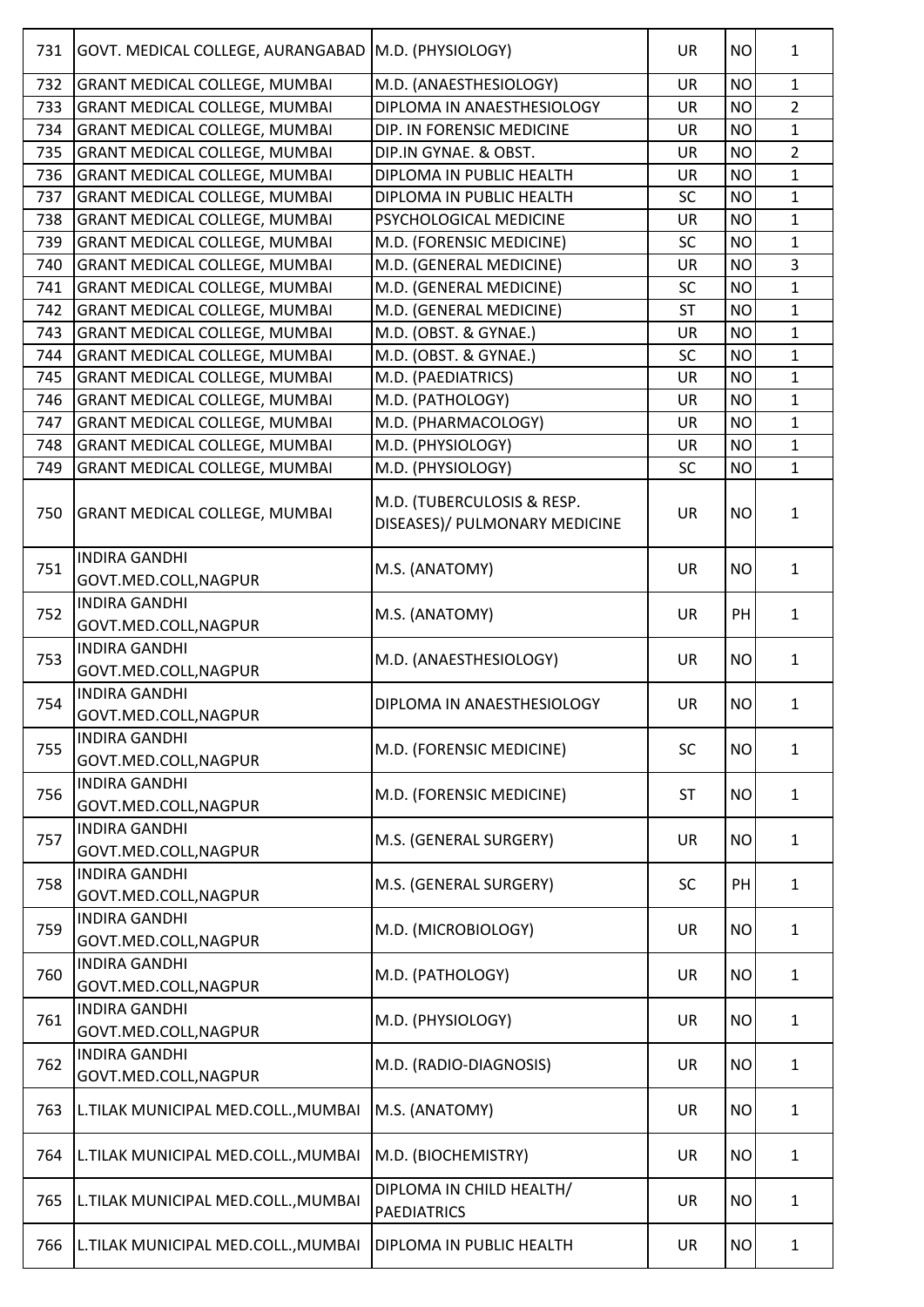| 731 | GOVT. MEDICAL COLLEGE, AURANGABAD | M.D. (PHYSIOLOGY) | UR | NO | 1 |
|---|---|---|---|---|---|
| 732 | GRANT MEDICAL COLLEGE, MUMBAI | M.D. (ANAESTHESIOLOGY) | UR | NO | 1 |
| 733 | GRANT MEDICAL COLLEGE, MUMBAI | DIPLOMA IN ANAESTHESIOLOGY | UR | NO | 2 |
| 734 | GRANT MEDICAL COLLEGE, MUMBAI | DIP. IN FORENSIC MEDICINE | UR | NO | 1 |
| 735 | GRANT MEDICAL COLLEGE, MUMBAI | DIP.IN GYNAE. & OBST. | UR | NO | 2 |
| 736 | GRANT MEDICAL COLLEGE, MUMBAI | DIPLOMA IN PUBLIC HEALTH | UR | NO | 1 |
| 737 | GRANT MEDICAL COLLEGE, MUMBAI | DIPLOMA IN PUBLIC HEALTH | SC | NO | 1 |
| 738 | GRANT MEDICAL COLLEGE, MUMBAI | PSYCHOLOGICAL MEDICINE | UR | NO | 1 |
| 739 | GRANT MEDICAL COLLEGE, MUMBAI | M.D. (FORENSIC MEDICINE) | SC | NO | 1 |
| 740 | GRANT MEDICAL COLLEGE, MUMBAI | M.D. (GENERAL MEDICINE) | UR | NO | 3 |
| 741 | GRANT MEDICAL COLLEGE, MUMBAI | M.D. (GENERAL MEDICINE) | SC | NO | 1 |
| 742 | GRANT MEDICAL COLLEGE, MUMBAI | M.D. (GENERAL MEDICINE) | ST | NO | 1 |
| 743 | GRANT MEDICAL COLLEGE, MUMBAI | M.D. (OBST. & GYNAE.) | UR | NO | 1 |
| 744 | GRANT MEDICAL COLLEGE, MUMBAI | M.D. (OBST. & GYNAE.) | SC | NO | 1 |
| 745 | GRANT MEDICAL COLLEGE, MUMBAI | M.D. (PAEDIATRICS) | UR | NO | 1 |
| 746 | GRANT MEDICAL COLLEGE, MUMBAI | M.D. (PATHOLOGY) | UR | NO | 1 |
| 747 | GRANT MEDICAL COLLEGE, MUMBAI | M.D. (PHARMACOLOGY) | UR | NO | 1 |
| 748 | GRANT MEDICAL COLLEGE, MUMBAI | M.D. (PHYSIOLOGY) | UR | NO | 1 |
| 749 | GRANT MEDICAL COLLEGE, MUMBAI | M.D. (PHYSIOLOGY) | SC | NO | 1 |
| 750 | GRANT MEDICAL COLLEGE, MUMBAI | M.D. (TUBERCULOSIS & RESP. DISEASES)/ PULMONARY MEDICINE | UR | NO | 1 |
| 751 | INDIRA GANDHI GOVT.MED.COLL,NAGPUR | M.S. (ANATOMY) | UR | NO | 1 |
| 752 | INDIRA GANDHI GOVT.MED.COLL,NAGPUR | M.S. (ANATOMY) | UR | PH | 1 |
| 753 | INDIRA GANDHI GOVT.MED.COLL,NAGPUR | M.D. (ANAESTHESIOLOGY) | UR | NO | 1 |
| 754 | INDIRA GANDHI GOVT.MED.COLL,NAGPUR | DIPLOMA IN ANAESTHESIOLOGY | UR | NO | 1 |
| 755 | INDIRA GANDHI GOVT.MED.COLL,NAGPUR | M.D. (FORENSIC MEDICINE) | SC | NO | 1 |
| 756 | INDIRA GANDHI GOVT.MED.COLL,NAGPUR | M.D. (FORENSIC MEDICINE) | ST | NO | 1 |
| 757 | INDIRA GANDHI GOVT.MED.COLL,NAGPUR | M.S. (GENERAL SURGERY) | UR | NO | 1 |
| 758 | INDIRA GANDHI GOVT.MED.COLL,NAGPUR | M.S. (GENERAL SURGERY) | SC | PH | 1 |
| 759 | INDIRA GANDHI GOVT.MED.COLL,NAGPUR | M.D. (MICROBIOLOGY) | UR | NO | 1 |
| 760 | INDIRA GANDHI GOVT.MED.COLL,NAGPUR | M.D. (PATHOLOGY) | UR | NO | 1 |
| 761 | INDIRA GANDHI GOVT.MED.COLL,NAGPUR | M.D. (PHYSIOLOGY) | UR | NO | 1 |
| 762 | INDIRA GANDHI GOVT.MED.COLL,NAGPUR | M.D. (RADIO-DIAGNOSIS) | UR | NO | 1 |
| 763 | L.TILAK MUNICIPAL MED.COLL.,MUMBAI | M.S. (ANATOMY) | UR | NO | 1 |
| 764 | L.TILAK MUNICIPAL MED.COLL.,MUMBAI | M.D. (BIOCHEMISTRY) | UR | NO | 1 |
| 765 | L.TILAK MUNICIPAL MED.COLL.,MUMBAI | DIPLOMA IN CHILD HEALTH/ PAEDIATRICS | UR | NO | 1 |
| 766 | L.TILAK MUNICIPAL MED.COLL.,MUMBAI | DIPLOMA IN PUBLIC HEALTH | UR | NO | 1 |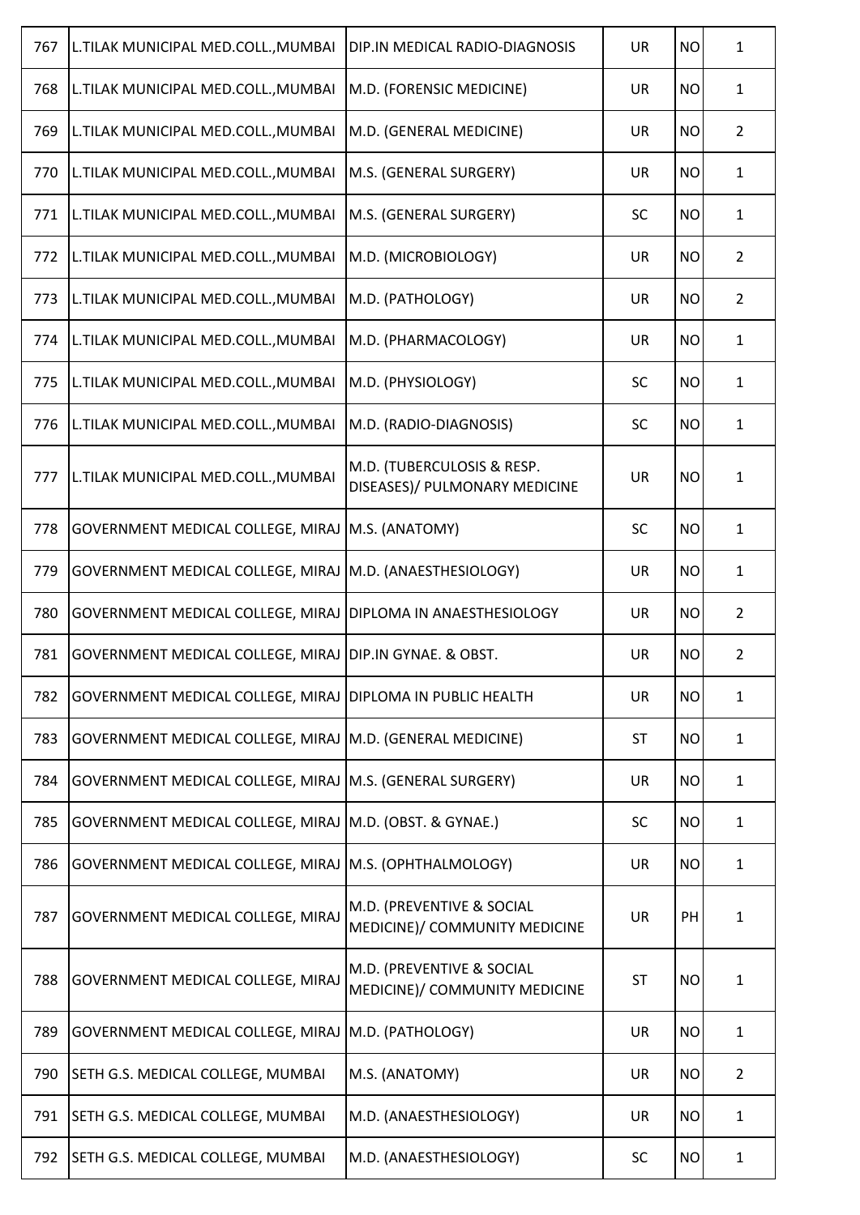| 767 | L.TILAK MUNICIPAL MED.COLL.,MUMBAI | DIP.IN MEDICAL RADIO-DIAGNOSIS | UR | NO | 1 |
|---|---|---|---|---|---|
| 768 | L.TILAK MUNICIPAL MED.COLL.,MUMBAI | M.D. (FORENSIC MEDICINE) | UR | NO | 1 |
| 769 | L.TILAK MUNICIPAL MED.COLL.,MUMBAI | M.D. (GENERAL MEDICINE) | UR | NO | 2 |
| 770 | L.TILAK MUNICIPAL MED.COLL.,MUMBAI | M.S. (GENERAL SURGERY) | UR | NO | 1 |
| 771 | L.TILAK MUNICIPAL MED.COLL.,MUMBAI | M.S. (GENERAL SURGERY) | SC | NO | 1 |
| 772 | L.TILAK MUNICIPAL MED.COLL.,MUMBAI | M.D. (MICROBIOLOGY) | UR | NO | 2 |
| 773 | L.TILAK MUNICIPAL MED.COLL.,MUMBAI | M.D. (PATHOLOGY) | UR | NO | 2 |
| 774 | L.TILAK MUNICIPAL MED.COLL.,MUMBAI | M.D. (PHARMACOLOGY) | UR | NO | 1 |
| 775 | L.TILAK MUNICIPAL MED.COLL.,MUMBAI | M.D. (PHYSIOLOGY) | SC | NO | 1 |
| 776 | L.TILAK MUNICIPAL MED.COLL.,MUMBAI | M.D. (RADIO-DIAGNOSIS) | SC | NO | 1 |
| 777 | L.TILAK MUNICIPAL MED.COLL.,MUMBAI | M.D. (TUBERCULOSIS & RESP. DISEASES)/ PULMONARY MEDICINE | UR | NO | 1 |
| 778 | GOVERNMENT MEDICAL COLLEGE, MIRAJ | M.S. (ANATOMY) | SC | NO | 1 |
| 779 | GOVERNMENT MEDICAL COLLEGE, MIRAJ | M.D. (ANAESTHESIOLOGY) | UR | NO | 1 |
| 780 | GOVERNMENT MEDICAL COLLEGE, MIRAJ | DIPLOMA IN ANAESTHESIOLOGY | UR | NO | 2 |
| 781 | GOVERNMENT MEDICAL COLLEGE, MIRAJ | DIP.IN GYNAE. & OBST. | UR | NO | 2 |
| 782 | GOVERNMENT MEDICAL COLLEGE, MIRAJ | DIPLOMA IN PUBLIC HEALTH | UR | NO | 1 |
| 783 | GOVERNMENT MEDICAL COLLEGE, MIRAJ | M.D. (GENERAL MEDICINE) | ST | NO | 1 |
| 784 | GOVERNMENT MEDICAL COLLEGE, MIRAJ | M.S. (GENERAL SURGERY) | UR | NO | 1 |
| 785 | GOVERNMENT MEDICAL COLLEGE, MIRAJ | M.D. (OBST. & GYNAE.) | SC | NO | 1 |
| 786 | GOVERNMENT MEDICAL COLLEGE, MIRAJ | M.S. (OPHTHALMOLOGY) | UR | NO | 1 |
| 787 | GOVERNMENT MEDICAL COLLEGE, MIRAJ | M.D. (PREVENTIVE & SOCIAL MEDICINE)/ COMMUNITY MEDICINE | UR | PH | 1 |
| 788 | GOVERNMENT MEDICAL COLLEGE, MIRAJ | M.D. (PREVENTIVE & SOCIAL MEDICINE)/ COMMUNITY MEDICINE | ST | NO | 1 |
| 789 | GOVERNMENT MEDICAL COLLEGE, MIRAJ | M.D. (PATHOLOGY) | UR | NO | 1 |
| 790 | SETH G.S. MEDICAL COLLEGE, MUMBAI | M.S. (ANATOMY) | UR | NO | 2 |
| 791 | SETH G.S. MEDICAL COLLEGE, MUMBAI | M.D. (ANAESTHESIOLOGY) | UR | NO | 1 |
| 792 | SETH G.S. MEDICAL COLLEGE, MUMBAI | M.D. (ANAESTHESIOLOGY) | SC | NO | 1 |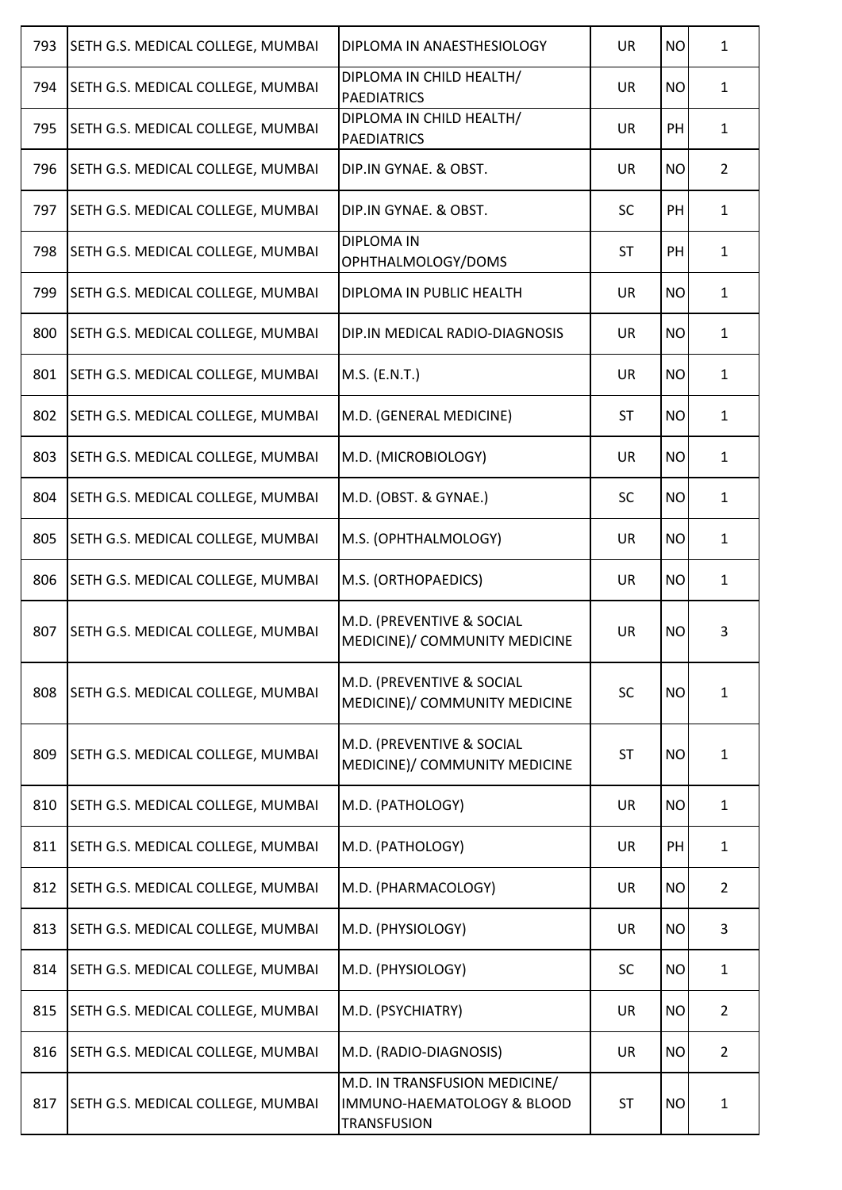| | | | | | |
|---|---|---|---|---|---|
| 793 | SETH G.S. MEDICAL COLLEGE, MUMBAI | DIPLOMA IN ANAESTHESIOLOGY | UR | NO | 1 |
| 794 | SETH G.S. MEDICAL COLLEGE, MUMBAI | DIPLOMA IN CHILD HEALTH/ PAEDIATRICS | UR | NO | 1 |
| 795 | SETH G.S. MEDICAL COLLEGE, MUMBAI | DIPLOMA IN CHILD HEALTH/ PAEDIATRICS | UR | PH | 1 |
| 796 | SETH G.S. MEDICAL COLLEGE, MUMBAI | DIP.IN GYNAE. & OBST. | UR | NO | 2 |
| 797 | SETH G.S. MEDICAL COLLEGE, MUMBAI | DIP.IN GYNAE. & OBST. | SC | PH | 1 |
| 798 | SETH G.S. MEDICAL COLLEGE, MUMBAI | DIPLOMA IN OPHTHALMOLOGY/DOMS | ST | PH | 1 |
| 799 | SETH G.S. MEDICAL COLLEGE, MUMBAI | DIPLOMA IN PUBLIC HEALTH | UR | NO | 1 |
| 800 | SETH G.S. MEDICAL COLLEGE, MUMBAI | DIP.IN MEDICAL RADIO-DIAGNOSIS | UR | NO | 1 |
| 801 | SETH G.S. MEDICAL COLLEGE, MUMBAI | M.S. (E.N.T.) | UR | NO | 1 |
| 802 | SETH G.S. MEDICAL COLLEGE, MUMBAI | M.D. (GENERAL MEDICINE) | ST | NO | 1 |
| 803 | SETH G.S. MEDICAL COLLEGE, MUMBAI | M.D. (MICROBIOLOGY) | UR | NO | 1 |
| 804 | SETH G.S. MEDICAL COLLEGE, MUMBAI | M.D. (OBST. & GYNAE.) | SC | NO | 1 |
| 805 | SETH G.S. MEDICAL COLLEGE, MUMBAI | M.S. (OPHTHALMOLOGY) | UR | NO | 1 |
| 806 | SETH G.S. MEDICAL COLLEGE, MUMBAI | M.S. (ORTHOPAEDICS) | UR | NO | 1 |
| 807 | SETH G.S. MEDICAL COLLEGE, MUMBAI | M.D. (PREVENTIVE & SOCIAL MEDICINE)/ COMMUNITY MEDICINE | UR | NO | 3 |
| 808 | SETH G.S. MEDICAL COLLEGE, MUMBAI | M.D. (PREVENTIVE & SOCIAL MEDICINE)/ COMMUNITY MEDICINE | SC | NO | 1 |
| 809 | SETH G.S. MEDICAL COLLEGE, MUMBAI | M.D. (PREVENTIVE & SOCIAL MEDICINE)/ COMMUNITY MEDICINE | ST | NO | 1 |
| 810 | SETH G.S. MEDICAL COLLEGE, MUMBAI | M.D. (PATHOLOGY) | UR | NO | 1 |
| 811 | SETH G.S. MEDICAL COLLEGE, MUMBAI | M.D. (PATHOLOGY) | UR | PH | 1 |
| 812 | SETH G.S. MEDICAL COLLEGE, MUMBAI | M.D. (PHARMACOLOGY) | UR | NO | 2 |
| 813 | SETH G.S. MEDICAL COLLEGE, MUMBAI | M.D. (PHYSIOLOGY) | UR | NO | 3 |
| 814 | SETH G.S. MEDICAL COLLEGE, MUMBAI | M.D. (PHYSIOLOGY) | SC | NO | 1 |
| 815 | SETH G.S. MEDICAL COLLEGE, MUMBAI | M.D. (PSYCHIATRY) | UR | NO | 2 |
| 816 | SETH G.S. MEDICAL COLLEGE, MUMBAI | M.D. (RADIO-DIAGNOSIS) | UR | NO | 2 |
| 817 | SETH G.S. MEDICAL COLLEGE, MUMBAI | M.D. IN TRANSFUSION MEDICINE/ IMMUNO-HAEMATOLOGY & BLOOD TRANSFUSION | ST | NO | 1 |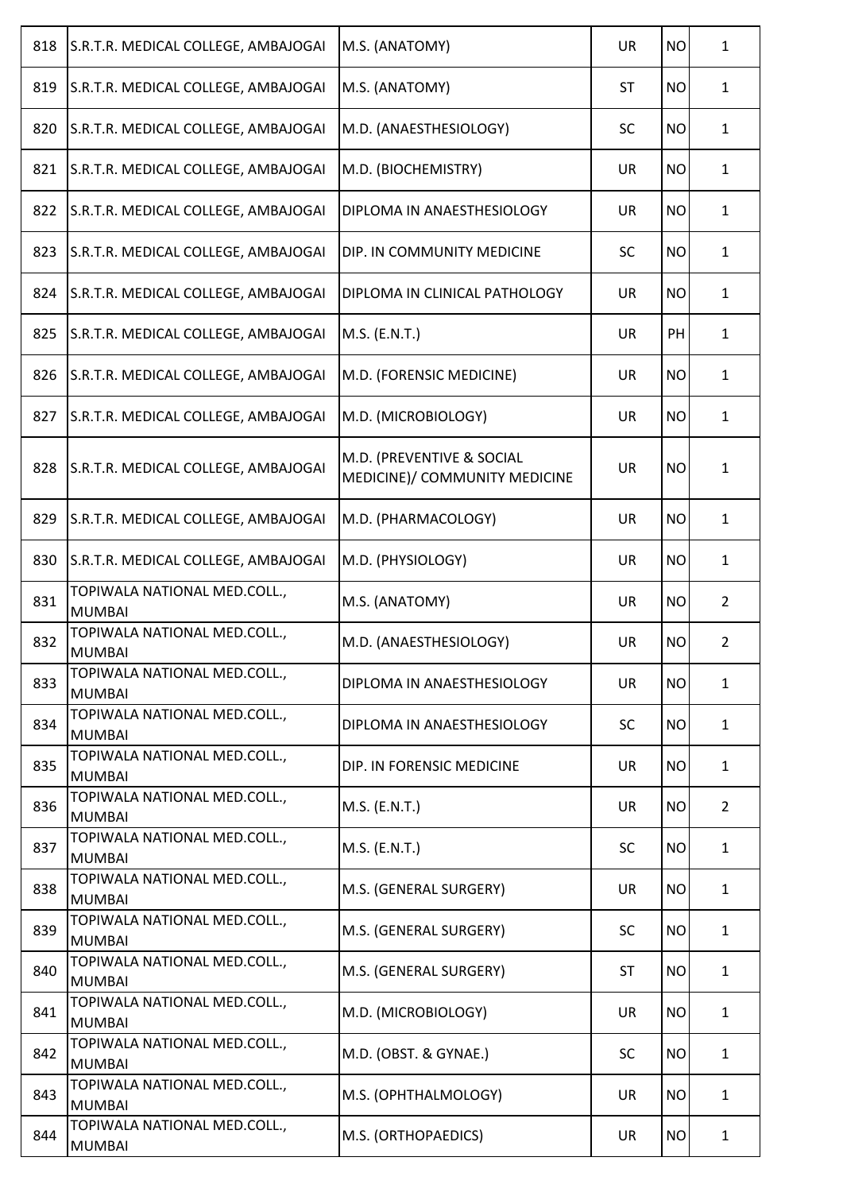| 818 | S.R.T.R. MEDICAL COLLEGE, AMBAJOGAI | M.S. (ANATOMY) | UR | NO | 1 |
|---|---|---|---|---|---|
| 819 | S.R.T.R. MEDICAL COLLEGE, AMBAJOGAI | M.S. (ANATOMY) | ST | NO | 1 |
| 820 | S.R.T.R. MEDICAL COLLEGE, AMBAJOGAI | M.D. (ANAESTHESIOLOGY) | SC | NO | 1 |
| 821 | S.R.T.R. MEDICAL COLLEGE, AMBAJOGAI | M.D. (BIOCHEMISTRY) | UR | NO | 1 |
| 822 | S.R.T.R. MEDICAL COLLEGE, AMBAJOGAI | DIPLOMA IN ANAESTHESIOLOGY | UR | NO | 1 |
| 823 | S.R.T.R. MEDICAL COLLEGE, AMBAJOGAI | DIP. IN COMMUNITY MEDICINE | SC | NO | 1 |
| 824 | S.R.T.R. MEDICAL COLLEGE, AMBAJOGAI | DIPLOMA IN CLINICAL PATHOLOGY | UR | NO | 1 |
| 825 | S.R.T.R. MEDICAL COLLEGE, AMBAJOGAI | M.S. (E.N.T.) | UR | PH | 1 |
| 826 | S.R.T.R. MEDICAL COLLEGE, AMBAJOGAI | M.D. (FORENSIC MEDICINE) | UR | NO | 1 |
| 827 | S.R.T.R. MEDICAL COLLEGE, AMBAJOGAI | M.D. (MICROBIOLOGY) | UR | NO | 1 |
| 828 | S.R.T.R. MEDICAL COLLEGE, AMBAJOGAI | M.D. (PREVENTIVE & SOCIAL MEDICINE)/ COMMUNITY MEDICINE | UR | NO | 1 |
| 829 | S.R.T.R. MEDICAL COLLEGE, AMBAJOGAI | M.D. (PHARMACOLOGY) | UR | NO | 1 |
| 830 | S.R.T.R. MEDICAL COLLEGE, AMBAJOGAI | M.D. (PHYSIOLOGY) | UR | NO | 1 |
| 831 | TOPIWALA NATIONAL MED.COLL., MUMBAI | M.S. (ANATOMY) | UR | NO | 2 |
| 832 | TOPIWALA NATIONAL MED.COLL., MUMBAI | M.D. (ANAESTHESIOLOGY) | UR | NO | 2 |
| 833 | TOPIWALA NATIONAL MED.COLL., MUMBAI | DIPLOMA IN ANAESTHESIOLOGY | UR | NO | 1 |
| 834 | TOPIWALA NATIONAL MED.COLL., MUMBAI | DIPLOMA IN ANAESTHESIOLOGY | SC | NO | 1 |
| 835 | TOPIWALA NATIONAL MED.COLL., MUMBAI | DIP. IN FORENSIC MEDICINE | UR | NO | 1 |
| 836 | TOPIWALA NATIONAL MED.COLL., MUMBAI | M.S. (E.N.T.) | UR | NO | 2 |
| 837 | TOPIWALA NATIONAL MED.COLL., MUMBAI | M.S. (E.N.T.) | SC | NO | 1 |
| 838 | TOPIWALA NATIONAL MED.COLL., MUMBAI | M.S. (GENERAL SURGERY) | UR | NO | 1 |
| 839 | TOPIWALA NATIONAL MED.COLL., MUMBAI | M.S. (GENERAL SURGERY) | SC | NO | 1 |
| 840 | TOPIWALA NATIONAL MED.COLL., MUMBAI | M.S. (GENERAL SURGERY) | ST | NO | 1 |
| 841 | TOPIWALA NATIONAL MED.COLL., MUMBAI | M.D. (MICROBIOLOGY) | UR | NO | 1 |
| 842 | TOPIWALA NATIONAL MED.COLL., MUMBAI | M.D. (OBST. & GYNAE.) | SC | NO | 1 |
| 843 | TOPIWALA NATIONAL MED.COLL., MUMBAI | M.S. (OPHTHALMOLOGY) | UR | NO | 1 |
| 844 | TOPIWALA NATIONAL MED.COLL., MUMBAI | M.S. (ORTHOPAEDICS) | UR | NO | 1 |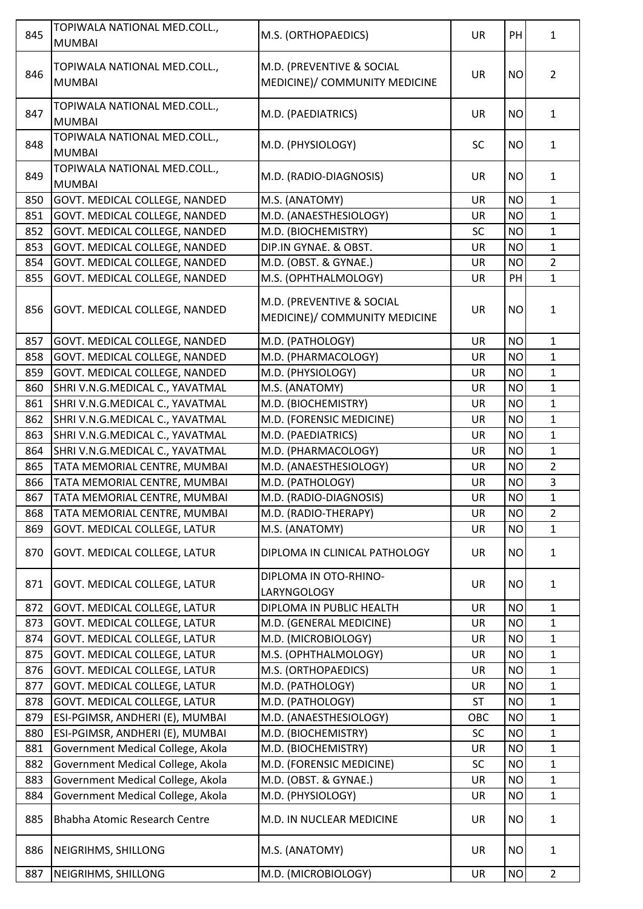| | | | | | |
|---|---|---|---|---|---|
| 845 | TOPIWALA NATIONAL MED.COLL., MUMBAI | M.S. (ORTHOPAEDICS) | UR | PH | 1 |
| 846 | TOPIWALA NATIONAL MED.COLL., MUMBAI | M.D. (PREVENTIVE & SOCIAL MEDICINE)/ COMMUNITY MEDICINE | UR | NO | 2 |
| 847 | TOPIWALA NATIONAL MED.COLL., MUMBAI | M.D. (PAEDIATRICS) | UR | NO | 1 |
| 848 | TOPIWALA NATIONAL MED.COLL., MUMBAI | M.D. (PHYSIOLOGY) | SC | NO | 1 |
| 849 | TOPIWALA NATIONAL MED.COLL., MUMBAI | M.D. (RADIO-DIAGNOSIS) | UR | NO | 1 |
| 850 | GOVT. MEDICAL COLLEGE, NANDED | M.S. (ANATOMY) | UR | NO | 1 |
| 851 | GOVT. MEDICAL COLLEGE, NANDED | M.D. (ANAESTHESIOLOGY) | UR | NO | 1 |
| 852 | GOVT. MEDICAL COLLEGE, NANDED | M.D. (BIOCHEMISTRY) | SC | NO | 1 |
| 853 | GOVT. MEDICAL COLLEGE, NANDED | DIP.IN GYNAE. & OBST. | UR | NO | 1 |
| 854 | GOVT. MEDICAL COLLEGE, NANDED | M.D. (OBST. & GYNAE.) | UR | NO | 2 |
| 855 | GOVT. MEDICAL COLLEGE, NANDED | M.S. (OPHTHALMOLOGY) | UR | PH | 1 |
| 856 | GOVT. MEDICAL COLLEGE, NANDED | M.D. (PREVENTIVE & SOCIAL MEDICINE)/ COMMUNITY MEDICINE | UR | NO | 1 |
| 857 | GOVT. MEDICAL COLLEGE, NANDED | M.D. (PATHOLOGY) | UR | NO | 1 |
| 858 | GOVT. MEDICAL COLLEGE, NANDED | M.D. (PHARMACOLOGY) | UR | NO | 1 |
| 859 | GOVT. MEDICAL COLLEGE, NANDED | M.D. (PHYSIOLOGY) | UR | NO | 1 |
| 860 | SHRI V.N.G.MEDICAL C., YAVATMAL | M.S. (ANATOMY) | UR | NO | 1 |
| 861 | SHRI V.N.G.MEDICAL C., YAVATMAL | M.D. (BIOCHEMISTRY) | UR | NO | 1 |
| 862 | SHRI V.N.G.MEDICAL C., YAVATMAL | M.D. (FORENSIC MEDICINE) | UR | NO | 1 |
| 863 | SHRI V.N.G.MEDICAL C., YAVATMAL | M.D. (PAEDIATRICS) | UR | NO | 1 |
| 864 | SHRI V.N.G.MEDICAL C., YAVATMAL | M.D. (PHARMACOLOGY) | UR | NO | 1 |
| 865 | TATA MEMORIAL CENTRE, MUMBAI | M.D. (ANAESTHESIOLOGY) | UR | NO | 2 |
| 866 | TATA MEMORIAL CENTRE, MUMBAI | M.D. (PATHOLOGY) | UR | NO | 3 |
| 867 | TATA MEMORIAL CENTRE, MUMBAI | M.D. (RADIO-DIAGNOSIS) | UR | NO | 1 |
| 868 | TATA MEMORIAL CENTRE, MUMBAI | M.D. (RADIO-THERAPY) | UR | NO | 2 |
| 869 | GOVT. MEDICAL COLLEGE, LATUR | M.S. (ANATOMY) | UR | NO | 1 |
| 870 | GOVT. MEDICAL COLLEGE, LATUR | DIPLOMA IN CLINICAL PATHOLOGY | UR | NO | 1 |
| 871 | GOVT. MEDICAL COLLEGE, LATUR | DIPLOMA IN OTO-RHINO-LARYNGOLOGY | UR | NO | 1 |
| 872 | GOVT. MEDICAL COLLEGE, LATUR | DIPLOMA IN PUBLIC HEALTH | UR | NO | 1 |
| 873 | GOVT. MEDICAL COLLEGE, LATUR | M.D. (GENERAL MEDICINE) | UR | NO | 1 |
| 874 | GOVT. MEDICAL COLLEGE, LATUR | M.D. (MICROBIOLOGY) | UR | NO | 1 |
| 875 | GOVT. MEDICAL COLLEGE, LATUR | M.S. (OPHTHALMOLOGY) | UR | NO | 1 |
| 876 | GOVT. MEDICAL COLLEGE, LATUR | M.S. (ORTHOPAEDICS) | UR | NO | 1 |
| 877 | GOVT. MEDICAL COLLEGE, LATUR | M.D. (PATHOLOGY) | UR | NO | 1 |
| 878 | GOVT. MEDICAL COLLEGE, LATUR | M.D. (PATHOLOGY) | ST | NO | 1 |
| 879 | ESI-PGIMSR, ANDHERI (E), MUMBAI | M.D. (ANAESTHESIOLOGY) | OBC | NO | 1 |
| 880 | ESI-PGIMSR, ANDHERI (E), MUMBAI | M.D. (BIOCHEMISTRY) | SC | NO | 1 |
| 881 | Government Medical College, Akola | M.D. (BIOCHEMISTRY) | UR | NO | 1 |
| 882 | Government Medical College, Akola | M.D. (FORENSIC MEDICINE) | SC | NO | 1 |
| 883 | Government Medical College, Akola | M.D. (OBST. & GYNAE.) | UR | NO | 1 |
| 884 | Government Medical College, Akola | M.D. (PHYSIOLOGY) | UR | NO | 1 |
| 885 | Bhabha Atomic Research Centre | M.D. IN NUCLEAR MEDICINE | UR | NO | 1 |
| 886 | NEIGRIHMS, SHILLONG | M.S. (ANATOMY) | UR | NO | 1 |
| 887 | NEIGRIHMS, SHILLONG | M.D. (MICROBIOLOGY) | UR | NO | 2 |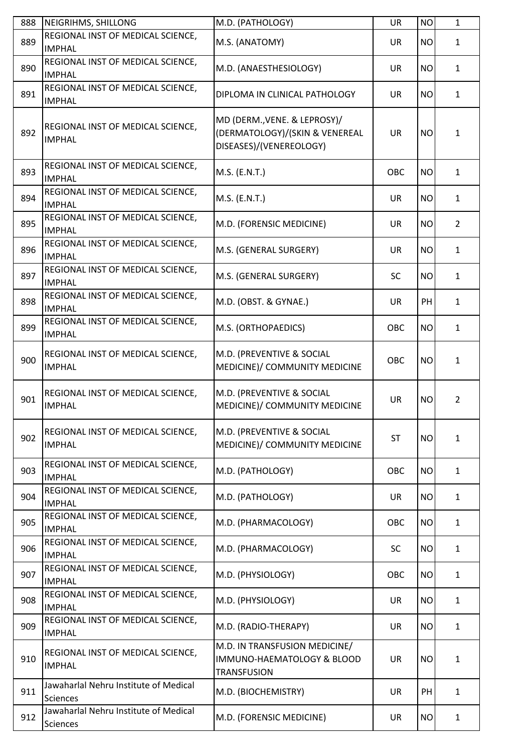| | | | | | |
|---|---|---|---|---|---|
| 888 | NEIGRIHMS, SHILLONG | M.D. (PATHOLOGY) | UR | NO | 1 |
| 889 | REGIONAL INST OF MEDICAL SCIENCE, IMPHAL | M.S. (ANATOMY) | UR | NO | 1 |
| 890 | REGIONAL INST OF MEDICAL SCIENCE, IMPHAL | M.D. (ANAESTHESIOLOGY) | UR | NO | 1 |
| 891 | REGIONAL INST OF MEDICAL SCIENCE, IMPHAL | DIPLOMA IN CLINICAL PATHOLOGY | UR | NO | 1 |
| 892 | REGIONAL INST OF MEDICAL SCIENCE, IMPHAL | MD (DERM.,VENE. & LEPROSY)/ (DERMATOLOGY)/(SKIN & VENEREAL DISEASES)/(VENEREOLOGY) | UR | NO | 1 |
| 893 | REGIONAL INST OF MEDICAL SCIENCE, IMPHAL | M.S. (E.N.T.) | OBC | NO | 1 |
| 894 | REGIONAL INST OF MEDICAL SCIENCE, IMPHAL | M.S. (E.N.T.) | UR | NO | 1 |
| 895 | REGIONAL INST OF MEDICAL SCIENCE, IMPHAL | M.D. (FORENSIC MEDICINE) | UR | NO | 2 |
| 896 | REGIONAL INST OF MEDICAL SCIENCE, IMPHAL | M.S. (GENERAL SURGERY) | UR | NO | 1 |
| 897 | REGIONAL INST OF MEDICAL SCIENCE, IMPHAL | M.S. (GENERAL SURGERY) | SC | NO | 1 |
| 898 | REGIONAL INST OF MEDICAL SCIENCE, IMPHAL | M.D. (OBST. & GYNAE.) | UR | PH | 1 |
| 899 | REGIONAL INST OF MEDICAL SCIENCE, IMPHAL | M.S. (ORTHOPAEDICS) | OBC | NO | 1 |
| 900 | REGIONAL INST OF MEDICAL SCIENCE, IMPHAL | M.D. (PREVENTIVE & SOCIAL MEDICINE)/ COMMUNITY MEDICINE | OBC | NO | 1 |
| 901 | REGIONAL INST OF MEDICAL SCIENCE, IMPHAL | M.D. (PREVENTIVE & SOCIAL MEDICINE)/ COMMUNITY MEDICINE | UR | NO | 2 |
| 902 | REGIONAL INST OF MEDICAL SCIENCE, IMPHAL | M.D. (PREVENTIVE & SOCIAL MEDICINE)/ COMMUNITY MEDICINE | ST | NO | 1 |
| 903 | REGIONAL INST OF MEDICAL SCIENCE, IMPHAL | M.D. (PATHOLOGY) | OBC | NO | 1 |
| 904 | REGIONAL INST OF MEDICAL SCIENCE, IMPHAL | M.D. (PATHOLOGY) | UR | NO | 1 |
| 905 | REGIONAL INST OF MEDICAL SCIENCE, IMPHAL | M.D. (PHARMACOLOGY) | OBC | NO | 1 |
| 906 | REGIONAL INST OF MEDICAL SCIENCE, IMPHAL | M.D. (PHARMACOLOGY) | SC | NO | 1 |
| 907 | REGIONAL INST OF MEDICAL SCIENCE, IMPHAL | M.D. (PHYSIOLOGY) | OBC | NO | 1 |
| 908 | REGIONAL INST OF MEDICAL SCIENCE, IMPHAL | M.D. (PHYSIOLOGY) | UR | NO | 1 |
| 909 | REGIONAL INST OF MEDICAL SCIENCE, IMPHAL | M.D. (RADIO-THERAPY) | UR | NO | 1 |
| 910 | REGIONAL INST OF MEDICAL SCIENCE, IMPHAL | M.D. IN TRANSFUSION MEDICINE/ IMMUNO-HAEMATOLOGY & BLOOD TRANSFUSION | UR | NO | 1 |
| 911 | Jawaharlal Nehru Institute of Medical Sciences | M.D. (BIOCHEMISTRY) | UR | PH | 1 |
| 912 | Jawaharlal Nehru Institute of Medical Sciences | M.D. (FORENSIC MEDICINE) | UR | NO | 1 |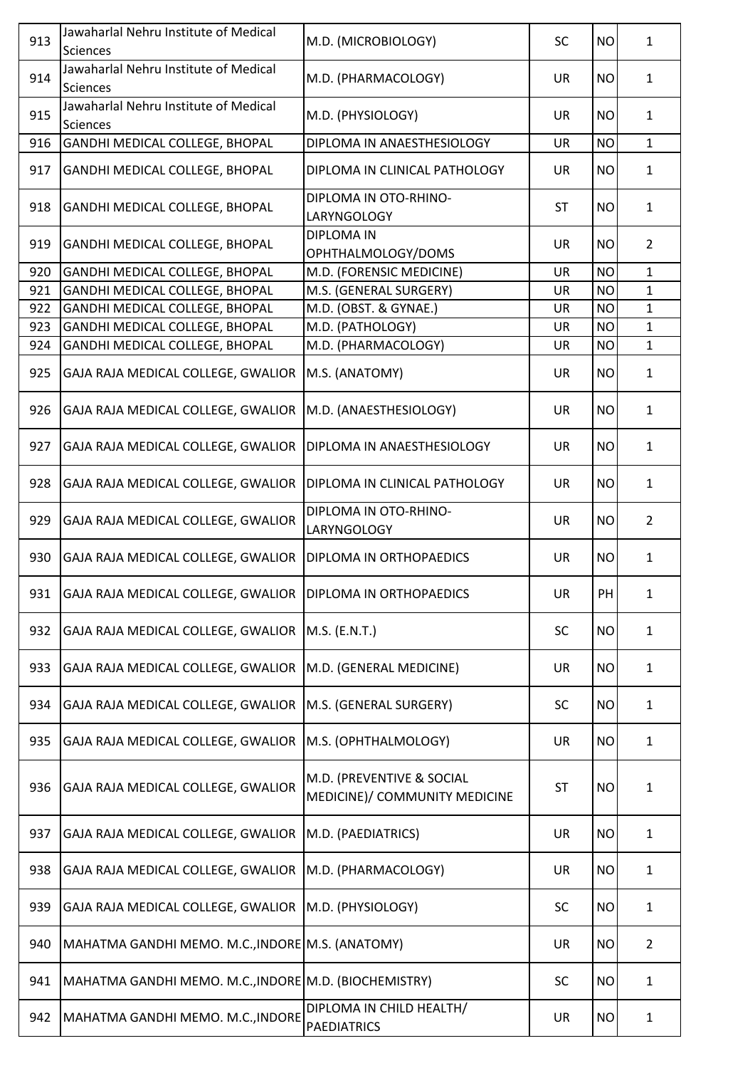| 913 | Jawaharlal Nehru Institute of Medical Sciences | M.D. (MICROBIOLOGY) | SC | NO | 1 |
|---|---|---|---|---|---|
| 914 | Jawaharlal Nehru Institute of Medical Sciences | M.D. (PHARMACOLOGY) | UR | NO | 1 |
| 915 | Jawaharlal Nehru Institute of Medical Sciences | M.D. (PHYSIOLOGY) | UR | NO | 1 |
| 916 | GANDHI MEDICAL COLLEGE, BHOPAL | DIPLOMA IN ANAESTHESIOLOGY | UR | NO | 1 |
| 917 | GANDHI MEDICAL COLLEGE, BHOPAL | DIPLOMA IN CLINICAL PATHOLOGY | UR | NO | 1 |
| 918 | GANDHI MEDICAL COLLEGE, BHOPAL | DIPLOMA IN OTO-RHINO-LARYNGOLOGY | ST | NO | 1 |
| 919 | GANDHI MEDICAL COLLEGE, BHOPAL | DIPLOMA IN OPHTHALMOLOGY/DOMS | UR | NO | 2 |
| 920 | GANDHI MEDICAL COLLEGE, BHOPAL | M.D. (FORENSIC MEDICINE) | UR | NO | 1 |
| 921 | GANDHI MEDICAL COLLEGE, BHOPAL | M.S. (GENERAL SURGERY) | UR | NO | 1 |
| 922 | GANDHI MEDICAL COLLEGE, BHOPAL | M.D. (OBST. & GYNAE.) | UR | NO | 1 |
| 923 | GANDHI MEDICAL COLLEGE, BHOPAL | M.D. (PATHOLOGY) | UR | NO | 1 |
| 924 | GANDHI MEDICAL COLLEGE, BHOPAL | M.D. (PHARMACOLOGY) | UR | NO | 1 |
| 925 | GAJA RAJA MEDICAL COLLEGE, GWALIOR | M.S. (ANATOMY) | UR | NO | 1 |
| 926 | GAJA RAJA MEDICAL COLLEGE, GWALIOR | M.D. (ANAESTHESIOLOGY) | UR | NO | 1 |
| 927 | GAJA RAJA MEDICAL COLLEGE, GWALIOR | DIPLOMA IN ANAESTHESIOLOGY | UR | NO | 1 |
| 928 | GAJA RAJA MEDICAL COLLEGE, GWALIOR | DIPLOMA IN CLINICAL PATHOLOGY | UR | NO | 1 |
| 929 | GAJA RAJA MEDICAL COLLEGE, GWALIOR | DIPLOMA IN OTO-RHINO-LARYNGOLOGY | UR | NO | 2 |
| 930 | GAJA RAJA MEDICAL COLLEGE, GWALIOR | DIPLOMA IN ORTHOPAEDICS | UR | NO | 1 |
| 931 | GAJA RAJA MEDICAL COLLEGE, GWALIOR | DIPLOMA IN ORTHOPAEDICS | UR | PH | 1 |
| 932 | GAJA RAJA MEDICAL COLLEGE, GWALIOR | M.S. (E.N.T.) | SC | NO | 1 |
| 933 | GAJA RAJA MEDICAL COLLEGE, GWALIOR | M.D. (GENERAL MEDICINE) | UR | NO | 1 |
| 934 | GAJA RAJA MEDICAL COLLEGE, GWALIOR | M.S. (GENERAL SURGERY) | SC | NO | 1 |
| 935 | GAJA RAJA MEDICAL COLLEGE, GWALIOR | M.S. (OPHTHALMOLOGY) | UR | NO | 1 |
| 936 | GAJA RAJA MEDICAL COLLEGE, GWALIOR | M.D. (PREVENTIVE & SOCIAL MEDICINE)/ COMMUNITY MEDICINE | ST | NO | 1 |
| 937 | GAJA RAJA MEDICAL COLLEGE, GWALIOR | M.D. (PAEDIATRICS) | UR | NO | 1 |
| 938 | GAJA RAJA MEDICAL COLLEGE, GWALIOR | M.D. (PHARMACOLOGY) | UR | NO | 1 |
| 939 | GAJA RAJA MEDICAL COLLEGE, GWALIOR | M.D. (PHYSIOLOGY) | SC | NO | 1 |
| 940 | MAHATMA GANDHI MEMO. M.C.,INDORE | M.S. (ANATOMY) | UR | NO | 2 |
| 941 | MAHATMA GANDHI MEMO. M.C.,INDORE | M.D. (BIOCHEMISTRY) | SC | NO | 1 |
| 942 | MAHATMA GANDHI MEMO. M.C.,INDORE | DIPLOMA IN CHILD HEALTH/ PAEDIATRICS | UR | NO | 1 |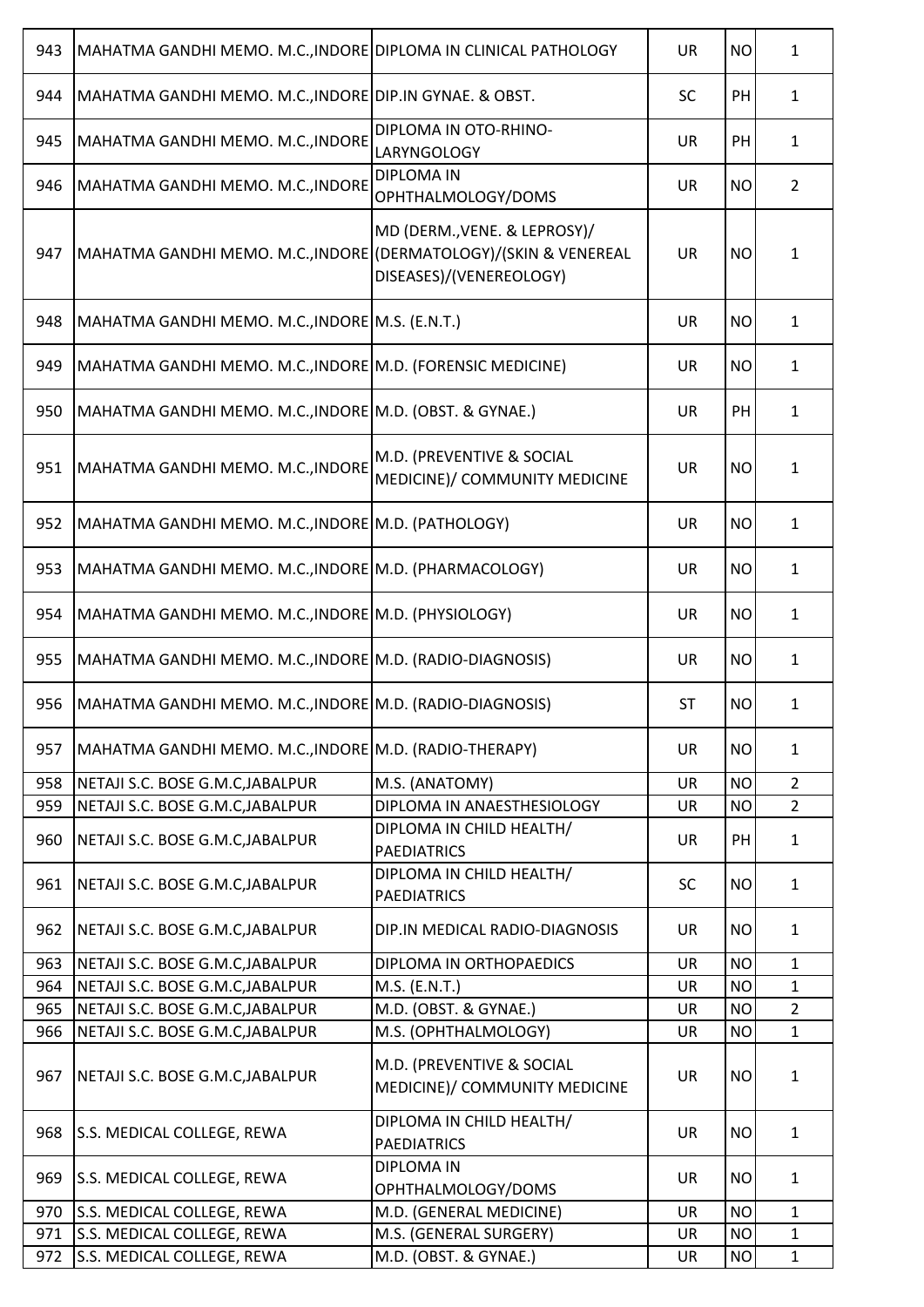| | | | | | |
|---|---|---|---|---|---|
| 943 | MAHATMA GANDHI MEMO. M.C.,INDORE | DIPLOMA IN CLINICAL PATHOLOGY | UR | NO | 1 |
| 944 | MAHATMA GANDHI MEMO. M.C.,INDORE | DIP.IN GYNAE. & OBST. | SC | PH | 1 |
| 945 | MAHATMA GANDHI MEMO. M.C.,INDORE | DIPLOMA IN OTO-RHINO-LARYNGOLOGY | UR | PH | 1 |
| 946 | MAHATMA GANDHI MEMO. M.C.,INDORE | DIPLOMA IN OPHTHALMOLOGY/DOMS | UR | NO | 2 |
| 947 | MAHATMA GANDHI MEMO. M.C.,INDORE | MD (DERM.,VENE. & LEPROSY)/ (DERMATOLOGY)/(SKIN & VENEREAL DISEASES)/(VENEREOLOGY) | UR | NO | 1 |
| 948 | MAHATMA GANDHI MEMO. M.C.,INDORE | M.S. (E.N.T.) | UR | NO | 1 |
| 949 | MAHATMA GANDHI MEMO. M.C.,INDORE | M.D. (FORENSIC MEDICINE) | UR | NO | 1 |
| 950 | MAHATMA GANDHI MEMO. M.C.,INDORE | M.D. (OBST. & GYNAE.) | UR | PH | 1 |
| 951 | MAHATMA GANDHI MEMO. M.C.,INDORE | M.D. (PREVENTIVE & SOCIAL MEDICINE)/ COMMUNITY MEDICINE | UR | NO | 1 |
| 952 | MAHATMA GANDHI MEMO. M.C.,INDORE | M.D. (PATHOLOGY) | UR | NO | 1 |
| 953 | MAHATMA GANDHI MEMO. M.C.,INDORE | M.D. (PHARMACOLOGY) | UR | NO | 1 |
| 954 | MAHATMA GANDHI MEMO. M.C.,INDORE | M.D. (PHYSIOLOGY) | UR | NO | 1 |
| 955 | MAHATMA GANDHI MEMO. M.C.,INDORE | M.D. (RADIO-DIAGNOSIS) | UR | NO | 1 |
| 956 | MAHATMA GANDHI MEMO. M.C.,INDORE | M.D. (RADIO-DIAGNOSIS) | ST | NO | 1 |
| 957 | MAHATMA GANDHI MEMO. M.C.,INDORE | M.D. (RADIO-THERAPY) | UR | NO | 1 |
| 958 | NETAJI S.C. BOSE G.M.C,JABALPUR | M.S. (ANATOMY) | UR | NO | 2 |
| 959 | NETAJI S.C. BOSE G.M.C,JABALPUR | DIPLOMA IN ANAESTHESIOLOGY | UR | NO | 2 |
| 960 | NETAJI S.C. BOSE G.M.C,JABALPUR | DIPLOMA IN CHILD HEALTH/ PAEDIATRICS | UR | PH | 1 |
| 961 | NETAJI S.C. BOSE G.M.C,JABALPUR | DIPLOMA IN CHILD HEALTH/ PAEDIATRICS | SC | NO | 1 |
| 962 | NETAJI S.C. BOSE G.M.C,JABALPUR | DIP.IN MEDICAL RADIO-DIAGNOSIS | UR | NO | 1 |
| 963 | NETAJI S.C. BOSE G.M.C,JABALPUR | DIPLOMA IN ORTHOPAEDICS | UR | NO | 1 |
| 964 | NETAJI S.C. BOSE G.M.C,JABALPUR | M.S. (E.N.T.) | UR | NO | 1 |
| 965 | NETAJI S.C. BOSE G.M.C,JABALPUR | M.D. (OBST. & GYNAE.) | UR | NO | 2 |
| 966 | NETAJI S.C. BOSE G.M.C,JABALPUR | M.S. (OPHTHALMOLOGY) | UR | NO | 1 |
| 967 | NETAJI S.C. BOSE G.M.C,JABALPUR | M.D. (PREVENTIVE & SOCIAL MEDICINE)/ COMMUNITY MEDICINE | UR | NO | 1 |
| 968 | S.S. MEDICAL COLLEGE, REWA | DIPLOMA IN CHILD HEALTH/ PAEDIATRICS | UR | NO | 1 |
| 969 | S.S. MEDICAL COLLEGE, REWA | DIPLOMA IN OPHTHALMOLOGY/DOMS | UR | NO | 1 |
| 970 | S.S. MEDICAL COLLEGE, REWA | M.D. (GENERAL MEDICINE) | UR | NO | 1 |
| 971 | S.S. MEDICAL COLLEGE, REWA | M.S. (GENERAL SURGERY) | UR | NO | 1 |
| 972 | S.S. MEDICAL COLLEGE, REWA | M.D. (OBST. & GYNAE.) | UR | NO | 1 |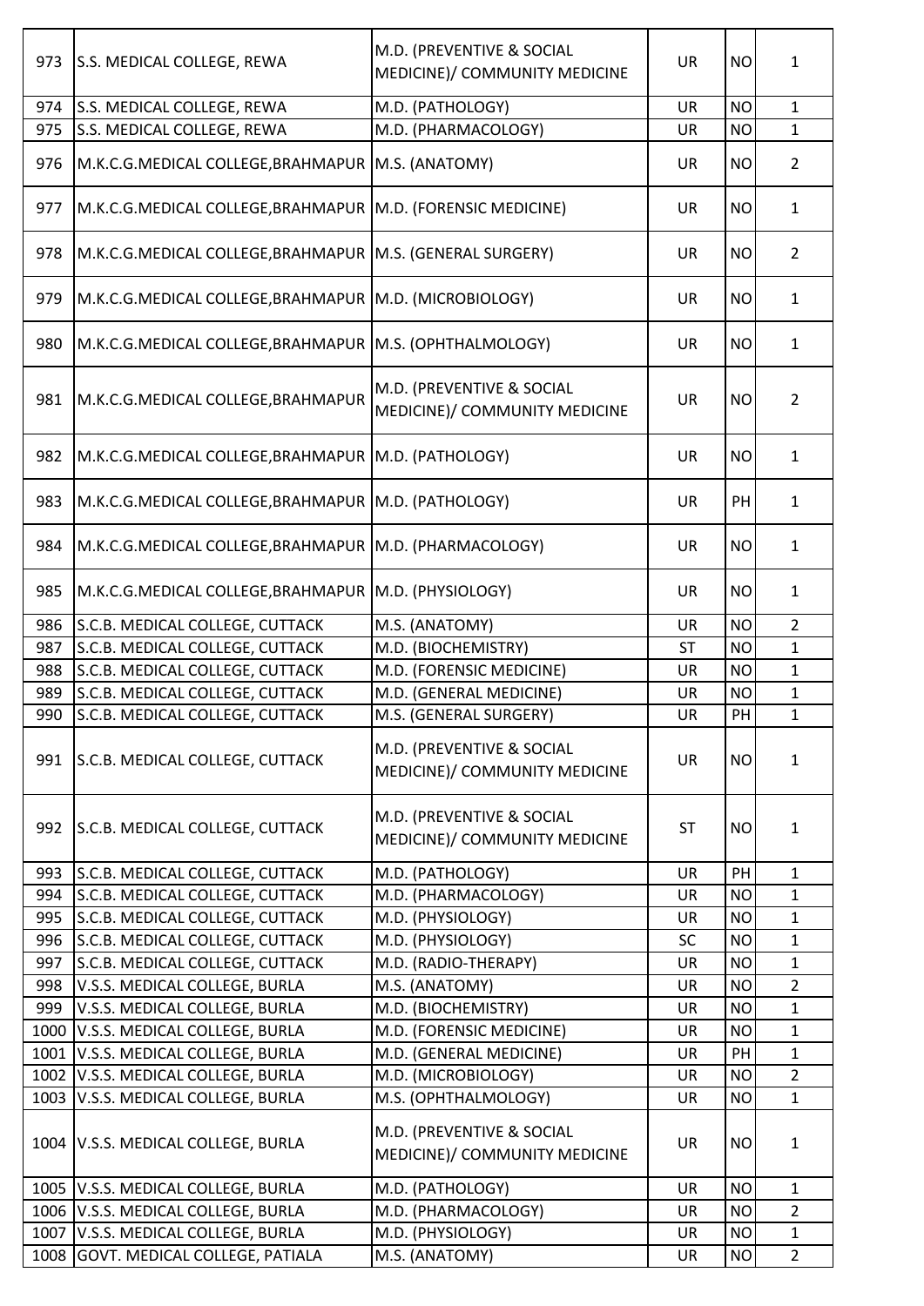| 973 | S.S. MEDICAL COLLEGE, REWA | M.D. (PREVENTIVE & SOCIAL MEDICINE)/ COMMUNITY MEDICINE | UR | NO | 1 |
|---|---|---|---|---|---|
| 974 | S.S. MEDICAL COLLEGE, REWA | M.D. (PATHOLOGY) | UR | NO | 1 |
| 975 | S.S. MEDICAL COLLEGE, REWA | M.D. (PHARMACOLOGY) | UR | NO | 1 |
| 976 | M.K.C.G.MEDICAL COLLEGE,BRAHMAPUR | M.S. (ANATOMY) | UR | NO | 2 |
| 977 | M.K.C.G.MEDICAL COLLEGE,BRAHMAPUR | M.D. (FORENSIC MEDICINE) | UR | NO | 1 |
| 978 | M.K.C.G.MEDICAL COLLEGE,BRAHMAPUR | M.S. (GENERAL SURGERY) | UR | NO | 2 |
| 979 | M.K.C.G.MEDICAL COLLEGE,BRAHMAPUR | M.D. (MICROBIOLOGY) | UR | NO | 1 |
| 980 | M.K.C.G.MEDICAL COLLEGE,BRAHMAPUR | M.S. (OPHTHALMOLOGY) | UR | NO | 1 |
| 981 | M.K.C.G.MEDICAL COLLEGE,BRAHMAPUR | M.D. (PREVENTIVE & SOCIAL MEDICINE)/ COMMUNITY MEDICINE | UR | NO | 2 |
| 982 | M.K.C.G.MEDICAL COLLEGE,BRAHMAPUR | M.D. (PATHOLOGY) | UR | NO | 1 |
| 983 | M.K.C.G.MEDICAL COLLEGE,BRAHMAPUR | M.D. (PATHOLOGY) | UR | PH | 1 |
| 984 | M.K.C.G.MEDICAL COLLEGE,BRAHMAPUR | M.D. (PHARMACOLOGY) | UR | NO | 1 |
| 985 | M.K.C.G.MEDICAL COLLEGE,BRAHMAPUR | M.D. (PHYSIOLOGY) | UR | NO | 1 |
| 986 | S.C.B. MEDICAL COLLEGE, CUTTACK | M.S. (ANATOMY) | UR | NO | 2 |
| 987 | S.C.B. MEDICAL COLLEGE, CUTTACK | M.D. (BIOCHEMISTRY) | ST | NO | 1 |
| 988 | S.C.B. MEDICAL COLLEGE, CUTTACK | M.D. (FORENSIC MEDICINE) | UR | NO | 1 |
| 989 | S.C.B. MEDICAL COLLEGE, CUTTACK | M.D. (GENERAL MEDICINE) | UR | NO | 1 |
| 990 | S.C.B. MEDICAL COLLEGE, CUTTACK | M.S. (GENERAL SURGERY) | UR | PH | 1 |
| 991 | S.C.B. MEDICAL COLLEGE, CUTTACK | M.D. (PREVENTIVE & SOCIAL MEDICINE)/ COMMUNITY MEDICINE | UR | NO | 1 |
| 992 | S.C.B. MEDICAL COLLEGE, CUTTACK | M.D. (PREVENTIVE & SOCIAL MEDICINE)/ COMMUNITY MEDICINE | ST | NO | 1 |
| 993 | S.C.B. MEDICAL COLLEGE, CUTTACK | M.D. (PATHOLOGY) | UR | PH | 1 |
| 994 | S.C.B. MEDICAL COLLEGE, CUTTACK | M.D. (PHARMACOLOGY) | UR | NO | 1 |
| 995 | S.C.B. MEDICAL COLLEGE, CUTTACK | M.D. (PHYSIOLOGY) | UR | NO | 1 |
| 996 | S.C.B. MEDICAL COLLEGE, CUTTACK | M.D. (PHYSIOLOGY) | SC | NO | 1 |
| 997 | S.C.B. MEDICAL COLLEGE, CUTTACK | M.D. (RADIO-THERAPY) | UR | NO | 1 |
| 998 | V.S.S. MEDICAL COLLEGE, BURLA | M.S. (ANATOMY) | UR | NO | 2 |
| 999 | V.S.S. MEDICAL COLLEGE, BURLA | M.D. (BIOCHEMISTRY) | UR | NO | 1 |
| 1000 | V.S.S. MEDICAL COLLEGE, BURLA | M.D. (FORENSIC MEDICINE) | UR | NO | 1 |
| 1001 | V.S.S. MEDICAL COLLEGE, BURLA | M.D. (GENERAL MEDICINE) | UR | PH | 1 |
| 1002 | V.S.S. MEDICAL COLLEGE, BURLA | M.D. (MICROBIOLOGY) | UR | NO | 2 |
| 1003 | V.S.S. MEDICAL COLLEGE, BURLA | M.S. (OPHTHALMOLOGY) | UR | NO | 1 |
| 1004 | V.S.S. MEDICAL COLLEGE, BURLA | M.D. (PREVENTIVE & SOCIAL MEDICINE)/ COMMUNITY MEDICINE | UR | NO | 1 |
| 1005 | V.S.S. MEDICAL COLLEGE, BURLA | M.D. (PATHOLOGY) | UR | NO | 1 |
| 1006 | V.S.S. MEDICAL COLLEGE, BURLA | M.D. (PHARMACOLOGY) | UR | NO | 2 |
| 1007 | V.S.S. MEDICAL COLLEGE, BURLA | M.D. (PHYSIOLOGY) | UR | NO | 1 |
| 1008 | GOVT. MEDICAL COLLEGE, PATIALA | M.S. (ANATOMY) | UR | NO | 2 |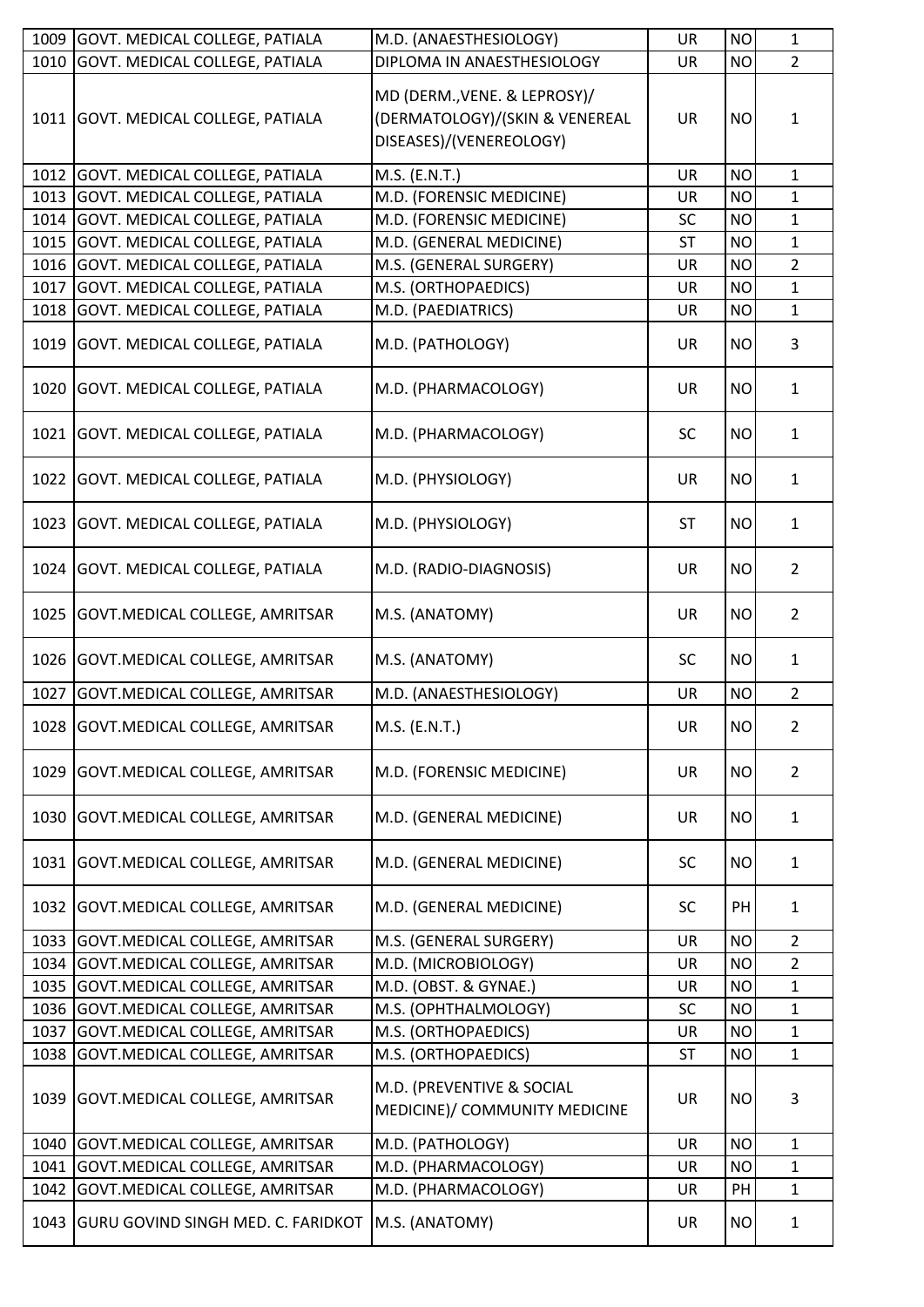| | | | | | |
|---|---|---|---|---|---|
| 1009 | GOVT. MEDICAL COLLEGE, PATIALA | M.D. (ANAESTHESIOLOGY) | UR | NO | 1 |
| 1010 | GOVT. MEDICAL COLLEGE, PATIALA | DIPLOMA IN ANAESTHESIOLOGY | UR | NO | 2 |
| 1011 | GOVT. MEDICAL COLLEGE, PATIALA | MD (DERM.,VENE. & LEPROSY)/ (DERMATOLOGY)/(SKIN & VENEREAL DISEASES)/(VENEREOLOGY) | UR | NO | 1 |
| 1012 | GOVT. MEDICAL COLLEGE, PATIALA | M.S. (E.N.T.) | UR | NO | 1 |
| 1013 | GOVT. MEDICAL COLLEGE, PATIALA | M.D. (FORENSIC MEDICINE) | UR | NO | 1 |
| 1014 | GOVT. MEDICAL COLLEGE, PATIALA | M.D. (FORENSIC MEDICINE) | SC | NO | 1 |
| 1015 | GOVT. MEDICAL COLLEGE, PATIALA | M.D. (GENERAL MEDICINE) | ST | NO | 1 |
| 1016 | GOVT. MEDICAL COLLEGE, PATIALA | M.S. (GENERAL SURGERY) | UR | NO | 2 |
| 1017 | GOVT. MEDICAL COLLEGE, PATIALA | M.S. (ORTHOPAEDICS) | UR | NO | 1 |
| 1018 | GOVT. MEDICAL COLLEGE, PATIALA | M.D. (PAEDIATRICS) | UR | NO | 1 |
| 1019 | GOVT. MEDICAL COLLEGE, PATIALA | M.D. (PATHOLOGY) | UR | NO | 3 |
| 1020 | GOVT. MEDICAL COLLEGE, PATIALA | M.D. (PHARMACOLOGY) | UR | NO | 1 |
| 1021 | GOVT. MEDICAL COLLEGE, PATIALA | M.D. (PHARMACOLOGY) | SC | NO | 1 |
| 1022 | GOVT. MEDICAL COLLEGE, PATIALA | M.D. (PHYSIOLOGY) | UR | NO | 1 |
| 1023 | GOVT. MEDICAL COLLEGE, PATIALA | M.D. (PHYSIOLOGY) | ST | NO | 1 |
| 1024 | GOVT. MEDICAL COLLEGE, PATIALA | M.D. (RADIO-DIAGNOSIS) | UR | NO | 2 |
| 1025 | GOVT.MEDICAL COLLEGE, AMRITSAR | M.S. (ANATOMY) | UR | NO | 2 |
| 1026 | GOVT.MEDICAL COLLEGE, AMRITSAR | M.S. (ANATOMY) | SC | NO | 1 |
| 1027 | GOVT.MEDICAL COLLEGE, AMRITSAR | M.D. (ANAESTHESIOLOGY) | UR | NO | 2 |
| 1028 | GOVT.MEDICAL COLLEGE, AMRITSAR | M.S. (E.N.T.) | UR | NO | 2 |
| 1029 | GOVT.MEDICAL COLLEGE, AMRITSAR | M.D. (FORENSIC MEDICINE) | UR | NO | 2 |
| 1030 | GOVT.MEDICAL COLLEGE, AMRITSAR | M.D. (GENERAL MEDICINE) | UR | NO | 1 |
| 1031 | GOVT.MEDICAL COLLEGE, AMRITSAR | M.D. (GENERAL MEDICINE) | SC | NO | 1 |
| 1032 | GOVT.MEDICAL COLLEGE, AMRITSAR | M.D. (GENERAL MEDICINE) | SC | PH | 1 |
| 1033 | GOVT.MEDICAL COLLEGE, AMRITSAR | M.S. (GENERAL SURGERY) | UR | NO | 2 |
| 1034 | GOVT.MEDICAL COLLEGE, AMRITSAR | M.D. (MICROBIOLOGY) | UR | NO | 2 |
| 1035 | GOVT.MEDICAL COLLEGE, AMRITSAR | M.D. (OBST. & GYNAE.) | UR | NO | 1 |
| 1036 | GOVT.MEDICAL COLLEGE, AMRITSAR | M.S. (OPHTHALMOLOGY) | SC | NO | 1 |
| 1037 | GOVT.MEDICAL COLLEGE, AMRITSAR | M.S. (ORTHOPAEDICS) | UR | NO | 1 |
| 1038 | GOVT.MEDICAL COLLEGE, AMRITSAR | M.S. (ORTHOPAEDICS) | ST | NO | 1 |
| 1039 | GOVT.MEDICAL COLLEGE, AMRITSAR | M.D. (PREVENTIVE & SOCIAL MEDICINE)/ COMMUNITY MEDICINE | UR | NO | 3 |
| 1040 | GOVT.MEDICAL COLLEGE, AMRITSAR | M.D. (PATHOLOGY) | UR | NO | 1 |
| 1041 | GOVT.MEDICAL COLLEGE, AMRITSAR | M.D. (PHARMACOLOGY) | UR | NO | 1 |
| 1042 | GOVT.MEDICAL COLLEGE, AMRITSAR | M.D. (PHARMACOLOGY) | UR | PH | 1 |
| 1043 | GURU GOVIND SINGH MED. C. FARIDKOT | M.S. (ANATOMY) | UR | NO | 1 |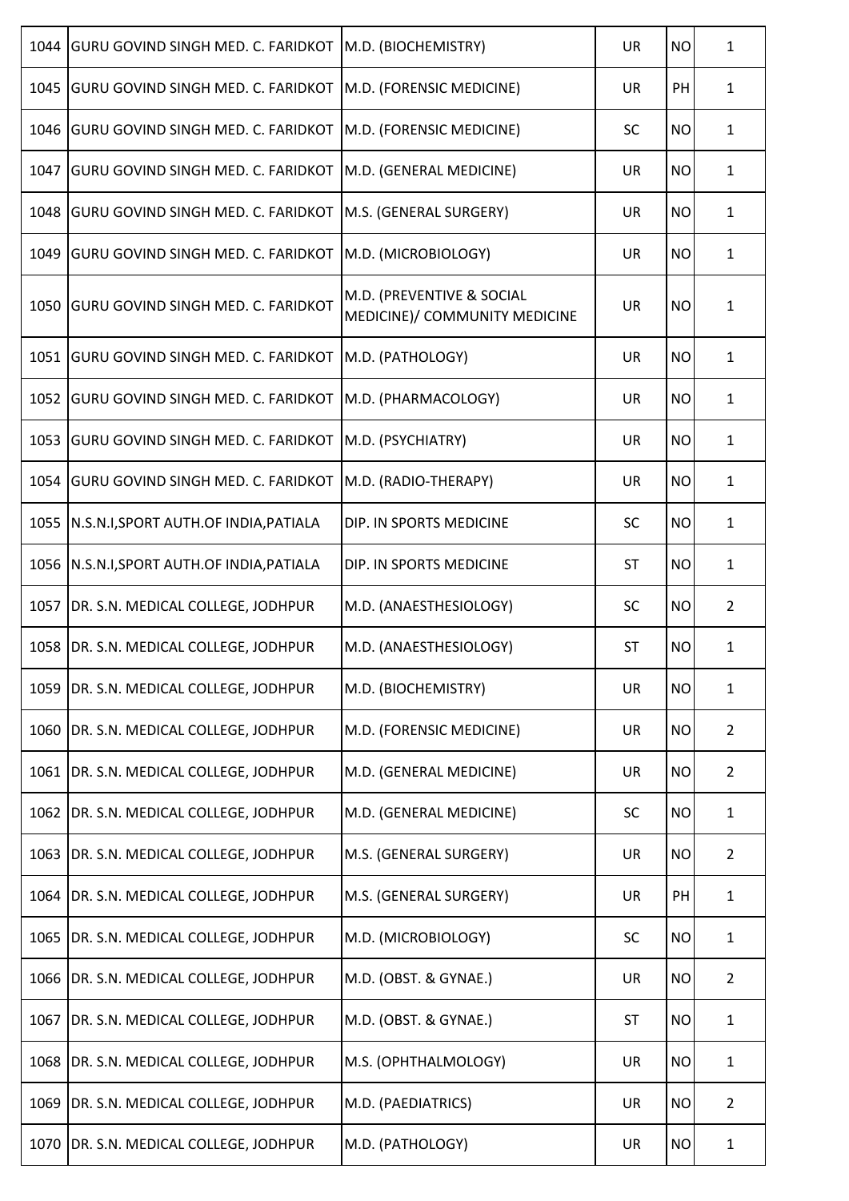| 1044 | GURU GOVIND SINGH MED. C. FARIDKOT | M.D. (BIOCHEMISTRY) | UR | NO | 1 |
|---|---|---|---|---|---|
| 1045 | GURU GOVIND SINGH MED. C. FARIDKOT | M.D. (FORENSIC MEDICINE) | UR | PH | 1 |
| 1046 | GURU GOVIND SINGH MED. C. FARIDKOT | M.D. (FORENSIC MEDICINE) | SC | NO | 1 |
| 1047 | GURU GOVIND SINGH MED. C. FARIDKOT | M.D. (GENERAL MEDICINE) | UR | NO | 1 |
| 1048 | GURU GOVIND SINGH MED. C. FARIDKOT | M.S. (GENERAL SURGERY) | UR | NO | 1 |
| 1049 | GURU GOVIND SINGH MED. C. FARIDKOT | M.D. (MICROBIOLOGY) | UR | NO | 1 |
| 1050 | GURU GOVIND SINGH MED. C. FARIDKOT | M.D. (PREVENTIVE & SOCIAL MEDICINE)/ COMMUNITY MEDICINE | UR | NO | 1 |
| 1051 | GURU GOVIND SINGH MED. C. FARIDKOT | M.D. (PATHOLOGY) | UR | NO | 1 |
| 1052 | GURU GOVIND SINGH MED. C. FARIDKOT | M.D. (PHARMACOLOGY) | UR | NO | 1 |
| 1053 | GURU GOVIND SINGH MED. C. FARIDKOT | M.D. (PSYCHIATRY) | UR | NO | 1 |
| 1054 | GURU GOVIND SINGH MED. C. FARIDKOT | M.D. (RADIO-THERAPY) | UR | NO | 1 |
| 1055 | N.S.N.I,SPORT AUTH.OF INDIA,PATIALA | DIP. IN SPORTS MEDICINE | SC | NO | 1 |
| 1056 | N.S.N.I,SPORT AUTH.OF INDIA,PATIALA | DIP. IN SPORTS MEDICINE | ST | NO | 1 |
| 1057 | DR. S.N. MEDICAL COLLEGE, JODHPUR | M.D. (ANAESTHESIOLOGY) | SC | NO | 2 |
| 1058 | DR. S.N. MEDICAL COLLEGE, JODHPUR | M.D. (ANAESTHESIOLOGY) | ST | NO | 1 |
| 1059 | DR. S.N. MEDICAL COLLEGE, JODHPUR | M.D. (BIOCHEMISTRY) | UR | NO | 1 |
| 1060 | DR. S.N. MEDICAL COLLEGE, JODHPUR | M.D. (FORENSIC MEDICINE) | UR | NO | 2 |
| 1061 | DR. S.N. MEDICAL COLLEGE, JODHPUR | M.D. (GENERAL MEDICINE) | UR | NO | 2 |
| 1062 | DR. S.N. MEDICAL COLLEGE, JODHPUR | M.D. (GENERAL MEDICINE) | SC | NO | 1 |
| 1063 | DR. S.N. MEDICAL COLLEGE, JODHPUR | M.S. (GENERAL SURGERY) | UR | NO | 2 |
| 1064 | DR. S.N. MEDICAL COLLEGE, JODHPUR | M.S. (GENERAL SURGERY) | UR | PH | 1 |
| 1065 | DR. S.N. MEDICAL COLLEGE, JODHPUR | M.D. (MICROBIOLOGY) | SC | NO | 1 |
| 1066 | DR. S.N. MEDICAL COLLEGE, JODHPUR | M.D. (OBST. & GYNAE.) | UR | NO | 2 |
| 1067 | DR. S.N. MEDICAL COLLEGE, JODHPUR | M.D. (OBST. & GYNAE.) | ST | NO | 1 |
| 1068 | DR. S.N. MEDICAL COLLEGE, JODHPUR | M.S. (OPHTHALMOLOGY) | UR | NO | 1 |
| 1069 | DR. S.N. MEDICAL COLLEGE, JODHPUR | M.D. (PAEDIATRICS) | UR | NO | 2 |
| 1070 | DR. S.N. MEDICAL COLLEGE, JODHPUR | M.D. (PATHOLOGY) | UR | NO | 1 |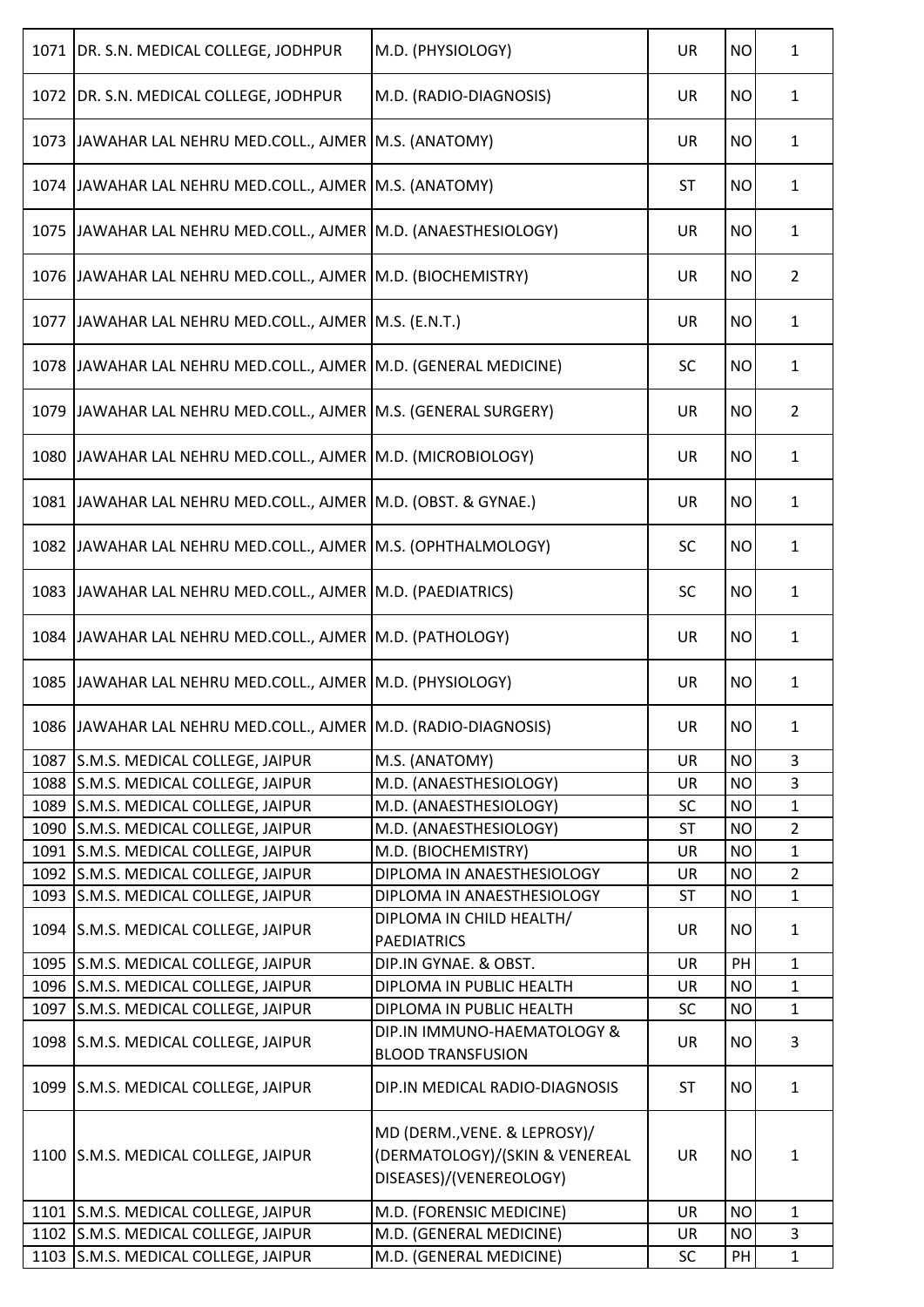| 1071 | DR. S.N. MEDICAL COLLEGE, JODHPUR | M.D. (PHYSIOLOGY) | UR | NO | 1 |
|---|---|---|---|---|---|
| 1072 | DR. S.N. MEDICAL COLLEGE, JODHPUR | M.D. (RADIO-DIAGNOSIS) | UR | NO | 1 |
| 1073 | JAWAHAR LAL NEHRU MED.COLL., AJMER | M.S. (ANATOMY) | UR | NO | 1 |
| 1074 | JAWAHAR LAL NEHRU MED.COLL., AJMER | M.S. (ANATOMY) | ST | NO | 1 |
| 1075 | JAWAHAR LAL NEHRU MED.COLL., AJMER | M.D. (ANAESTHESIOLOGY) | UR | NO | 1 |
| 1076 | JAWAHAR LAL NEHRU MED.COLL., AJMER | M.D. (BIOCHEMISTRY) | UR | NO | 2 |
| 1077 | JAWAHAR LAL NEHRU MED.COLL., AJMER | M.S. (E.N.T.) | UR | NO | 1 |
| 1078 | JAWAHAR LAL NEHRU MED.COLL., AJMER | M.D. (GENERAL MEDICINE) | SC | NO | 1 |
| 1079 | JAWAHAR LAL NEHRU MED.COLL., AJMER | M.S. (GENERAL SURGERY) | UR | NO | 2 |
| 1080 | JAWAHAR LAL NEHRU MED.COLL., AJMER | M.D. (MICROBIOLOGY) | UR | NO | 1 |
| 1081 | JAWAHAR LAL NEHRU MED.COLL., AJMER | M.D. (OBST. & GYNAE.) | UR | NO | 1 |
| 1082 | JAWAHAR LAL NEHRU MED.COLL., AJMER | M.S. (OPHTHALMOLOGY) | SC | NO | 1 |
| 1083 | JAWAHAR LAL NEHRU MED.COLL., AJMER | M.D. (PAEDIATRICS) | SC | NO | 1 |
| 1084 | JAWAHAR LAL NEHRU MED.COLL., AJMER | M.D. (PATHOLOGY) | UR | NO | 1 |
| 1085 | JAWAHAR LAL NEHRU MED.COLL., AJMER | M.D. (PHYSIOLOGY) | UR | NO | 1 |
| 1086 | JAWAHAR LAL NEHRU MED.COLL., AJMER | M.D. (RADIO-DIAGNOSIS) | UR | NO | 1 |
| 1087 | S.M.S. MEDICAL COLLEGE, JAIPUR | M.S. (ANATOMY) | UR | NO | 3 |
| 1088 | S.M.S. MEDICAL COLLEGE, JAIPUR | M.D. (ANAESTHESIOLOGY) | UR | NO | 3 |
| 1089 | S.M.S. MEDICAL COLLEGE, JAIPUR | M.D. (ANAESTHESIOLOGY) | SC | NO | 1 |
| 1090 | S.M.S. MEDICAL COLLEGE, JAIPUR | M.D. (ANAESTHESIOLOGY) | ST | NO | 2 |
| 1091 | S.M.S. MEDICAL COLLEGE, JAIPUR | M.D. (BIOCHEMISTRY) | UR | NO | 1 |
| 1092 | S.M.S. MEDICAL COLLEGE, JAIPUR | DIPLOMA IN ANAESTHESIOLOGY | UR | NO | 2 |
| 1093 | S.M.S. MEDICAL COLLEGE, JAIPUR | DIPLOMA IN ANAESTHESIOLOGY | ST | NO | 1 |
| 1094 | S.M.S. MEDICAL COLLEGE, JAIPUR | DIPLOMA IN CHILD HEALTH/ PAEDIATRICS | UR | NO | 1 |
| 1095 | S.M.S. MEDICAL COLLEGE, JAIPUR | DIP.IN GYNAE. & OBST. | UR | PH | 1 |
| 1096 | S.M.S. MEDICAL COLLEGE, JAIPUR | DIPLOMA IN PUBLIC HEALTH | UR | NO | 1 |
| 1097 | S.M.S. MEDICAL COLLEGE, JAIPUR | DIPLOMA IN PUBLIC HEALTH | SC | NO | 1 |
| 1098 | S.M.S. MEDICAL COLLEGE, JAIPUR | DIP.IN IMMUNO-HAEMATOLOGY & BLOOD TRANSFUSION | UR | NO | 3 |
| 1099 | S.M.S. MEDICAL COLLEGE, JAIPUR | DIP.IN MEDICAL RADIO-DIAGNOSIS | ST | NO | 1 |
| 1100 | S.M.S. MEDICAL COLLEGE, JAIPUR | MD (DERM.,VENE. & LEPROSY)/ (DERMATOLOGY)/(SKIN & VENEREAL DISEASES)/(VENEREOLOGY) | UR | NO | 1 |
| 1101 | S.M.S. MEDICAL COLLEGE, JAIPUR | M.D. (FORENSIC MEDICINE) | UR | NO | 1 |
| 1102 | S.M.S. MEDICAL COLLEGE, JAIPUR | M.D. (GENERAL MEDICINE) | UR | NO | 3 |
| 1103 | S.M.S. MEDICAL COLLEGE, JAIPUR | M.D. (GENERAL MEDICINE) | SC | PH | 1 |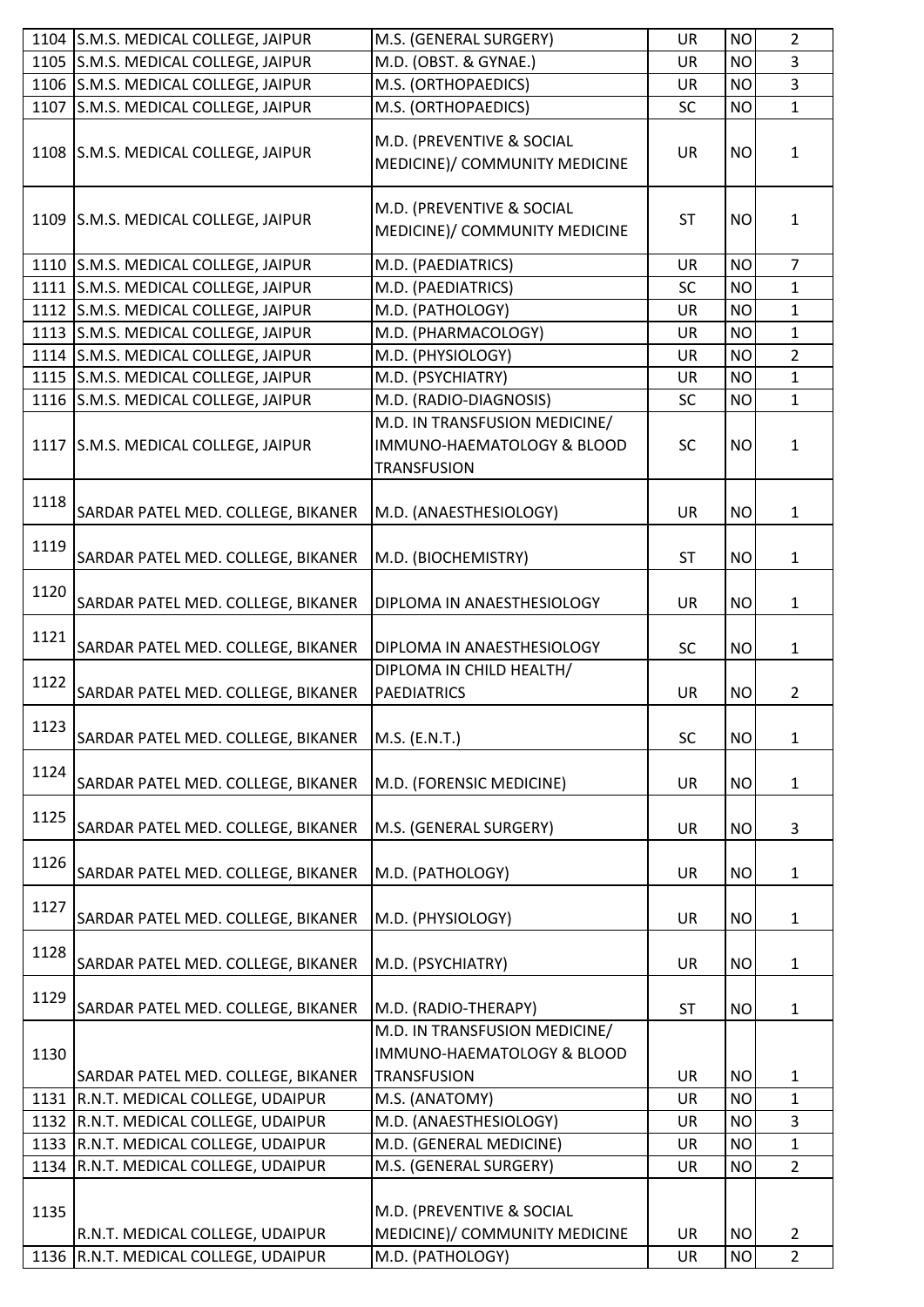| | | | | | |
|---|---|---|---|---|---|
| 1104 | S.M.S. MEDICAL COLLEGE, JAIPUR | M.S. (GENERAL SURGERY) | UR | NO | 2 |
| 1105 | S.M.S. MEDICAL COLLEGE, JAIPUR | M.D. (OBST. & GYNAE.) | UR | NO | 3 |
| 1106 | S.M.S. MEDICAL COLLEGE, JAIPUR | M.S. (ORTHOPAEDICS) | UR | NO | 3 |
| 1107 | S.M.S. MEDICAL COLLEGE, JAIPUR | M.S. (ORTHOPAEDICS) | SC | NO | 1 |
| 1108 | S.M.S. MEDICAL COLLEGE, JAIPUR | M.D. (PREVENTIVE & SOCIAL MEDICINE)/ COMMUNITY MEDICINE | UR | NO | 1 |
| 1109 | S.M.S. MEDICAL COLLEGE, JAIPUR | M.D. (PREVENTIVE & SOCIAL MEDICINE)/ COMMUNITY MEDICINE | ST | NO | 1 |
| 1110 | S.M.S. MEDICAL COLLEGE, JAIPUR | M.D. (PAEDIATRICS) | UR | NO | 7 |
| 1111 | S.M.S. MEDICAL COLLEGE, JAIPUR | M.D. (PAEDIATRICS) | SC | NO | 1 |
| 1112 | S.M.S. MEDICAL COLLEGE, JAIPUR | M.D. (PATHOLOGY) | UR | NO | 1 |
| 1113 | S.M.S. MEDICAL COLLEGE, JAIPUR | M.D. (PHARMACOLOGY) | UR | NO | 1 |
| 1114 | S.M.S. MEDICAL COLLEGE, JAIPUR | M.D. (PHYSIOLOGY) | UR | NO | 2 |
| 1115 | S.M.S. MEDICAL COLLEGE, JAIPUR | M.D. (PSYCHIATRY) | UR | NO | 1 |
| 1116 | S.M.S. MEDICAL COLLEGE, JAIPUR | M.D. (RADIO-DIAGNOSIS) | SC | NO | 1 |
| 1117 | S.M.S. MEDICAL COLLEGE, JAIPUR | M.D. IN TRANSFUSION MEDICINE/ IMMUNO-HAEMATOLOGY & BLOOD TRANSFUSION | SC | NO | 1 |
| 1118 | SARDAR PATEL MED. COLLEGE, BIKANER | M.D. (ANAESTHESIOLOGY) | UR | NO | 1 |
| 1119 | SARDAR PATEL MED. COLLEGE, BIKANER | M.D. (BIOCHEMISTRY) | ST | NO | 1 |
| 1120 | SARDAR PATEL MED. COLLEGE, BIKANER | DIPLOMA IN ANAESTHESIOLOGY | UR | NO | 1 |
| 1121 | SARDAR PATEL MED. COLLEGE, BIKANER | DIPLOMA IN ANAESTHESIOLOGY | SC | NO | 1 |
| 1122 | SARDAR PATEL MED. COLLEGE, BIKANER | DIPLOMA IN CHILD HEALTH/ PAEDIATRICS | UR | NO | 2 |
| 1123 | SARDAR PATEL MED. COLLEGE, BIKANER | M.S. (E.N.T.) | SC | NO | 1 |
| 1124 | SARDAR PATEL MED. COLLEGE, BIKANER | M.D. (FORENSIC MEDICINE) | UR | NO | 1 |
| 1125 | SARDAR PATEL MED. COLLEGE, BIKANER | M.S. (GENERAL SURGERY) | UR | NO | 3 |
| 1126 | SARDAR PATEL MED. COLLEGE, BIKANER | M.D. (PATHOLOGY) | UR | NO | 1 |
| 1127 | SARDAR PATEL MED. COLLEGE, BIKANER | M.D. (PHYSIOLOGY) | UR | NO | 1 |
| 1128 | SARDAR PATEL MED. COLLEGE, BIKANER | M.D. (PSYCHIATRY) | UR | NO | 1 |
| 1129 | SARDAR PATEL MED. COLLEGE, BIKANER | M.D. (RADIO-THERAPY) | ST | NO | 1 |
| 1130 | SARDAR PATEL MED. COLLEGE, BIKANER | M.D. IN TRANSFUSION MEDICINE/ IMMUNO-HAEMATOLOGY & BLOOD TRANSFUSION | UR | NO | 1 |
| 1131 | R.N.T. MEDICAL COLLEGE, UDAIPUR | M.S. (ANATOMY) | UR | NO | 1 |
| 1132 | R.N.T. MEDICAL COLLEGE, UDAIPUR | M.D. (ANAESTHESIOLOGY) | UR | NO | 3 |
| 1133 | R.N.T. MEDICAL COLLEGE, UDAIPUR | M.D. (GENERAL MEDICINE) | UR | NO | 1 |
| 1134 | R.N.T. MEDICAL COLLEGE, UDAIPUR | M.S. (GENERAL SURGERY) | UR | NO | 2 |
| 1135 | R.N.T. MEDICAL COLLEGE, UDAIPUR | M.D. (PREVENTIVE & SOCIAL MEDICINE)/ COMMUNITY MEDICINE | UR | NO | 2 |
| 1136 | R.N.T. MEDICAL COLLEGE, UDAIPUR | M.D. (PATHOLOGY) | UR | NO | 2 |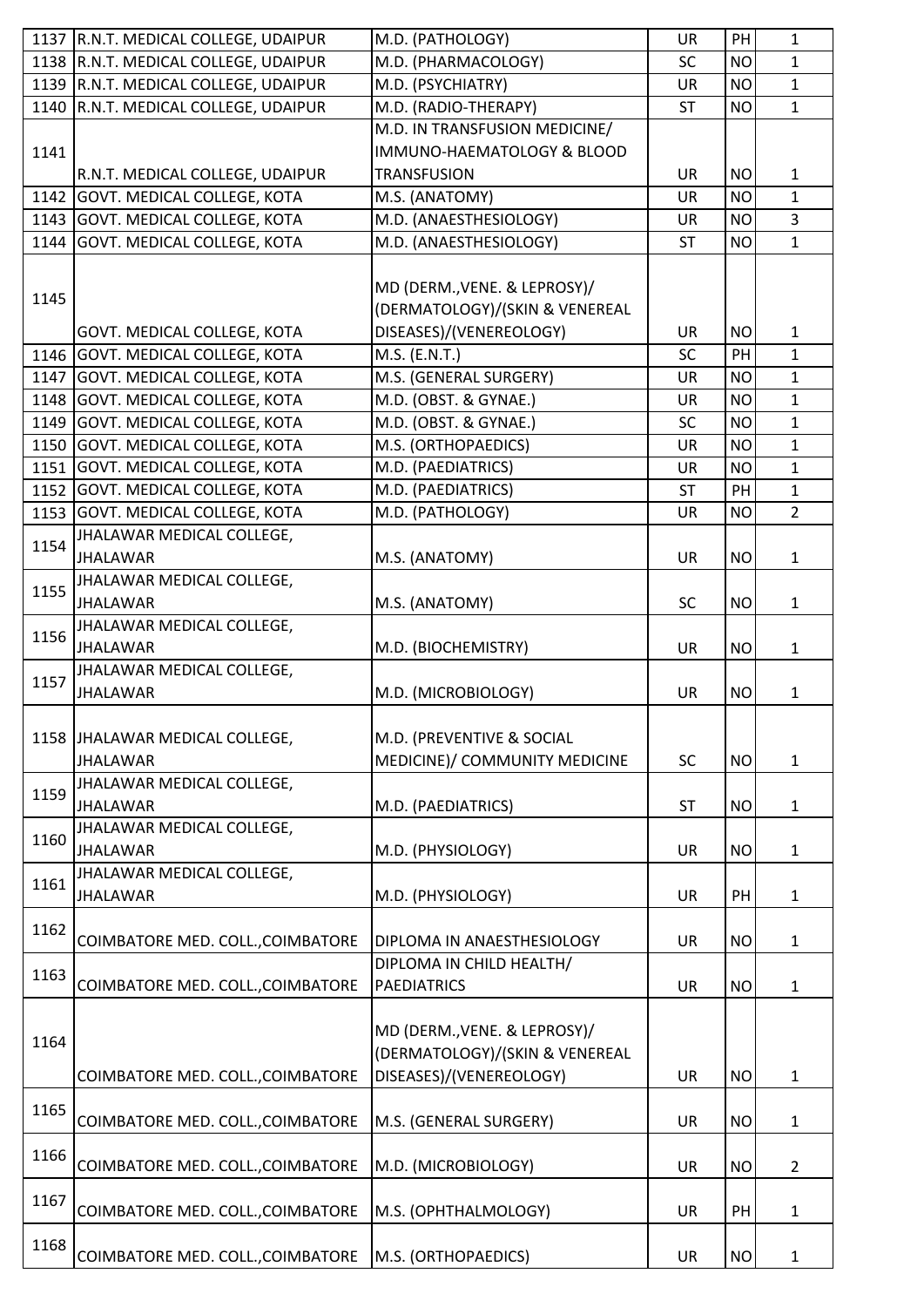| 1137 | R.N.T. MEDICAL COLLEGE, UDAIPUR | M.D. (PATHOLOGY) | UR | PH | 1 |
|---|---|---|---|---|---|
| 1138 | R.N.T. MEDICAL COLLEGE, UDAIPUR | M.D. (PHARMACOLOGY) | SC | NO | 1 |
| 1139 | R.N.T. MEDICAL COLLEGE, UDAIPUR | M.D. (PSYCHIATRY) | UR | NO | 1 |
| 1140 | R.N.T. MEDICAL COLLEGE, UDAIPUR | M.D. (RADIO-THERAPY) | ST | NO | 1 |
| 1141 | R.N.T. MEDICAL COLLEGE, UDAIPUR | M.D. IN TRANSFUSION MEDICINE/ IMMUNO-HAEMATOLOGY & BLOOD TRANSFUSION | UR | NO | 1 |
| 1142 | GOVT. MEDICAL COLLEGE, KOTA | M.S. (ANATOMY) | UR | NO | 1 |
| 1143 | GOVT. MEDICAL COLLEGE, KOTA | M.D. (ANAESTHESIOLOGY) | UR | NO | 3 |
| 1144 | GOVT. MEDICAL COLLEGE, KOTA | M.D. (ANAESTHESIOLOGY) | ST | NO | 1 |
| 1145 | GOVT. MEDICAL COLLEGE, KOTA | MD (DERM.,VENE. & LEPROSY)/ (DERMATOLOGY)/(SKIN & VENEREAL DISEASES)/(VENEREOLOGY) | UR | NO | 1 |
| 1146 | GOVT. MEDICAL COLLEGE, KOTA | M.S. (E.N.T.) | SC | PH | 1 |
| 1147 | GOVT. MEDICAL COLLEGE, KOTA | M.S. (GENERAL SURGERY) | UR | NO | 1 |
| 1148 | GOVT. MEDICAL COLLEGE, KOTA | M.D. (OBST. & GYNAE.) | UR | NO | 1 |
| 1149 | GOVT. MEDICAL COLLEGE, KOTA | M.D. (OBST. & GYNAE.) | SC | NO | 1 |
| 1150 | GOVT. MEDICAL COLLEGE, KOTA | M.S. (ORTHOPAEDICS) | UR | NO | 1 |
| 1151 | GOVT. MEDICAL COLLEGE, KOTA | M.D. (PAEDIATRICS) | UR | NO | 1 |
| 1152 | GOVT. MEDICAL COLLEGE, KOTA | M.D. (PAEDIATRICS) | ST | PH | 1 |
| 1153 | GOVT. MEDICAL COLLEGE, KOTA | M.D. (PATHOLOGY) | UR | NO | 2 |
| 1154 | JHALAWAR MEDICAL COLLEGE, JHALAWAR | M.S. (ANATOMY) | UR | NO | 1 |
| 1155 | JHALAWAR MEDICAL COLLEGE, JHALAWAR | M.S. (ANATOMY) | SC | NO | 1 |
| 1156 | JHALAWAR MEDICAL COLLEGE, JHALAWAR | M.D. (BIOCHEMISTRY) | UR | NO | 1 |
| 1157 | JHALAWAR MEDICAL COLLEGE, JHALAWAR | M.D. (MICROBIOLOGY) | UR | NO | 1 |
| 1158 | JHALAWAR MEDICAL COLLEGE, JHALAWAR | M.D. (PREVENTIVE & SOCIAL MEDICINE)/ COMMUNITY MEDICINE | SC | NO | 1 |
| 1159 | JHALAWAR MEDICAL COLLEGE, JHALAWAR | M.D. (PAEDIATRICS) | ST | NO | 1 |
| 1160 | JHALAWAR MEDICAL COLLEGE, JHALAWAR | M.D. (PHYSIOLOGY) | UR | NO | 1 |
| 1161 | JHALAWAR MEDICAL COLLEGE, JHALAWAR | M.D. (PHYSIOLOGY) | UR | PH | 1 |
| 1162 | COIMBATORE MED. COLL.,COIMBATORE | DIPLOMA IN ANAESTHESIOLOGY | UR | NO | 1 |
| 1163 | COIMBATORE MED. COLL.,COIMBATORE | DIPLOMA IN CHILD HEALTH/ PAEDIATRICS | UR | NO | 1 |
| 1164 | COIMBATORE MED. COLL.,COIMBATORE | MD (DERM.,VENE. & LEPROSY)/ (DERMATOLOGY)/(SKIN & VENEREAL DISEASES)/(VENEREOLOGY) | UR | NO | 1 |
| 1165 | COIMBATORE MED. COLL.,COIMBATORE | M.S. (GENERAL SURGERY) | UR | NO | 1 |
| 1166 | COIMBATORE MED. COLL.,COIMBATORE | M.D. (MICROBIOLOGY) | UR | NO | 2 |
| 1167 | COIMBATORE MED. COLL.,COIMBATORE | M.S. (OPHTHALMOLOGY) | UR | PH | 1 |
| 1168 | COIMBATORE MED. COLL.,COIMBATORE | M.S. (ORTHOPAEDICS) | UR | NO | 1 |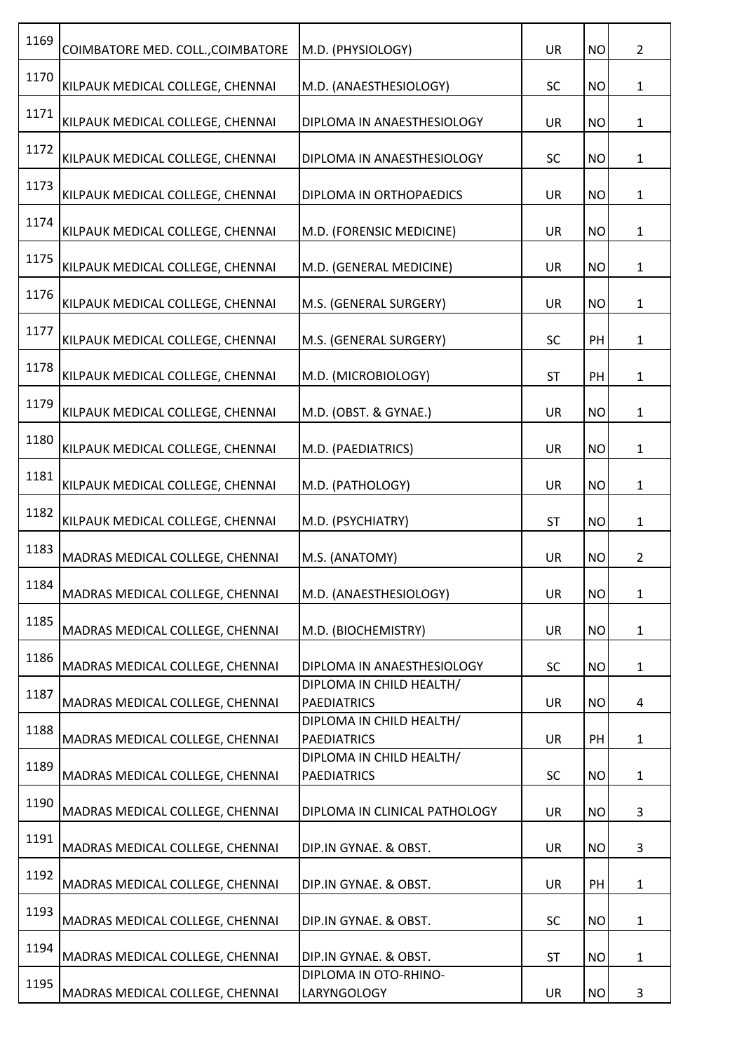| 1169 | COIMBATORE MED. COLL.,COIMBATORE | M.D. (PHYSIOLOGY) | UR | NO | 2 |
|---|---|---|---|---|---|
| 1170 | KILPAUK MEDICAL COLLEGE, CHENNAI | M.D. (ANAESTHESIOLOGY) | SC | NO | 1 |
| 1171 | KILPAUK MEDICAL COLLEGE, CHENNAI | DIPLOMA IN ANAESTHESIOLOGY | UR | NO | 1 |
| 1172 | KILPAUK MEDICAL COLLEGE, CHENNAI | DIPLOMA IN ANAESTHESIOLOGY | SC | NO | 1 |
| 1173 | KILPAUK MEDICAL COLLEGE, CHENNAI | DIPLOMA IN ORTHOPAEDICS | UR | NO | 1 |
| 1174 | KILPAUK MEDICAL COLLEGE, CHENNAI | M.D. (FORENSIC MEDICINE) | UR | NO | 1 |
| 1175 | KILPAUK MEDICAL COLLEGE, CHENNAI | M.D. (GENERAL MEDICINE) | UR | NO | 1 |
| 1176 | KILPAUK MEDICAL COLLEGE, CHENNAI | M.S. (GENERAL SURGERY) | UR | NO | 1 |
| 1177 | KILPAUK MEDICAL COLLEGE, CHENNAI | M.S. (GENERAL SURGERY) | SC | PH | 1 |
| 1178 | KILPAUK MEDICAL COLLEGE, CHENNAI | M.D. (MICROBIOLOGY) | ST | PH | 1 |
| 1179 | KILPAUK MEDICAL COLLEGE, CHENNAI | M.D. (OBST. & GYNAE.) | UR | NO | 1 |
| 1180 | KILPAUK MEDICAL COLLEGE, CHENNAI | M.D. (PAEDIATRICS) | UR | NO | 1 |
| 1181 | KILPAUK MEDICAL COLLEGE, CHENNAI | M.D. (PATHOLOGY) | UR | NO | 1 |
| 1182 | KILPAUK MEDICAL COLLEGE, CHENNAI | M.D. (PSYCHIATRY) | ST | NO | 1 |
| 1183 | MADRAS MEDICAL COLLEGE, CHENNAI | M.S. (ANATOMY) | UR | NO | 2 |
| 1184 | MADRAS MEDICAL COLLEGE, CHENNAI | M.D. (ANAESTHESIOLOGY) | UR | NO | 1 |
| 1185 | MADRAS MEDICAL COLLEGE, CHENNAI | M.D. (BIOCHEMISTRY) | UR | NO | 1 |
| 1186 | MADRAS MEDICAL COLLEGE, CHENNAI | DIPLOMA IN ANAESTHESIOLOGY | SC | NO | 1 |
| 1187 | MADRAS MEDICAL COLLEGE, CHENNAI | DIPLOMA IN CHILD HEALTH/ PAEDIATRICS | UR | NO | 4 |
| 1188 | MADRAS MEDICAL COLLEGE, CHENNAI | DIPLOMA IN CHILD HEALTH/ PAEDIATRICS | UR | PH | 1 |
| 1189 | MADRAS MEDICAL COLLEGE, CHENNAI | DIPLOMA IN CHILD HEALTH/ PAEDIATRICS | SC | NO | 1 |
| 1190 | MADRAS MEDICAL COLLEGE, CHENNAI | DIPLOMA IN CLINICAL PATHOLOGY | UR | NO | 3 |
| 1191 | MADRAS MEDICAL COLLEGE, CHENNAI | DIP.IN GYNAE. & OBST. | UR | NO | 3 |
| 1192 | MADRAS MEDICAL COLLEGE, CHENNAI | DIP.IN GYNAE. & OBST. | UR | PH | 1 |
| 1193 | MADRAS MEDICAL COLLEGE, CHENNAI | DIP.IN GYNAE. & OBST. | SC | NO | 1 |
| 1194 | MADRAS MEDICAL COLLEGE, CHENNAI | DIP.IN GYNAE. & OBST. | ST | NO | 1 |
| 1195 | MADRAS MEDICAL COLLEGE, CHENNAI | DIPLOMA IN OTO-RHINO-LARYNGOLOGY | UR | NO | 3 |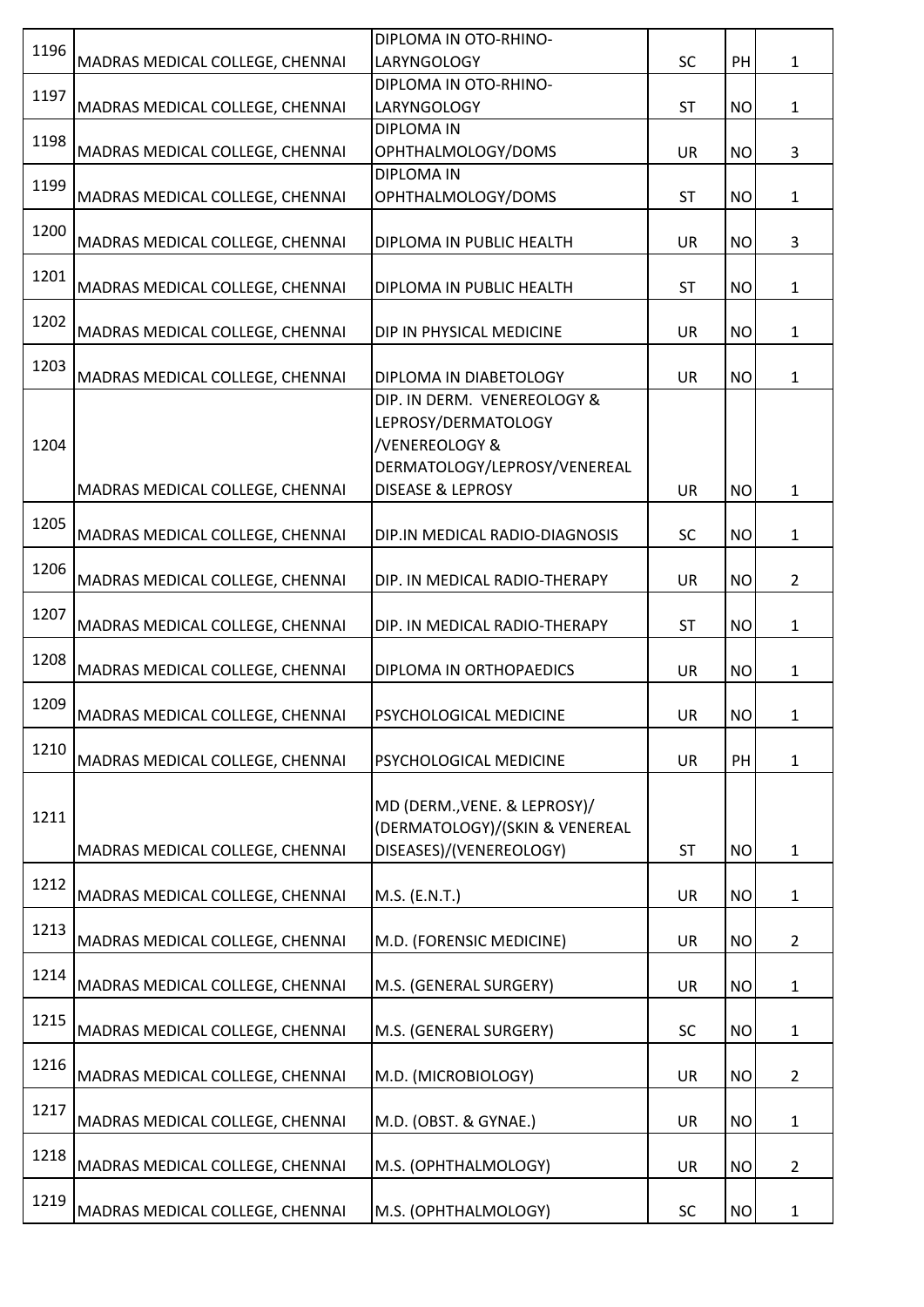| | | | | | |
|---|---|---|---|---|---|
| 1196 | MADRAS MEDICAL COLLEGE, CHENNAI | DIPLOMA IN OTO-RHINO-LARYNGOLOGY | SC | PH | 1 |
| 1197 | MADRAS MEDICAL COLLEGE, CHENNAI | DIPLOMA IN OTO-RHINO-LARYNGOLOGY | ST | NO | 1 |
| 1198 | MADRAS MEDICAL COLLEGE, CHENNAI | DIPLOMA IN OPHTHALMOLOGY/DOMS | UR | NO | 3 |
| 1199 | MADRAS MEDICAL COLLEGE, CHENNAI | DIPLOMA IN OPHTHALMOLOGY/DOMS | ST | NO | 1 |
| 1200 | MADRAS MEDICAL COLLEGE, CHENNAI | DIPLOMA IN PUBLIC HEALTH | UR | NO | 3 |
| 1201 | MADRAS MEDICAL COLLEGE, CHENNAI | DIPLOMA IN PUBLIC HEALTH | ST | NO | 1 |
| 1202 | MADRAS MEDICAL COLLEGE, CHENNAI | DIP IN PHYSICAL MEDICINE | UR | NO | 1 |
| 1203 | MADRAS MEDICAL COLLEGE, CHENNAI | DIPLOMA IN DIABETOLOGY | UR | NO | 1 |
| 1204 | MADRAS MEDICAL COLLEGE, CHENNAI | DIP. IN DERM. VENEREOLOGY & LEPROSY/DERMATOLOGY /VENEREOLOGY & DERMATOLOGY/LEPROSY/VENEREAL DISEASE & LEPROSY | UR | NO | 1 |
| 1205 | MADRAS MEDICAL COLLEGE, CHENNAI | DIP.IN MEDICAL RADIO-DIAGNOSIS | SC | NO | 1 |
| 1206 | MADRAS MEDICAL COLLEGE, CHENNAI | DIP. IN MEDICAL RADIO-THERAPY | UR | NO | 2 |
| 1207 | MADRAS MEDICAL COLLEGE, CHENNAI | DIP. IN MEDICAL RADIO-THERAPY | ST | NO | 1 |
| 1208 | MADRAS MEDICAL COLLEGE, CHENNAI | DIPLOMA IN ORTHOPAEDICS | UR | NO | 1 |
| 1209 | MADRAS MEDICAL COLLEGE, CHENNAI | PSYCHOLOGICAL MEDICINE | UR | NO | 1 |
| 1210 | MADRAS MEDICAL COLLEGE, CHENNAI | PSYCHOLOGICAL MEDICINE | UR | PH | 1 |
| 1211 | MADRAS MEDICAL COLLEGE, CHENNAI | MD (DERM.,VENE. & LEPROSY)/ (DERMATOLOGY)/(SKIN & VENEREAL DISEASES)/(VENEREOLOGY) | ST | NO | 1 |
| 1212 | MADRAS MEDICAL COLLEGE, CHENNAI | M.S. (E.N.T.) | UR | NO | 1 |
| 1213 | MADRAS MEDICAL COLLEGE, CHENNAI | M.D. (FORENSIC MEDICINE) | UR | NO | 2 |
| 1214 | MADRAS MEDICAL COLLEGE, CHENNAI | M.S. (GENERAL SURGERY) | UR | NO | 1 |
| 1215 | MADRAS MEDICAL COLLEGE, CHENNAI | M.S. (GENERAL SURGERY) | SC | NO | 1 |
| 1216 | MADRAS MEDICAL COLLEGE, CHENNAI | M.D. (MICROBIOLOGY) | UR | NO | 2 |
| 1217 | MADRAS MEDICAL COLLEGE, CHENNAI | M.D. (OBST. & GYNAE.) | UR | NO | 1 |
| 1218 | MADRAS MEDICAL COLLEGE, CHENNAI | M.S. (OPHTHALMOLOGY) | UR | NO | 2 |
| 1219 | MADRAS MEDICAL COLLEGE, CHENNAI | M.S. (OPHTHALMOLOGY) | SC | NO | 1 |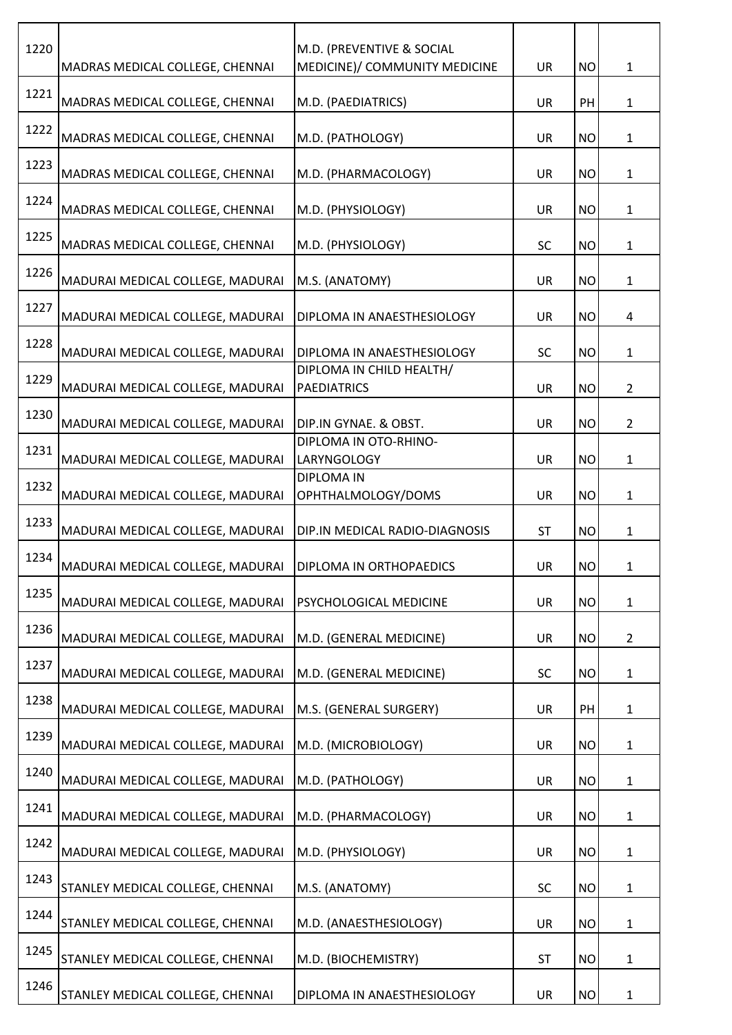| 1220 | MADRAS MEDICAL COLLEGE, CHENNAI | M.D. (PREVENTIVE & SOCIAL MEDICINE)/ COMMUNITY MEDICINE | UR | NO | 1 |
|---|---|---|---|---|---|
| 1221 | MADRAS MEDICAL COLLEGE, CHENNAI | M.D. (PAEDIATRICS) | UR | PH | 1 |
| 1222 | MADRAS MEDICAL COLLEGE, CHENNAI | M.D. (PATHOLOGY) | UR | NO | 1 |
| 1223 | MADRAS MEDICAL COLLEGE, CHENNAI | M.D. (PHARMACOLOGY) | UR | NO | 1 |
| 1224 | MADRAS MEDICAL COLLEGE, CHENNAI | M.D. (PHYSIOLOGY) | UR | NO | 1 |
| 1225 | MADRAS MEDICAL COLLEGE, CHENNAI | M.D. (PHYSIOLOGY) | SC | NO | 1 |
| 1226 | MADURAI MEDICAL COLLEGE, MADURAI | M.S. (ANATOMY) | UR | NO | 1 |
| 1227 | MADURAI MEDICAL COLLEGE, MADURAI | DIPLOMA IN ANAESTHESIOLOGY | UR | NO | 4 |
| 1228 | MADURAI MEDICAL COLLEGE, MADURAI | DIPLOMA IN ANAESTHESIOLOGY | SC | NO | 1 |
| 1229 | MADURAI MEDICAL COLLEGE, MADURAI | DIPLOMA IN CHILD HEALTH/ PAEDIATRICS | UR | NO | 2 |
| 1230 | MADURAI MEDICAL COLLEGE, MADURAI | DIP.IN GYNAE. & OBST. | UR | NO | 2 |
| 1231 | MADURAI MEDICAL COLLEGE, MADURAI | DIPLOMA IN OTO-RHINO-LARYNGOLOGY | UR | NO | 1 |
| 1232 | MADURAI MEDICAL COLLEGE, MADURAI | DIPLOMA IN OPHTHALMOLOGY/DOMS | UR | NO | 1 |
| 1233 | MADURAI MEDICAL COLLEGE, MADURAI | DIP.IN MEDICAL RADIO-DIAGNOSIS | ST | NO | 1 |
| 1234 | MADURAI MEDICAL COLLEGE, MADURAI | DIPLOMA IN ORTHOPAEDICS | UR | NO | 1 |
| 1235 | MADURAI MEDICAL COLLEGE, MADURAI | PSYCHOLOGICAL MEDICINE | UR | NO | 1 |
| 1236 | MADURAI MEDICAL COLLEGE, MADURAI | M.D. (GENERAL MEDICINE) | UR | NO | 2 |
| 1237 | MADURAI MEDICAL COLLEGE, MADURAI | M.D. (GENERAL MEDICINE) | SC | NO | 1 |
| 1238 | MADURAI MEDICAL COLLEGE, MADURAI | M.S. (GENERAL SURGERY) | UR | PH | 1 |
| 1239 | MADURAI MEDICAL COLLEGE, MADURAI | M.D. (MICROBIOLOGY) | UR | NO | 1 |
| 1240 | MADURAI MEDICAL COLLEGE, MADURAI | M.D. (PATHOLOGY) | UR | NO | 1 |
| 1241 | MADURAI MEDICAL COLLEGE, MADURAI | M.D. (PHARMACOLOGY) | UR | NO | 1 |
| 1242 | MADURAI MEDICAL COLLEGE, MADURAI | M.D. (PHYSIOLOGY) | UR | NO | 1 |
| 1243 | STANLEY MEDICAL COLLEGE, CHENNAI | M.S. (ANATOMY) | SC | NO | 1 |
| 1244 | STANLEY MEDICAL COLLEGE, CHENNAI | M.D. (ANAESTHESIOLOGY) | UR | NO | 1 |
| 1245 | STANLEY MEDICAL COLLEGE, CHENNAI | M.D. (BIOCHEMISTRY) | ST | NO | 1 |
| 1246 | STANLEY MEDICAL COLLEGE, CHENNAI | DIPLOMA IN ANAESTHESIOLOGY | UR | NO | 1 |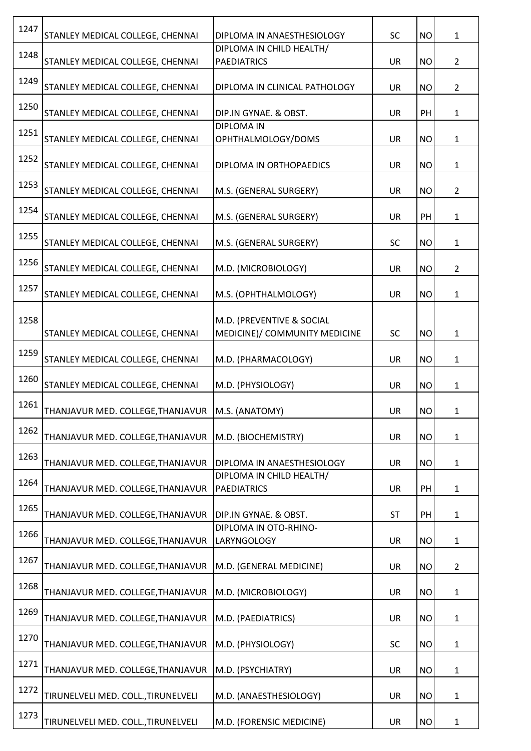| | | | | | |
|---|---|---|---|---|---|
| 1247 | STANLEY MEDICAL COLLEGE, CHENNAI | DIPLOMA IN ANAESTHESIOLOGY | SC | NO | 1 |
| 1248 | STANLEY MEDICAL COLLEGE, CHENNAI | DIPLOMA IN CHILD HEALTH/ PAEDIATRICS | UR | NO | 2 |
| 1249 | STANLEY MEDICAL COLLEGE, CHENNAI | DIPLOMA IN CLINICAL PATHOLOGY | UR | NO | 2 |
| 1250 | STANLEY MEDICAL COLLEGE, CHENNAI | DIP.IN GYNAE. & OBST. | UR | PH | 1 |
| 1251 | STANLEY MEDICAL COLLEGE, CHENNAI | DIPLOMA IN OPHTHALMOLOGY/DOMS | UR | NO | 1 |
| 1252 | STANLEY MEDICAL COLLEGE, CHENNAI | DIPLOMA IN ORTHOPAEDICS | UR | NO | 1 |
| 1253 | STANLEY MEDICAL COLLEGE, CHENNAI | M.S. (GENERAL SURGERY) | UR | NO | 2 |
| 1254 | STANLEY MEDICAL COLLEGE, CHENNAI | M.S. (GENERAL SURGERY) | UR | PH | 1 |
| 1255 | STANLEY MEDICAL COLLEGE, CHENNAI | M.S. (GENERAL SURGERY) | SC | NO | 1 |
| 1256 | STANLEY MEDICAL COLLEGE, CHENNAI | M.D. (MICROBIOLOGY) | UR | NO | 2 |
| 1257 | STANLEY MEDICAL COLLEGE, CHENNAI | M.S. (OPHTHALMOLOGY) | UR | NO | 1 |
| 1258 | STANLEY MEDICAL COLLEGE, CHENNAI | M.D. (PREVENTIVE & SOCIAL MEDICINE)/ COMMUNITY MEDICINE | SC | NO | 1 |
| 1259 | STANLEY MEDICAL COLLEGE, CHENNAI | M.D. (PHARMACOLOGY) | UR | NO | 1 |
| 1260 | STANLEY MEDICAL COLLEGE, CHENNAI | M.D. (PHYSIOLOGY) | UR | NO | 1 |
| 1261 | THANJAVUR MED. COLLEGE,THANJAVUR | M.S. (ANATOMY) | UR | NO | 1 |
| 1262 | THANJAVUR MED. COLLEGE,THANJAVUR | M.D. (BIOCHEMISTRY) | UR | NO | 1 |
| 1263 | THANJAVUR MED. COLLEGE,THANJAVUR | DIPLOMA IN ANAESTHESIOLOGY | UR | NO | 1 |
| 1264 | THANJAVUR MED. COLLEGE,THANJAVUR | DIPLOMA IN CHILD HEALTH/ PAEDIATRICS | UR | PH | 1 |
| 1265 | THANJAVUR MED. COLLEGE,THANJAVUR | DIP.IN GYNAE. & OBST. | ST | PH | 1 |
| 1266 | THANJAVUR MED. COLLEGE,THANJAVUR | DIPLOMA IN OTO-RHINO-LARYNGOLOGY | UR | NO | 1 |
| 1267 | THANJAVUR MED. COLLEGE,THANJAVUR | M.D. (GENERAL MEDICINE) | UR | NO | 2 |
| 1268 | THANJAVUR MED. COLLEGE,THANJAVUR | M.D. (MICROBIOLOGY) | UR | NO | 1 |
| 1269 | THANJAVUR MED. COLLEGE,THANJAVUR | M.D. (PAEDIATRICS) | UR | NO | 1 |
| 1270 | THANJAVUR MED. COLLEGE,THANJAVUR | M.D. (PHYSIOLOGY) | SC | NO | 1 |
| 1271 | THANJAVUR MED. COLLEGE,THANJAVUR | M.D. (PSYCHIATRY) | UR | NO | 1 |
| 1272 | TIRUNELVELI MED. COLL.,TIRUNELVELI | M.D. (ANAESTHESIOLOGY) | UR | NO | 1 |
| 1273 | TIRUNELVELI MED. COLL.,TIRUNELVELI | M.D. (FORENSIC MEDICINE) | UR | NO | 1 |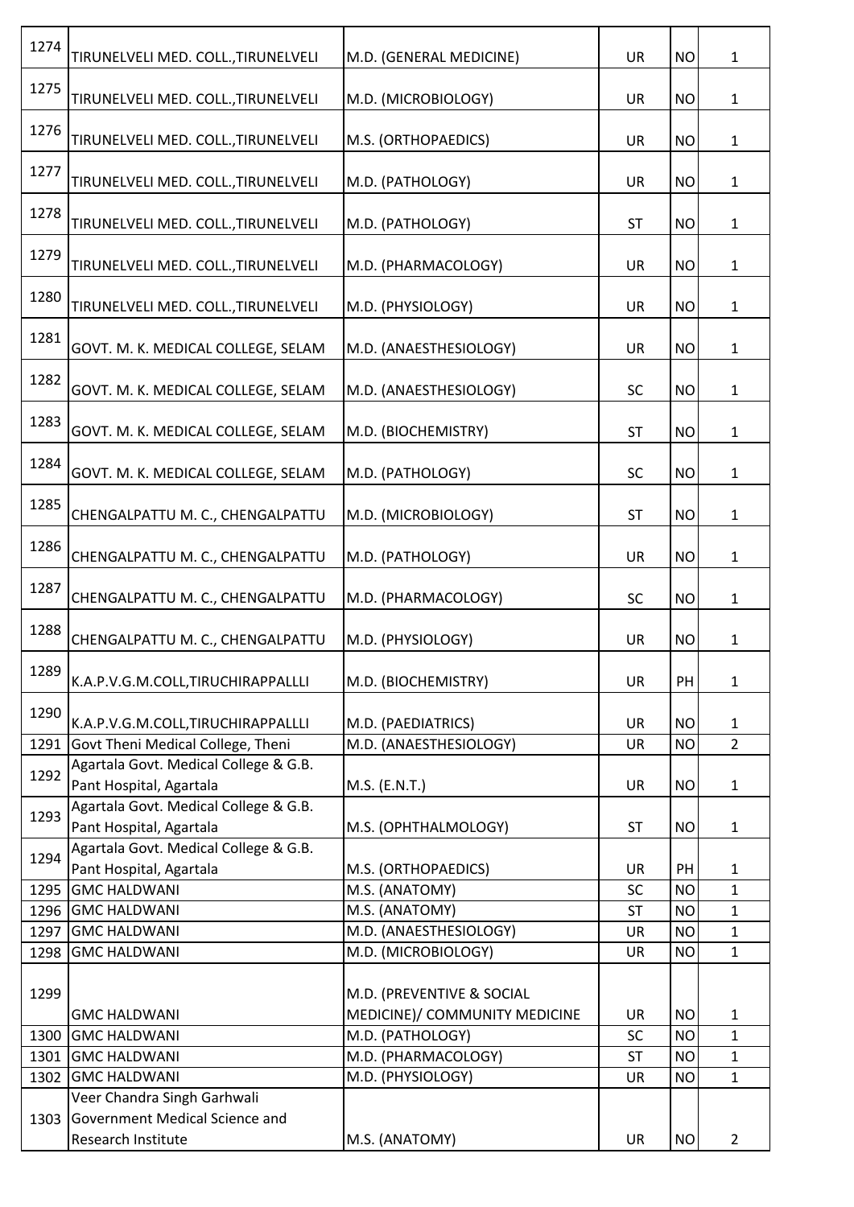| | | | | | |
|---|---|---|---|---|---|
| 1274 | TIRUNELVELI MED. COLL.,TIRUNELVELI | M.D. (GENERAL MEDICINE) | UR | NO | 1 |
| 1275 | TIRUNELVELI MED. COLL.,TIRUNELVELI | M.D. (MICROBIOLOGY) | UR | NO | 1 |
| 1276 | TIRUNELVELI MED. COLL.,TIRUNELVELI | M.S. (ORTHOPAEDICS) | UR | NO | 1 |
| 1277 | TIRUNELVELI MED. COLL.,TIRUNELVELI | M.D. (PATHOLOGY) | UR | NO | 1 |
| 1278 | TIRUNELVELI MED. COLL.,TIRUNELVELI | M.D. (PATHOLOGY) | ST | NO | 1 |
| 1279 | TIRUNELVELI MED. COLL.,TIRUNELVELI | M.D. (PHARMACOLOGY) | UR | NO | 1 |
| 1280 | TIRUNELVELI MED. COLL.,TIRUNELVELI | M.D. (PHYSIOLOGY) | UR | NO | 1 |
| 1281 | GOVT. M. K. MEDICAL COLLEGE, SELAM | M.D. (ANAESTHESIOLOGY) | UR | NO | 1 |
| 1282 | GOVT. M. K. MEDICAL COLLEGE, SELAM | M.D. (ANAESTHESIOLOGY) | SC | NO | 1 |
| 1283 | GOVT. M. K. MEDICAL COLLEGE, SELAM | M.D. (BIOCHEMISTRY) | ST | NO | 1 |
| 1284 | GOVT. M. K. MEDICAL COLLEGE, SELAM | M.D. (PATHOLOGY) | SC | NO | 1 |
| 1285 | CHENGALPATTU M. C., CHENGALPATTU | M.D. (MICROBIOLOGY) | ST | NO | 1 |
| 1286 | CHENGALPATTU M. C., CHENGALPATTU | M.D. (PATHOLOGY) | UR | NO | 1 |
| 1287 | CHENGALPATTU M. C., CHENGALPATTU | M.D. (PHARMACOLOGY) | SC | NO | 1 |
| 1288 | CHENGALPATTU M. C., CHENGALPATTU | M.D. (PHYSIOLOGY) | UR | NO | 1 |
| 1289 | K.A.P.V.G.M.COLL,TIRUCHIRAPPALLLI | M.D. (BIOCHEMISTRY) | UR | PH | 1 |
| 1290 | K.A.P.V.G.M.COLL,TIRUCHIRAPPALLLI | M.D. (PAEDIATRICS) | UR | NO | 1 |
| 1291 | Govt Theni Medical College, Theni | M.D. (ANAESTHESIOLOGY) | UR | NO | 2 |
| 1292 | Agartala Govt. Medical College & G.B. Pant Hospital, Agartala | M.S. (E.N.T.) | UR | NO | 1 |
| 1293 | Agartala Govt. Medical College & G.B. Pant Hospital, Agartala | M.S. (OPHTHALMOLOGY) | ST | NO | 1 |
| 1294 | Agartala Govt. Medical College & G.B. Pant Hospital, Agartala | M.S. (ORTHOPAEDICS) | UR | PH | 1 |
| 1295 | GMC HALDWANI | M.S. (ANATOMY) | SC | NO | 1 |
| 1296 | GMC HALDWANI | M.S. (ANATOMY) | ST | NO | 1 |
| 1297 | GMC HALDWANI | M.D. (ANAESTHESIOLOGY) | UR | NO | 1 |
| 1298 | GMC HALDWANI | M.D. (MICROBIOLOGY) | UR | NO | 1 |
| 1299 | GMC HALDWANI | M.D. (PREVENTIVE & SOCIAL MEDICINE)/ COMMUNITY MEDICINE | UR | NO | 1 |
| 1300 | GMC HALDWANI | M.D. (PATHOLOGY) | SC | NO | 1 |
| 1301 | GMC HALDWANI | M.D. (PHARMACOLOGY) | ST | NO | 1 |
| 1302 | GMC HALDWANI | M.D. (PHYSIOLOGY) | UR | NO | 1 |
| 1303 | Veer Chandra Singh Garhwali Government Medical Science and Research Institute | M.S. (ANATOMY) | UR | NO | 2 |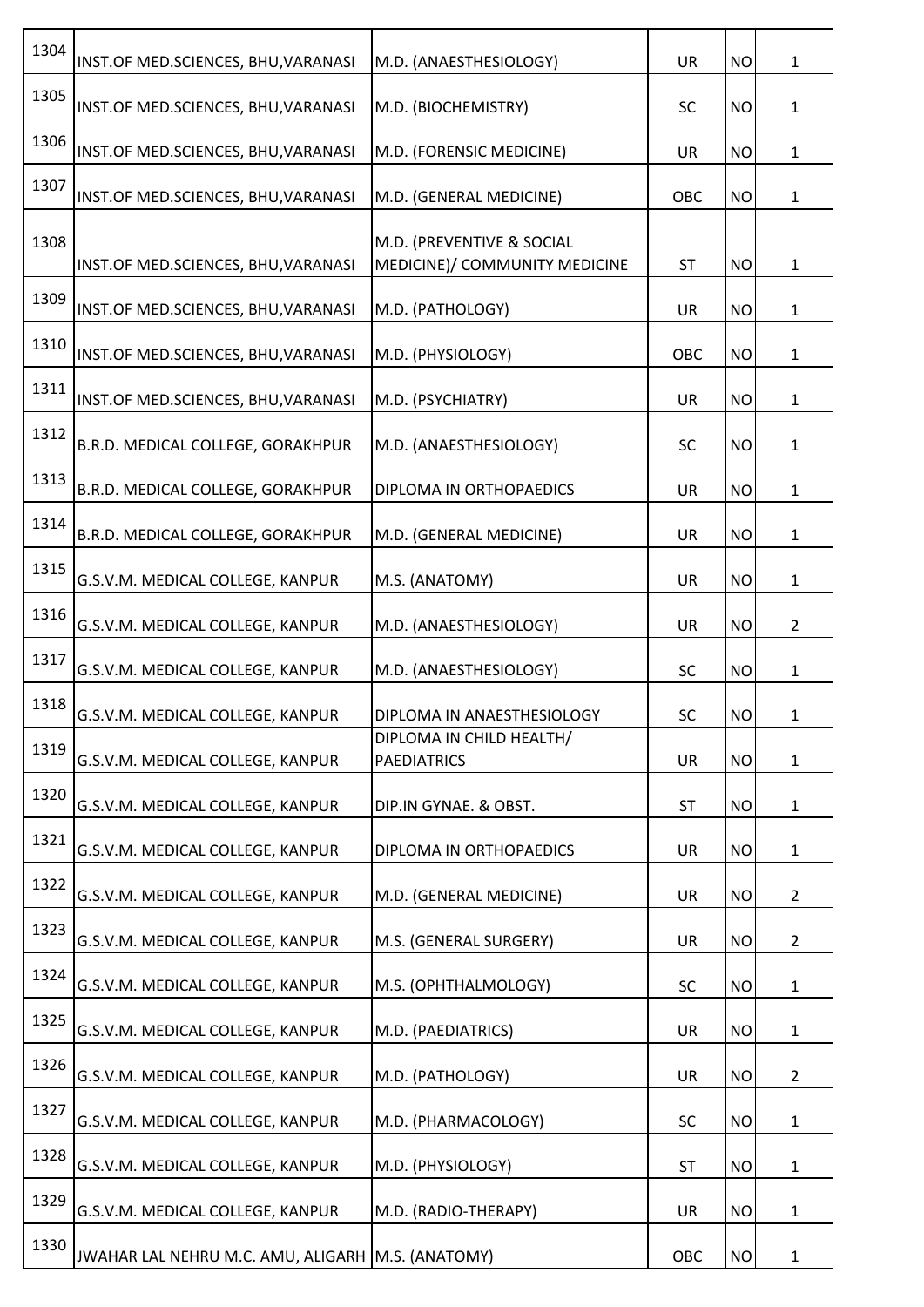| | | | | | |
|---|---|---|---|---|---|
| 1304 | INST.OF MED.SCIENCES, BHU,VARANASI | M.D. (ANAESTHESIOLOGY) | UR | NO | 1 |
| 1305 | INST.OF MED.SCIENCES, BHU,VARANASI | M.D. (BIOCHEMISTRY) | SC | NO | 1 |
| 1306 | INST.OF MED.SCIENCES, BHU,VARANASI | M.D. (FORENSIC MEDICINE) | UR | NO | 1 |
| 1307 | INST.OF MED.SCIENCES, BHU,VARANASI | M.D. (GENERAL MEDICINE) | OBC | NO | 1 |
| 1308 | INST.OF MED.SCIENCES, BHU,VARANASI | M.D. (PREVENTIVE & SOCIAL MEDICINE)/ COMMUNITY MEDICINE | ST | NO | 1 |
| 1309 | INST.OF MED.SCIENCES, BHU,VARANASI | M.D. (PATHOLOGY) | UR | NO | 1 |
| 1310 | INST.OF MED.SCIENCES, BHU,VARANASI | M.D. (PHYSIOLOGY) | OBC | NO | 1 |
| 1311 | INST.OF MED.SCIENCES, BHU,VARANASI | M.D. (PSYCHIATRY) | UR | NO | 1 |
| 1312 | B.R.D. MEDICAL COLLEGE, GORAKHPUR | M.D. (ANAESTHESIOLOGY) | SC | NO | 1 |
| 1313 | B.R.D. MEDICAL COLLEGE, GORAKHPUR | DIPLOMA IN ORTHOPAEDICS | UR | NO | 1 |
| 1314 | B.R.D. MEDICAL COLLEGE, GORAKHPUR | M.D. (GENERAL MEDICINE) | UR | NO | 1 |
| 1315 | G.S.V.M. MEDICAL COLLEGE, KANPUR | M.S. (ANATOMY) | UR | NO | 1 |
| 1316 | G.S.V.M. MEDICAL COLLEGE, KANPUR | M.D. (ANAESTHESIOLOGY) | UR | NO | 2 |
| 1317 | G.S.V.M. MEDICAL COLLEGE, KANPUR | M.D. (ANAESTHESIOLOGY) | SC | NO | 1 |
| 1318 | G.S.V.M. MEDICAL COLLEGE, KANPUR | DIPLOMA IN ANAESTHESIOLOGY | SC | NO | 1 |
| 1319 | G.S.V.M. MEDICAL COLLEGE, KANPUR | DIPLOMA IN CHILD HEALTH/ PAEDIATRICS | UR | NO | 1 |
| 1320 | G.S.V.M. MEDICAL COLLEGE, KANPUR | DIP.IN GYNAE. & OBST. | ST | NO | 1 |
| 1321 | G.S.V.M. MEDICAL COLLEGE, KANPUR | DIPLOMA IN ORTHOPAEDICS | UR | NO | 1 |
| 1322 | G.S.V.M. MEDICAL COLLEGE, KANPUR | M.D. (GENERAL MEDICINE) | UR | NO | 2 |
| 1323 | G.S.V.M. MEDICAL COLLEGE, KANPUR | M.S. (GENERAL SURGERY) | UR | NO | 2 |
| 1324 | G.S.V.M. MEDICAL COLLEGE, KANPUR | M.S. (OPHTHALMOLOGY) | SC | NO | 1 |
| 1325 | G.S.V.M. MEDICAL COLLEGE, KANPUR | M.D. (PAEDIATRICS) | UR | NO | 1 |
| 1326 | G.S.V.M. MEDICAL COLLEGE, KANPUR | M.D. (PATHOLOGY) | UR | NO | 2 |
| 1327 | G.S.V.M. MEDICAL COLLEGE, KANPUR | M.D. (PHARMACOLOGY) | SC | NO | 1 |
| 1328 | G.S.V.M. MEDICAL COLLEGE, KANPUR | M.D. (PHYSIOLOGY) | ST | NO | 1 |
| 1329 | G.S.V.M. MEDICAL COLLEGE, KANPUR | M.D. (RADIO-THERAPY) | UR | NO | 1 |
| 1330 | JWAHAR LAL NEHRU M.C. AMU, ALIGARH | M.S. (ANATOMY) | OBC | NO | 1 |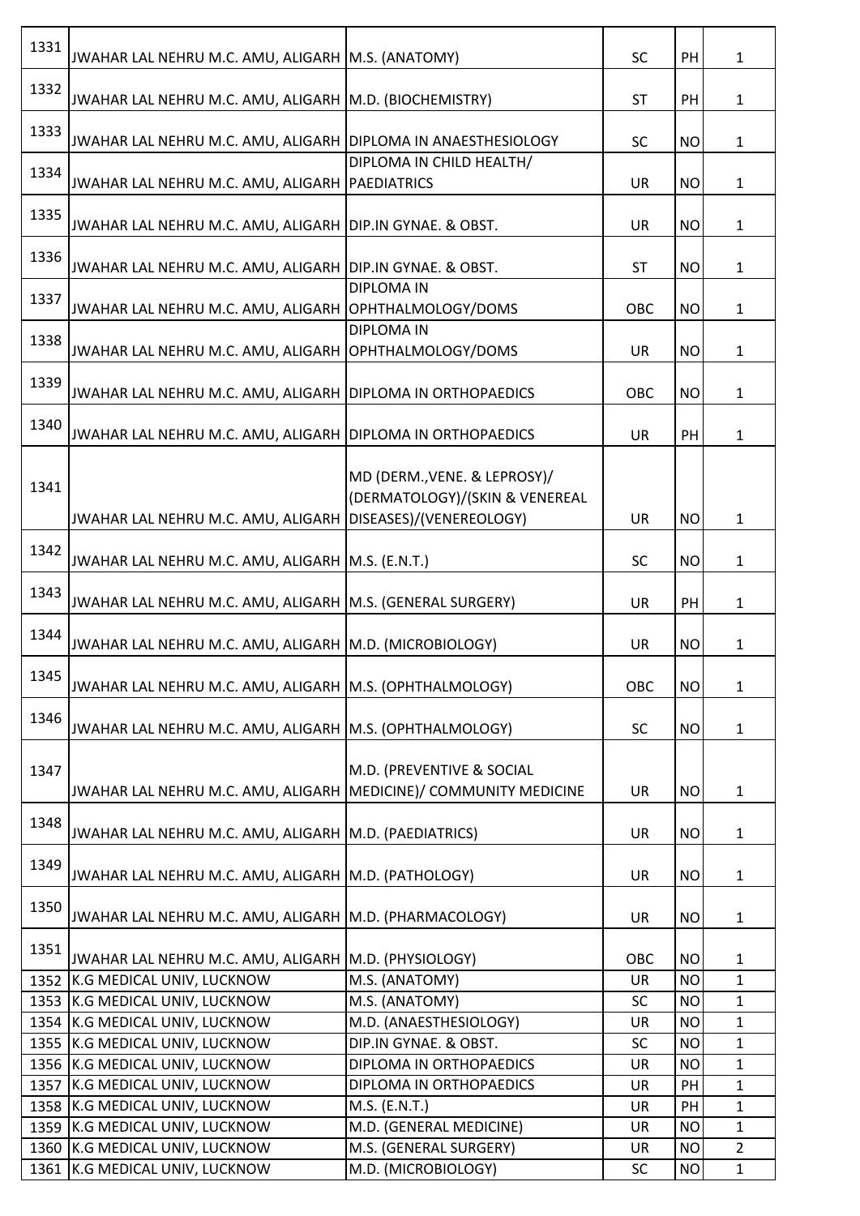| | | | | | |
|---|---|---|---|---|---|
| 1331 | JWAHAR LAL NEHRU M.C. AMU, ALIGARH | M.S. (ANATOMY) | SC | PH | 1 |
| 1332 | JWAHAR LAL NEHRU M.C. AMU, ALIGARH | M.D. (BIOCHEMISTRY) | ST | PH | 1 |
| 1333 | JWAHAR LAL NEHRU M.C. AMU, ALIGARH | DIPLOMA IN ANAESTHESIOLOGY | SC | NO | 1 |
| 1334 | JWAHAR LAL NEHRU M.C. AMU, ALIGARH | DIPLOMA IN CHILD HEALTH/ PAEDIATRICS | UR | NO | 1 |
| 1335 | JWAHAR LAL NEHRU M.C. AMU, ALIGARH | DIP.IN GYNAE. & OBST. | UR | NO | 1 |
| 1336 | JWAHAR LAL NEHRU M.C. AMU, ALIGARH | DIP.IN GYNAE. & OBST. | ST | NO | 1 |
| 1337 | JWAHAR LAL NEHRU M.C. AMU, ALIGARH | DIPLOMA IN OPHTHALMOLOGY/DOMS | OBC | NO | 1 |
| 1338 | JWAHAR LAL NEHRU M.C. AMU, ALIGARH | DIPLOMA IN OPHTHALMOLOGY/DOMS | UR | NO | 1 |
| 1339 | JWAHAR LAL NEHRU M.C. AMU, ALIGARH | DIPLOMA IN ORTHOPAEDICS | OBC | NO | 1 |
| 1340 | JWAHAR LAL NEHRU M.C. AMU, ALIGARH | DIPLOMA IN ORTHOPAEDICS | UR | PH | 1 |
| 1341 | JWAHAR LAL NEHRU M.C. AMU, ALIGARH | MD (DERM.,VENE. & LEPROSY)/ (DERMATOLOGY)/(SKIN & VENEREAL DISEASES)/(VENEREOLOGY) | UR | NO | 1 |
| 1342 | JWAHAR LAL NEHRU M.C. AMU, ALIGARH | M.S. (E.N.T.) | SC | NO | 1 |
| 1343 | JWAHAR LAL NEHRU M.C. AMU, ALIGARH | M.S. (GENERAL SURGERY) | UR | PH | 1 |
| 1344 | JWAHAR LAL NEHRU M.C. AMU, ALIGARH | M.D. (MICROBIOLOGY) | UR | NO | 1 |
| 1345 | JWAHAR LAL NEHRU M.C. AMU, ALIGARH | M.S. (OPHTHALMOLOGY) | OBC | NO | 1 |
| 1346 | JWAHAR LAL NEHRU M.C. AMU, ALIGARH | M.S. (OPHTHALMOLOGY) | SC | NO | 1 |
| 1347 | JWAHAR LAL NEHRU M.C. AMU, ALIGARH | M.D. (PREVENTIVE & SOCIAL MEDICINE)/ COMMUNITY MEDICINE | UR | NO | 1 |
| 1348 | JWAHAR LAL NEHRU M.C. AMU, ALIGARH | M.D. (PAEDIATRICS) | UR | NO | 1 |
| 1349 | JWAHAR LAL NEHRU M.C. AMU, ALIGARH | M.D. (PATHOLOGY) | UR | NO | 1 |
| 1350 | JWAHAR LAL NEHRU M.C. AMU, ALIGARH | M.D. (PHARMACOLOGY) | UR | NO | 1 |
| 1351 | JWAHAR LAL NEHRU M.C. AMU, ALIGARH | M.D. (PHYSIOLOGY) | OBC | NO | 1 |
| 1352 | K.G MEDICAL UNIV, LUCKNOW | M.S. (ANATOMY) | UR | NO | 1 |
| 1353 | K.G MEDICAL UNIV, LUCKNOW | M.S. (ANATOMY) | SC | NO | 1 |
| 1354 | K.G MEDICAL UNIV, LUCKNOW | M.D. (ANAESTHESIOLOGY) | UR | NO | 1 |
| 1355 | K.G MEDICAL UNIV, LUCKNOW | DIP.IN GYNAE. & OBST. | SC | NO | 1 |
| 1356 | K.G MEDICAL UNIV, LUCKNOW | DIPLOMA IN ORTHOPAEDICS | UR | NO | 1 |
| 1357 | K.G MEDICAL UNIV, LUCKNOW | DIPLOMA IN ORTHOPAEDICS | UR | PH | 1 |
| 1358 | K.G MEDICAL UNIV, LUCKNOW | M.S. (E.N.T.) | UR | PH | 1 |
| 1359 | K.G MEDICAL UNIV, LUCKNOW | M.D. (GENERAL MEDICINE) | UR | NO | 1 |
| 1360 | K.G MEDICAL UNIV, LUCKNOW | M.S. (GENERAL SURGERY) | UR | NO | 2 |
| 1361 | K.G MEDICAL UNIV, LUCKNOW | M.D. (MICROBIOLOGY) | SC | NO | 1 |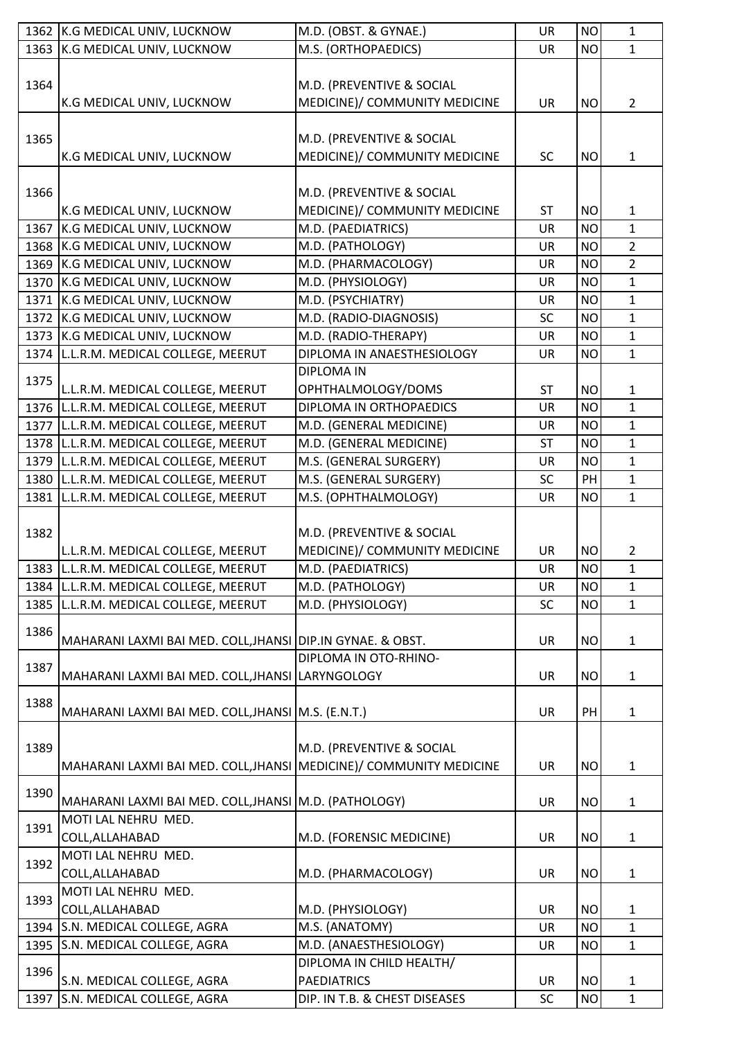| | | | | | |
|---|---|---|---|---|---|
| 1362 | K.G MEDICAL UNIV, LUCKNOW | M.D. (OBST. & GYNAE.) | UR | NO | 1 |
| 1363 | K.G MEDICAL UNIV, LUCKNOW | M.S. (ORTHOPAEDICS) | UR | NO | 1 |
| 1364 | K.G MEDICAL UNIV, LUCKNOW | M.D. (PREVENTIVE & SOCIAL MEDICINE)/ COMMUNITY MEDICINE | UR | NO | 2 |
| 1365 | K.G MEDICAL UNIV, LUCKNOW | M.D. (PREVENTIVE & SOCIAL MEDICINE)/ COMMUNITY MEDICINE | SC | NO | 1 |
| 1366 | K.G MEDICAL UNIV, LUCKNOW | M.D. (PREVENTIVE & SOCIAL MEDICINE)/ COMMUNITY MEDICINE | ST | NO | 1 |
| 1367 | K.G MEDICAL UNIV, LUCKNOW | M.D. (PAEDIATRICS) | UR | NO | 1 |
| 1368 | K.G MEDICAL UNIV, LUCKNOW | M.D. (PATHOLOGY) | UR | NO | 2 |
| 1369 | K.G MEDICAL UNIV, LUCKNOW | M.D. (PHARMACOLOGY) | UR | NO | 2 |
| 1370 | K.G MEDICAL UNIV, LUCKNOW | M.D. (PHYSIOLOGY) | UR | NO | 1 |
| 1371 | K.G MEDICAL UNIV, LUCKNOW | M.D. (PSYCHIATRY) | UR | NO | 1 |
| 1372 | K.G MEDICAL UNIV, LUCKNOW | M.D. (RADIO-DIAGNOSIS) | SC | NO | 1 |
| 1373 | K.G MEDICAL UNIV, LUCKNOW | M.D. (RADIO-THERAPY) | UR | NO | 1 |
| 1374 | L.L.R.M. MEDICAL COLLEGE, MEERUT | DIPLOMA IN ANAESTHESIOLOGY | UR | NO | 1 |
| 1375 | L.L.R.M. MEDICAL COLLEGE, MEERUT | DIPLOMA IN OPHTHALMOLOGY/DOMS | ST | NO | 1 |
| 1376 | L.L.R.M. MEDICAL COLLEGE, MEERUT | DIPLOMA IN ORTHOPAEDICS | UR | NO | 1 |
| 1377 | L.L.R.M. MEDICAL COLLEGE, MEERUT | M.D. (GENERAL MEDICINE) | UR | NO | 1 |
| 1378 | L.L.R.M. MEDICAL COLLEGE, MEERUT | M.D. (GENERAL MEDICINE) | ST | NO | 1 |
| 1379 | L.L.R.M. MEDICAL COLLEGE, MEERUT | M.S. (GENERAL SURGERY) | UR | NO | 1 |
| 1380 | L.L.R.M. MEDICAL COLLEGE, MEERUT | M.S. (GENERAL SURGERY) | SC | PH | 1 |
| 1381 | L.L.R.M. MEDICAL COLLEGE, MEERUT | M.S. (OPHTHALMOLOGY) | UR | NO | 1 |
| 1382 | L.L.R.M. MEDICAL COLLEGE, MEERUT | M.D. (PREVENTIVE & SOCIAL MEDICINE)/ COMMUNITY MEDICINE | UR | NO | 2 |
| 1383 | L.L.R.M. MEDICAL COLLEGE, MEERUT | M.D. (PAEDIATRICS) | UR | NO | 1 |
| 1384 | L.L.R.M. MEDICAL COLLEGE, MEERUT | M.D. (PATHOLOGY) | UR | NO | 1 |
| 1385 | L.L.R.M. MEDICAL COLLEGE, MEERUT | M.D. (PHYSIOLOGY) | SC | NO | 1 |
| 1386 | MAHARANI LAXMI BAI MED. COLL,JHANSI | DIP.IN GYNAE. & OBST. | UR | NO | 1 |
| 1387 | MAHARANI LAXMI BAI MED. COLL,JHANSI | DIPLOMA IN OTO-RHINO-LARYNGOLOGY | UR | NO | 1 |
| 1388 | MAHARANI LAXMI BAI MED. COLL,JHANSI | M.S. (E.N.T.) | UR | PH | 1 |
| 1389 | MAHARANI LAXMI BAI MED. COLL,JHANSI | M.D. (PREVENTIVE & SOCIAL MEDICINE)/ COMMUNITY MEDICINE | UR | NO | 1 |
| 1390 | MAHARANI LAXMI BAI MED. COLL,JHANSI | M.D. (PATHOLOGY) | UR | NO | 1 |
| 1391 | MOTI LAL NEHRU MED. COLL,ALLAHABAD | M.D. (FORENSIC MEDICINE) | UR | NO | 1 |
| 1392 | MOTI LAL NEHRU MED. COLL,ALLAHABAD | M.D. (PHARMACOLOGY) | UR | NO | 1 |
| 1393 | MOTI LAL NEHRU MED. COLL,ALLAHABAD | M.D. (PHYSIOLOGY) | UR | NO | 1 |
| 1394 | S.N. MEDICAL COLLEGE, AGRA | M.S. (ANATOMY) | UR | NO | 1 |
| 1395 | S.N. MEDICAL COLLEGE, AGRA | M.D. (ANAESTHESIOLOGY) | UR | NO | 1 |
| 1396 | S.N. MEDICAL COLLEGE, AGRA | DIPLOMA IN CHILD HEALTH/ PAEDIATRICS | UR | NO | 1 |
| 1397 | S.N. MEDICAL COLLEGE, AGRA | DIP. IN T.B. & CHEST DISEASES | SC | NO | 1 |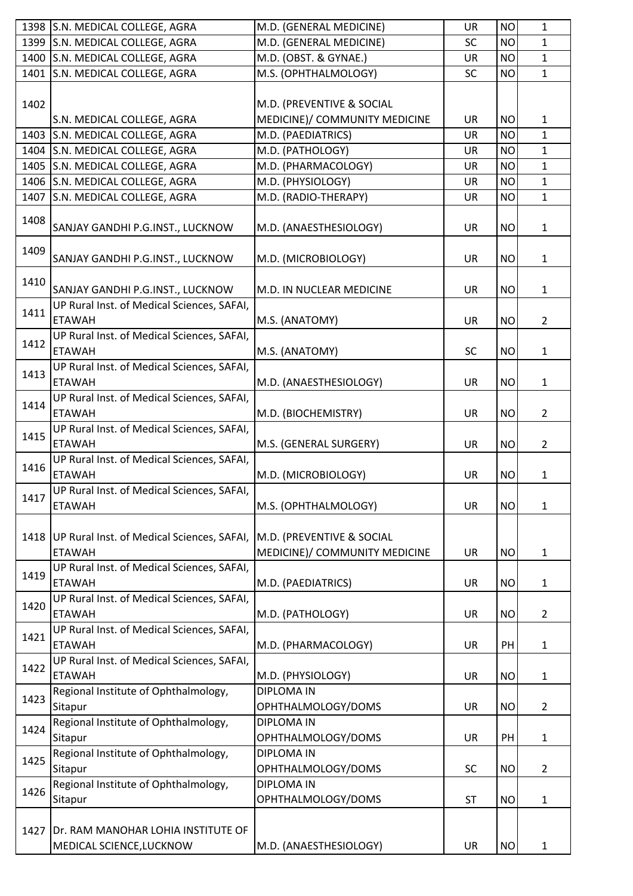| | | | | | |
|---|---|---|---|---|---|
| 1398 | S.N. MEDICAL COLLEGE, AGRA | M.D. (GENERAL MEDICINE) | UR | NO | 1 |
| 1399 | S.N. MEDICAL COLLEGE, AGRA | M.D. (GENERAL MEDICINE) | SC | NO | 1 |
| 1400 | S.N. MEDICAL COLLEGE, AGRA | M.D. (OBST. & GYNAE.) | UR | NO | 1 |
| 1401 | S.N. MEDICAL COLLEGE, AGRA | M.S. (OPHTHALMOLOGY) | SC | NO | 1 |
| 1402 | S.N. MEDICAL COLLEGE, AGRA | M.D. (PREVENTIVE & SOCIAL MEDICINE)/ COMMUNITY MEDICINE | UR | NO | 1 |
| 1403 | S.N. MEDICAL COLLEGE, AGRA | M.D. (PAEDIATRICS) | UR | NO | 1 |
| 1404 | S.N. MEDICAL COLLEGE, AGRA | M.D. (PATHOLOGY) | UR | NO | 1 |
| 1405 | S.N. MEDICAL COLLEGE, AGRA | M.D. (PHARMACOLOGY) | UR | NO | 1 |
| 1406 | S.N. MEDICAL COLLEGE, AGRA | M.D. (PHYSIOLOGY) | UR | NO | 1 |
| 1407 | S.N. MEDICAL COLLEGE, AGRA | M.D. (RADIO-THERAPY) | UR | NO | 1 |
| 1408 | SANJAY GANDHI P.G.INST., LUCKNOW | M.D. (ANAESTHESIOLOGY) | UR | NO | 1 |
| 1409 | SANJAY GANDHI P.G.INST., LUCKNOW | M.D. (MICROBIOLOGY) | UR | NO | 1 |
| 1410 | SANJAY GANDHI P.G.INST., LUCKNOW | M.D. IN NUCLEAR MEDICINE | UR | NO | 1 |
| 1411 | UP Rural Inst. of Medical Sciences, SAFAI, ETAWAH | M.S. (ANATOMY) | UR | NO | 2 |
| 1412 | UP Rural Inst. of Medical Sciences, SAFAI, ETAWAH | M.S. (ANATOMY) | SC | NO | 1 |
| 1413 | UP Rural Inst. of Medical Sciences, SAFAI, ETAWAH | M.D. (ANAESTHESIOLOGY) | UR | NO | 1 |
| 1414 | UP Rural Inst. of Medical Sciences, SAFAI, ETAWAH | M.D. (BIOCHEMISTRY) | UR | NO | 2 |
| 1415 | UP Rural Inst. of Medical Sciences, SAFAI, ETAWAH | M.S. (GENERAL SURGERY) | UR | NO | 2 |
| 1416 | UP Rural Inst. of Medical Sciences, SAFAI, ETAWAH | M.D. (MICROBIOLOGY) | UR | NO | 1 |
| 1417 | UP Rural Inst. of Medical Sciences, SAFAI, ETAWAH | M.S. (OPHTHALMOLOGY) | UR | NO | 1 |
| 1418 | UP Rural Inst. of Medical Sciences, SAFAI, ETAWAH | M.D. (PREVENTIVE & SOCIAL MEDICINE)/ COMMUNITY MEDICINE | UR | NO | 1 |
| 1419 | UP Rural Inst. of Medical Sciences, SAFAI, ETAWAH | M.D. (PAEDIATRICS) | UR | NO | 1 |
| 1420 | UP Rural Inst. of Medical Sciences, SAFAI, ETAWAH | M.D. (PATHOLOGY) | UR | NO | 2 |
| 1421 | UP Rural Inst. of Medical Sciences, SAFAI, ETAWAH | M.D. (PHARMACOLOGY) | UR | PH | 1 |
| 1422 | UP Rural Inst. of Medical Sciences, SAFAI, ETAWAH | M.D. (PHYSIOLOGY) | UR | NO | 1 |
| 1423 | Regional Institute of Ophthalmology, Sitapur | DIPLOMA IN OPHTHALMOLOGY/DOMS | UR | NO | 2 |
| 1424 | Regional Institute of Ophthalmology, Sitapur | DIPLOMA IN OPHTHALMOLOGY/DOMS | UR | PH | 1 |
| 1425 | Regional Institute of Ophthalmology, Sitapur | DIPLOMA IN OPHTHALMOLOGY/DOMS | SC | NO | 2 |
| 1426 | Regional Institute of Ophthalmology, Sitapur | DIPLOMA IN OPHTHALMOLOGY/DOMS | ST | NO | 1 |
| 1427 | Dr. RAM MANOHAR LOHIA INSTITUTE OF MEDICAL SCIENCE,LUCKNOW | M.D. (ANAESTHESIOLOGY) | UR | NO | 1 |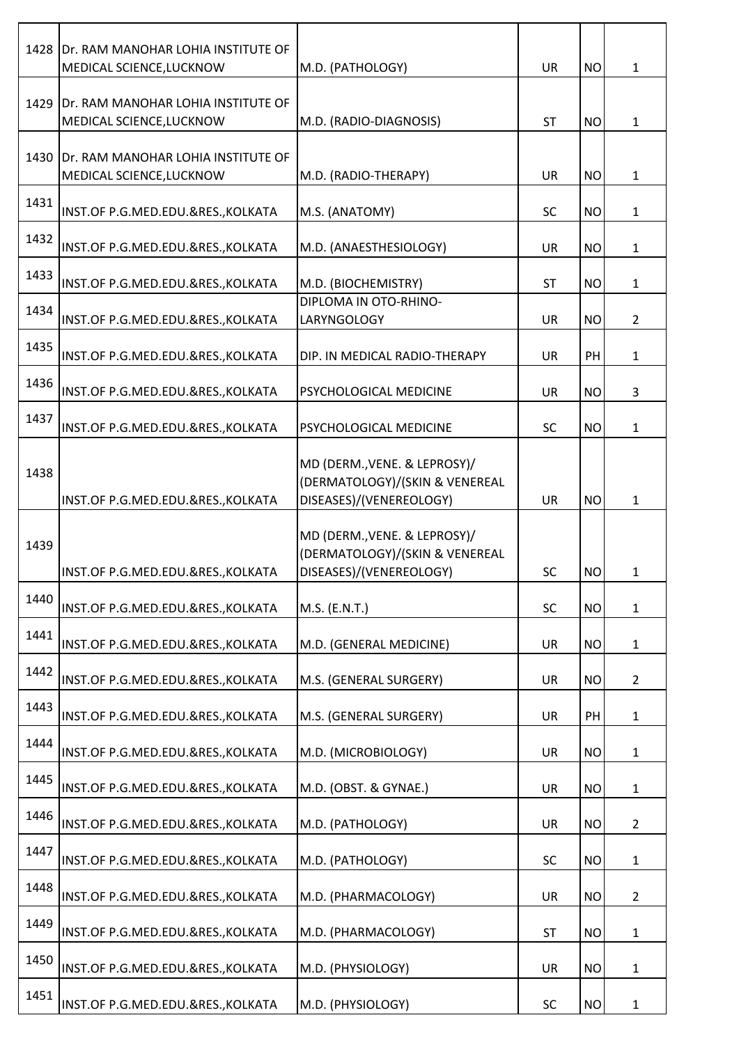| | | | | | |
|---|---|---|---|---|---|
| 1428 | Dr. RAM MANOHAR LOHIA INSTITUTE OF MEDICAL SCIENCE,LUCKNOW | M.D. (PATHOLOGY) | UR | NO | 1 |
| 1429 | Dr. RAM MANOHAR LOHIA INSTITUTE OF MEDICAL SCIENCE,LUCKNOW | M.D. (RADIO-DIAGNOSIS) | ST | NO | 1 |
| 1430 | Dr. RAM MANOHAR LOHIA INSTITUTE OF MEDICAL SCIENCE,LUCKNOW | M.D. (RADIO-THERAPY) | UR | NO | 1 |
| 1431 | INST.OF P.G.MED.EDU.&RES.,KOLKATA | M.S. (ANATOMY) | SC | NO | 1 |
| 1432 | INST.OF P.G.MED.EDU.&RES.,KOLKATA | M.D. (ANAESTHESIOLOGY) | UR | NO | 1 |
| 1433 | INST.OF P.G.MED.EDU.&RES.,KOLKATA | M.D. (BIOCHEMISTRY) | ST | NO | 1 |
| 1434 | INST.OF P.G.MED.EDU.&RES.,KOLKATA | DIPLOMA IN OTO-RHINO-LARYNGOLOGY | UR | NO | 2 |
| 1435 | INST.OF P.G.MED.EDU.&RES.,KOLKATA | DIP. IN MEDICAL RADIO-THERAPY | UR | PH | 1 |
| 1436 | INST.OF P.G.MED.EDU.&RES.,KOLKATA | PSYCHOLOGICAL MEDICINE | UR | NO | 3 |
| 1437 | INST.OF P.G.MED.EDU.&RES.,KOLKATA | PSYCHOLOGICAL MEDICINE | SC | NO | 1 |
| 1438 | INST.OF P.G.MED.EDU.&RES.,KOLKATA | MD (DERM.,VENE. & LEPROSY)/(DERMATOLOGY)/(SKIN & VENEREAL DISEASES)/(VENEREOLOGY) | UR | NO | 1 |
| 1439 | INST.OF P.G.MED.EDU.&RES.,KOLKATA | MD (DERM.,VENE. & LEPROSY)/(DERMATOLOGY)/(SKIN & VENEREAL DISEASES)/(VENEREOLOGY) | SC | NO | 1 |
| 1440 | INST.OF P.G.MED.EDU.&RES.,KOLKATA | M.S. (E.N.T.) | SC | NO | 1 |
| 1441 | INST.OF P.G.MED.EDU.&RES.,KOLKATA | M.D. (GENERAL MEDICINE) | UR | NO | 1 |
| 1442 | INST.OF P.G.MED.EDU.&RES.,KOLKATA | M.S. (GENERAL SURGERY) | UR | NO | 2 |
| 1443 | INST.OF P.G.MED.EDU.&RES.,KOLKATA | M.S. (GENERAL SURGERY) | UR | PH | 1 |
| 1444 | INST.OF P.G.MED.EDU.&RES.,KOLKATA | M.D. (MICROBIOLOGY) | UR | NO | 1 |
| 1445 | INST.OF P.G.MED.EDU.&RES.,KOLKATA | M.D. (OBST. & GYNAE.) | UR | NO | 1 |
| 1446 | INST.OF P.G.MED.EDU.&RES.,KOLKATA | M.D. (PATHOLOGY) | UR | NO | 2 |
| 1447 | INST.OF P.G.MED.EDU.&RES.,KOLKATA | M.D. (PATHOLOGY) | SC | NO | 1 |
| 1448 | INST.OF P.G.MED.EDU.&RES.,KOLKATA | M.D. (PHARMACOLOGY) | UR | NO | 2 |
| 1449 | INST.OF P.G.MED.EDU.&RES.,KOLKATA | M.D. (PHARMACOLOGY) | ST | NO | 1 |
| 1450 | INST.OF P.G.MED.EDU.&RES.,KOLKATA | M.D. (PHYSIOLOGY) | UR | NO | 1 |
| 1451 | INST.OF P.G.MED.EDU.&RES.,KOLKATA | M.D. (PHYSIOLOGY) | SC | NO | 1 |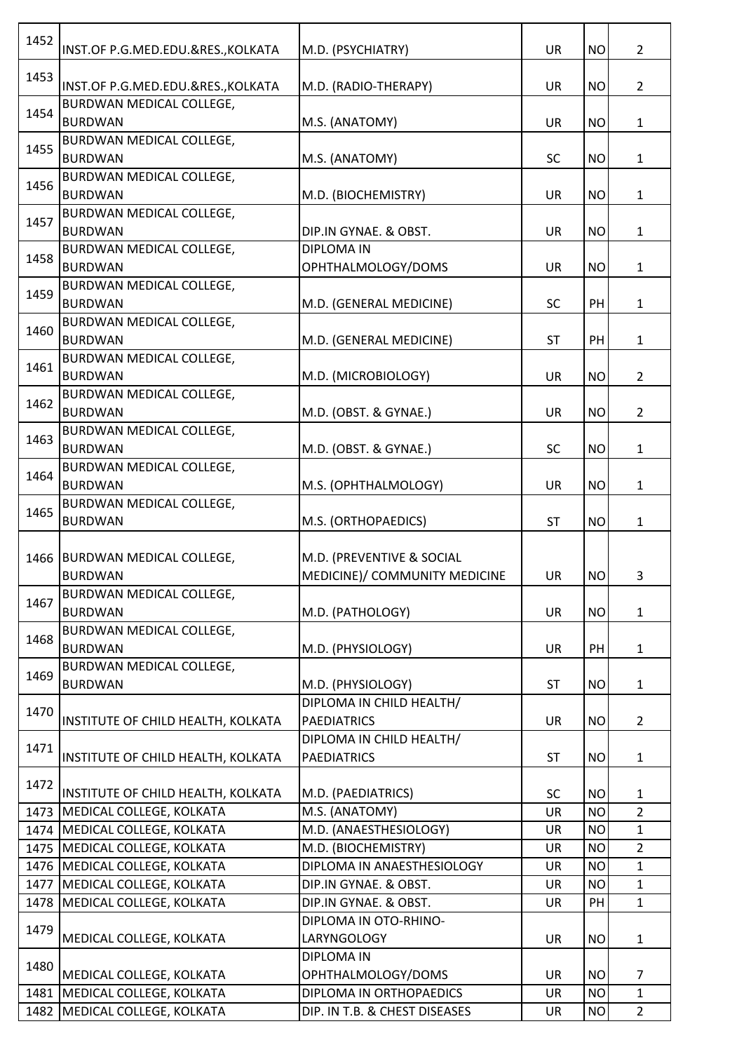| | | | | | |
|---|---|---|---|---|---|
| 1452 | INST.OF P.G.MED.EDU.&RES.,KOLKATA | M.D. (PSYCHIATRY) | UR | NO | 2 |
| 1453 | INST.OF P.G.MED.EDU.&RES.,KOLKATA | M.D. (RADIO-THERAPY) | UR | NO | 2 |
| 1454 | BURDWAN MEDICAL COLLEGE, BURDWAN | M.S. (ANATOMY) | UR | NO | 1 |
| 1455 | BURDWAN MEDICAL COLLEGE, BURDWAN | M.S. (ANATOMY) | SC | NO | 1 |
| 1456 | BURDWAN MEDICAL COLLEGE, BURDWAN | M.D. (BIOCHEMISTRY) | UR | NO | 1 |
| 1457 | BURDWAN MEDICAL COLLEGE, BURDWAN | DIP.IN GYNAE. & OBST. | UR | NO | 1 |
| 1458 | BURDWAN MEDICAL COLLEGE, BURDWAN | DIPLOMA IN OPHTHALMOLOGY/DOMS | UR | NO | 1 |
| 1459 | BURDWAN MEDICAL COLLEGE, BURDWAN | M.D. (GENERAL MEDICINE) | SC | PH | 1 |
| 1460 | BURDWAN MEDICAL COLLEGE, BURDWAN | M.D. (GENERAL MEDICINE) | ST | PH | 1 |
| 1461 | BURDWAN MEDICAL COLLEGE, BURDWAN | M.D. (MICROBIOLOGY) | UR | NO | 2 |
| 1462 | BURDWAN MEDICAL COLLEGE, BURDWAN | M.D. (OBST. & GYNAE.) | UR | NO | 2 |
| 1463 | BURDWAN MEDICAL COLLEGE, BURDWAN | M.D. (OBST. & GYNAE.) | SC | NO | 1 |
| 1464 | BURDWAN MEDICAL COLLEGE, BURDWAN | M.S. (OPHTHALMOLOGY) | UR | NO | 1 |
| 1465 | BURDWAN MEDICAL COLLEGE, BURDWAN | M.S. (ORTHOPAEDICS) | ST | NO | 1 |
| 1466 | BURDWAN MEDICAL COLLEGE, BURDWAN | M.D. (PREVENTIVE & SOCIAL MEDICINE)/ COMMUNITY MEDICINE | UR | NO | 3 |
| 1467 | BURDWAN MEDICAL COLLEGE, BURDWAN | M.D. (PATHOLOGY) | UR | NO | 1 |
| 1468 | BURDWAN MEDICAL COLLEGE, BURDWAN | M.D. (PHYSIOLOGY) | UR | PH | 1 |
| 1469 | BURDWAN MEDICAL COLLEGE, BURDWAN | M.D. (PHYSIOLOGY) | ST | NO | 1 |
| 1470 | INSTITUTE OF CHILD HEALTH, KOLKATA | DIPLOMA IN CHILD HEALTH/ PAEDIATRICS | UR | NO | 2 |
| 1471 | INSTITUTE OF CHILD HEALTH, KOLKATA | DIPLOMA IN CHILD HEALTH/ PAEDIATRICS | ST | NO | 1 |
| 1472 | INSTITUTE OF CHILD HEALTH, KOLKATA | M.D. (PAEDIATRICS) | SC | NO | 1 |
| 1473 | MEDICAL COLLEGE, KOLKATA | M.S. (ANATOMY) | UR | NO | 2 |
| 1474 | MEDICAL COLLEGE, KOLKATA | M.D. (ANAESTHESIOLOGY) | UR | NO | 1 |
| 1475 | MEDICAL COLLEGE, KOLKATA | M.D. (BIOCHEMISTRY) | UR | NO | 2 |
| 1476 | MEDICAL COLLEGE, KOLKATA | DIPLOMA IN ANAESTHESIOLOGY | UR | NO | 1 |
| 1477 | MEDICAL COLLEGE, KOLKATA | DIP.IN GYNAE. & OBST. | UR | NO | 1 |
| 1478 | MEDICAL COLLEGE, KOLKATA | DIP.IN GYNAE. & OBST. | UR | PH | 1 |
| 1479 | MEDICAL COLLEGE, KOLKATA | DIPLOMA IN OTO-RHINO-LARYNGOLOGY | UR | NO | 1 |
| 1480 | MEDICAL COLLEGE, KOLKATA | DIPLOMA IN OPHTHALMOLOGY/DOMS | UR | NO | 7 |
| 1481 | MEDICAL COLLEGE, KOLKATA | DIPLOMA IN ORTHOPAEDICS | UR | NO | 1 |
| 1482 | MEDICAL COLLEGE, KOLKATA | DIP. IN T.B. & CHEST DISEASES | UR | NO | 2 |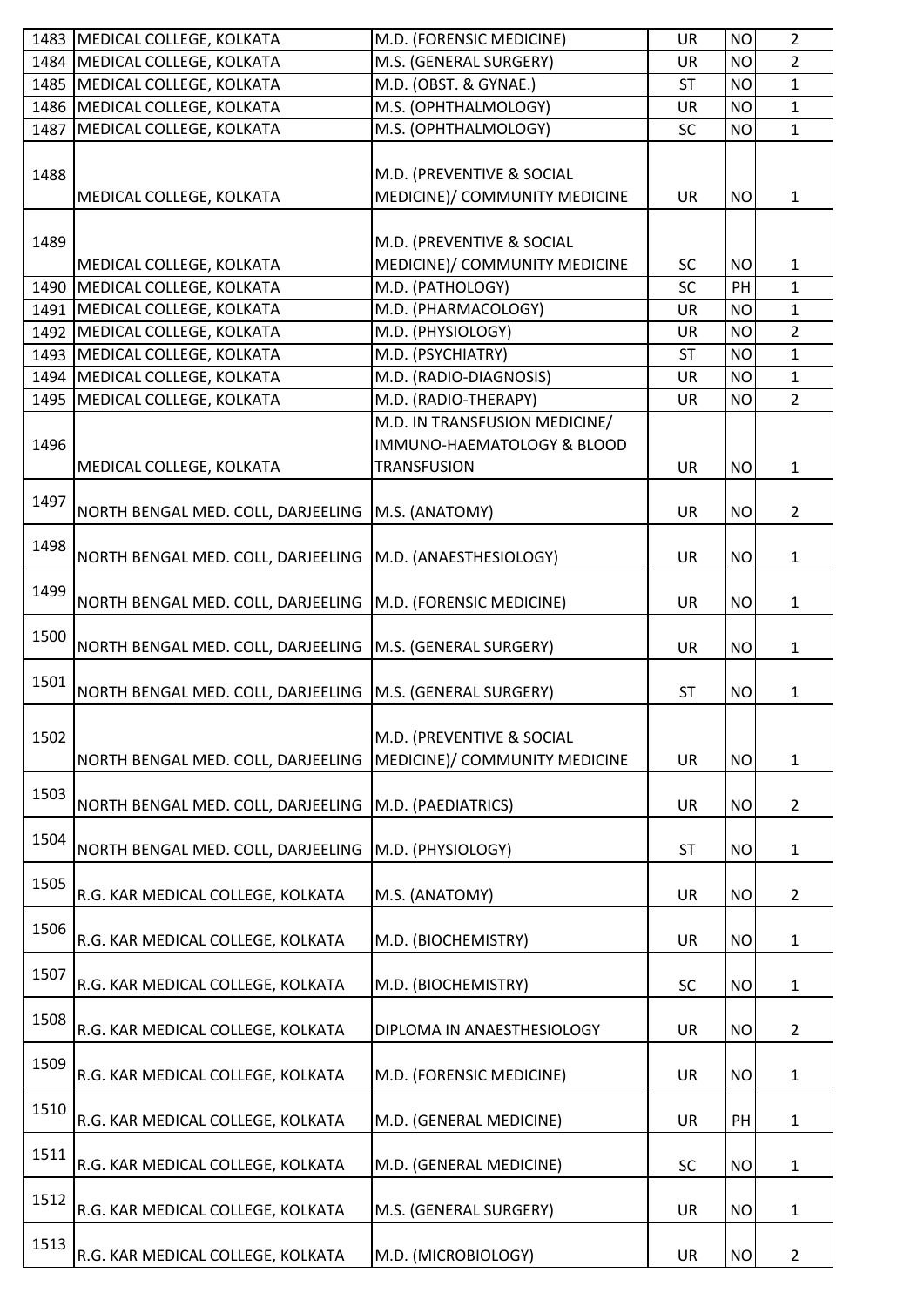| | | | | | |
|---|---|---|---|---|---|
| 1483 | MEDICAL COLLEGE, KOLKATA | M.D. (FORENSIC MEDICINE) | UR | NO | 2 |
| 1484 | MEDICAL COLLEGE, KOLKATA | M.S. (GENERAL SURGERY) | UR | NO | 2 |
| 1485 | MEDICAL COLLEGE, KOLKATA | M.D. (OBST. & GYNAE.) | ST | NO | 1 |
| 1486 | MEDICAL COLLEGE, KOLKATA | M.S. (OPHTHALMOLOGY) | UR | NO | 1 |
| 1487 | MEDICAL COLLEGE, KOLKATA | M.S. (OPHTHALMOLOGY) | SC | NO | 1 |
| 1488 | MEDICAL COLLEGE, KOLKATA | M.D. (PREVENTIVE & SOCIAL MEDICINE)/ COMMUNITY MEDICINE | UR | NO | 1 |
| 1489 | MEDICAL COLLEGE, KOLKATA | M.D. (PREVENTIVE & SOCIAL MEDICINE)/ COMMUNITY MEDICINE | SC | NO | 1 |
| 1490 | MEDICAL COLLEGE, KOLKATA | M.D. (PATHOLOGY) | SC | PH | 1 |
| 1491 | MEDICAL COLLEGE, KOLKATA | M.D. (PHARMACOLOGY) | UR | NO | 1 |
| 1492 | MEDICAL COLLEGE, KOLKATA | M.D. (PHYSIOLOGY) | UR | NO | 2 |
| 1493 | MEDICAL COLLEGE, KOLKATA | M.D. (PSYCHIATRY) | ST | NO | 1 |
| 1494 | MEDICAL COLLEGE, KOLKATA | M.D. (RADIO-DIAGNOSIS) | UR | NO | 1 |
| 1495 | MEDICAL COLLEGE, KOLKATA | M.D. (RADIO-THERAPY) | UR | NO | 2 |
| 1496 | MEDICAL COLLEGE, KOLKATA | M.D. IN TRANSFUSION MEDICINE/ IMMUNO-HAEMATOLOGY & BLOOD TRANSFUSION | UR | NO | 1 |
| 1497 | NORTH BENGAL MED. COLL, DARJEELING | M.S. (ANATOMY) | UR | NO | 2 |
| 1498 | NORTH BENGAL MED. COLL, DARJEELING | M.D. (ANAESTHESIOLOGY) | UR | NO | 1 |
| 1499 | NORTH BENGAL MED. COLL, DARJEELING | M.D. (FORENSIC MEDICINE) | UR | NO | 1 |
| 1500 | NORTH BENGAL MED. COLL, DARJEELING | M.S. (GENERAL SURGERY) | UR | NO | 1 |
| 1501 | NORTH BENGAL MED. COLL, DARJEELING | M.S. (GENERAL SURGERY) | ST | NO | 1 |
| 1502 | NORTH BENGAL MED. COLL, DARJEELING | M.D. (PREVENTIVE & SOCIAL MEDICINE)/ COMMUNITY MEDICINE | UR | NO | 1 |
| 1503 | NORTH BENGAL MED. COLL, DARJEELING | M.D. (PAEDIATRICS) | UR | NO | 2 |
| 1504 | NORTH BENGAL MED. COLL, DARJEELING | M.D. (PHYSIOLOGY) | ST | NO | 1 |
| 1505 | R.G. KAR MEDICAL COLLEGE, KOLKATA | M.S. (ANATOMY) | UR | NO | 2 |
| 1506 | R.G. KAR MEDICAL COLLEGE, KOLKATA | M.D. (BIOCHEMISTRY) | UR | NO | 1 |
| 1507 | R.G. KAR MEDICAL COLLEGE, KOLKATA | M.D. (BIOCHEMISTRY) | SC | NO | 1 |
| 1508 | R.G. KAR MEDICAL COLLEGE, KOLKATA | DIPLOMA IN ANAESTHESIOLOGY | UR | NO | 2 |
| 1509 | R.G. KAR MEDICAL COLLEGE, KOLKATA | M.D. (FORENSIC MEDICINE) | UR | NO | 1 |
| 1510 | R.G. KAR MEDICAL COLLEGE, KOLKATA | M.D. (GENERAL MEDICINE) | UR | PH | 1 |
| 1511 | R.G. KAR MEDICAL COLLEGE, KOLKATA | M.D. (GENERAL MEDICINE) | SC | NO | 1 |
| 1512 | R.G. KAR MEDICAL COLLEGE, KOLKATA | M.S. (GENERAL SURGERY) | UR | NO | 1 |
| 1513 | R.G. KAR MEDICAL COLLEGE, KOLKATA | M.D. (MICROBIOLOGY) | UR | NO | 2 |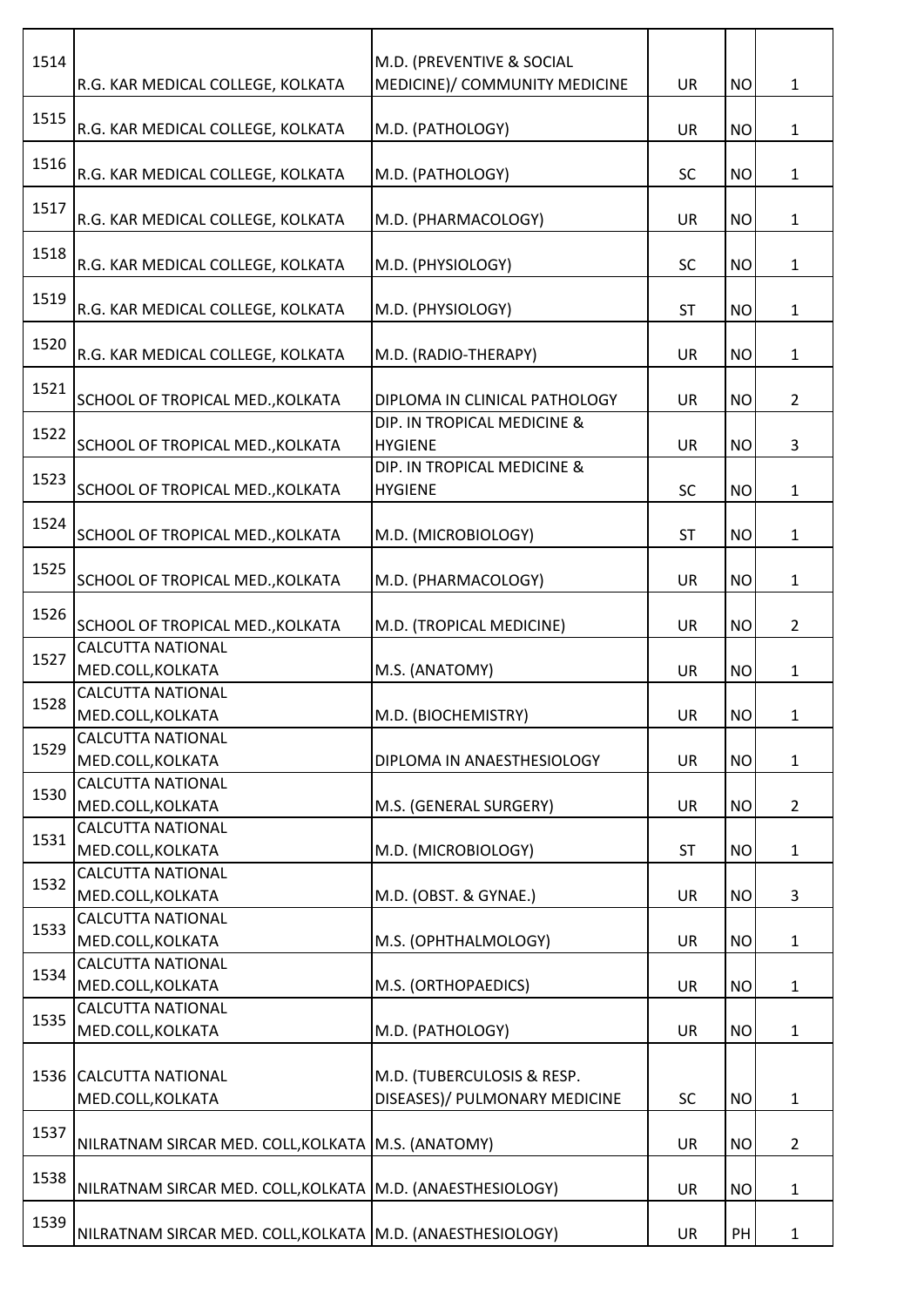| | | | | | |
|---|---|---|---|---|---|
| 1514 | R.G. KAR MEDICAL COLLEGE, KOLKATA | M.D. (PREVENTIVE & SOCIAL MEDICINE)/ COMMUNITY MEDICINE | UR | NO | 1 |
| 1515 | R.G. KAR MEDICAL COLLEGE, KOLKATA | M.D. (PATHOLOGY) | UR | NO | 1 |
| 1516 | R.G. KAR MEDICAL COLLEGE, KOLKATA | M.D. (PATHOLOGY) | SC | NO | 1 |
| 1517 | R.G. KAR MEDICAL COLLEGE, KOLKATA | M.D. (PHARMACOLOGY) | UR | NO | 1 |
| 1518 | R.G. KAR MEDICAL COLLEGE, KOLKATA | M.D. (PHYSIOLOGY) | SC | NO | 1 |
| 1519 | R.G. KAR MEDICAL COLLEGE, KOLKATA | M.D. (PHYSIOLOGY) | ST | NO | 1 |
| 1520 | R.G. KAR MEDICAL COLLEGE, KOLKATA | M.D. (RADIO-THERAPY) | UR | NO | 1 |
| 1521 | SCHOOL OF TROPICAL MED.,KOLKATA | DIPLOMA IN CLINICAL PATHOLOGY | UR | NO | 2 |
| 1522 | SCHOOL OF TROPICAL MED.,KOLKATA | DIP. IN TROPICAL MEDICINE & HYGIENE | UR | NO | 3 |
| 1523 | SCHOOL OF TROPICAL MED.,KOLKATA | DIP. IN TROPICAL MEDICINE & HYGIENE | SC | NO | 1 |
| 1524 | SCHOOL OF TROPICAL MED.,KOLKATA | M.D. (MICROBIOLOGY) | ST | NO | 1 |
| 1525 | SCHOOL OF TROPICAL MED.,KOLKATA | M.D. (PHARMACOLOGY) | UR | NO | 1 |
| 1526 | SCHOOL OF TROPICAL MED.,KOLKATA | M.D. (TROPICAL MEDICINE) | UR | NO | 2 |
| 1527 | CALCUTTA NATIONAL MED.COLL,KOLKATA | M.S. (ANATOMY) | UR | NO | 1 |
| 1528 | CALCUTTA NATIONAL MED.COLL,KOLKATA | M.D. (BIOCHEMISTRY) | UR | NO | 1 |
| 1529 | CALCUTTA NATIONAL MED.COLL,KOLKATA | DIPLOMA IN ANAESTHESIOLOGY | UR | NO | 1 |
| 1530 | CALCUTTA NATIONAL MED.COLL,KOLKATA | M.S. (GENERAL SURGERY) | UR | NO | 2 |
| 1531 | CALCUTTA NATIONAL MED.COLL,KOLKATA | M.D. (MICROBIOLOGY) | ST | NO | 1 |
| 1532 | CALCUTTA NATIONAL MED.COLL,KOLKATA | M.D. (OBST. & GYNAE.) | UR | NO | 3 |
| 1533 | CALCUTTA NATIONAL MED.COLL,KOLKATA | M.S. (OPHTHALMOLOGY) | UR | NO | 1 |
| 1534 | CALCUTTA NATIONAL MED.COLL,KOLKATA | M.S. (ORTHOPAEDICS) | UR | NO | 1 |
| 1535 | CALCUTTA NATIONAL MED.COLL,KOLKATA | M.D. (PATHOLOGY) | UR | NO | 1 |
| 1536 | CALCUTTA NATIONAL MED.COLL,KOLKATA | M.D. (TUBERCULOSIS & RESP. DISEASES)/ PULMONARY MEDICINE | SC | NO | 1 |
| 1537 | NILRATNAM SIRCAR MED. COLL,KOLKATA | M.S. (ANATOMY) | UR | NO | 2 |
| 1538 | NILRATNAM SIRCAR MED. COLL,KOLKATA | M.D. (ANAESTHESIOLOGY) | UR | NO | 1 |
| 1539 | NILRATNAM SIRCAR MED. COLL,KOLKATA | M.D. (ANAESTHESIOLOGY) | UR | PH | 1 |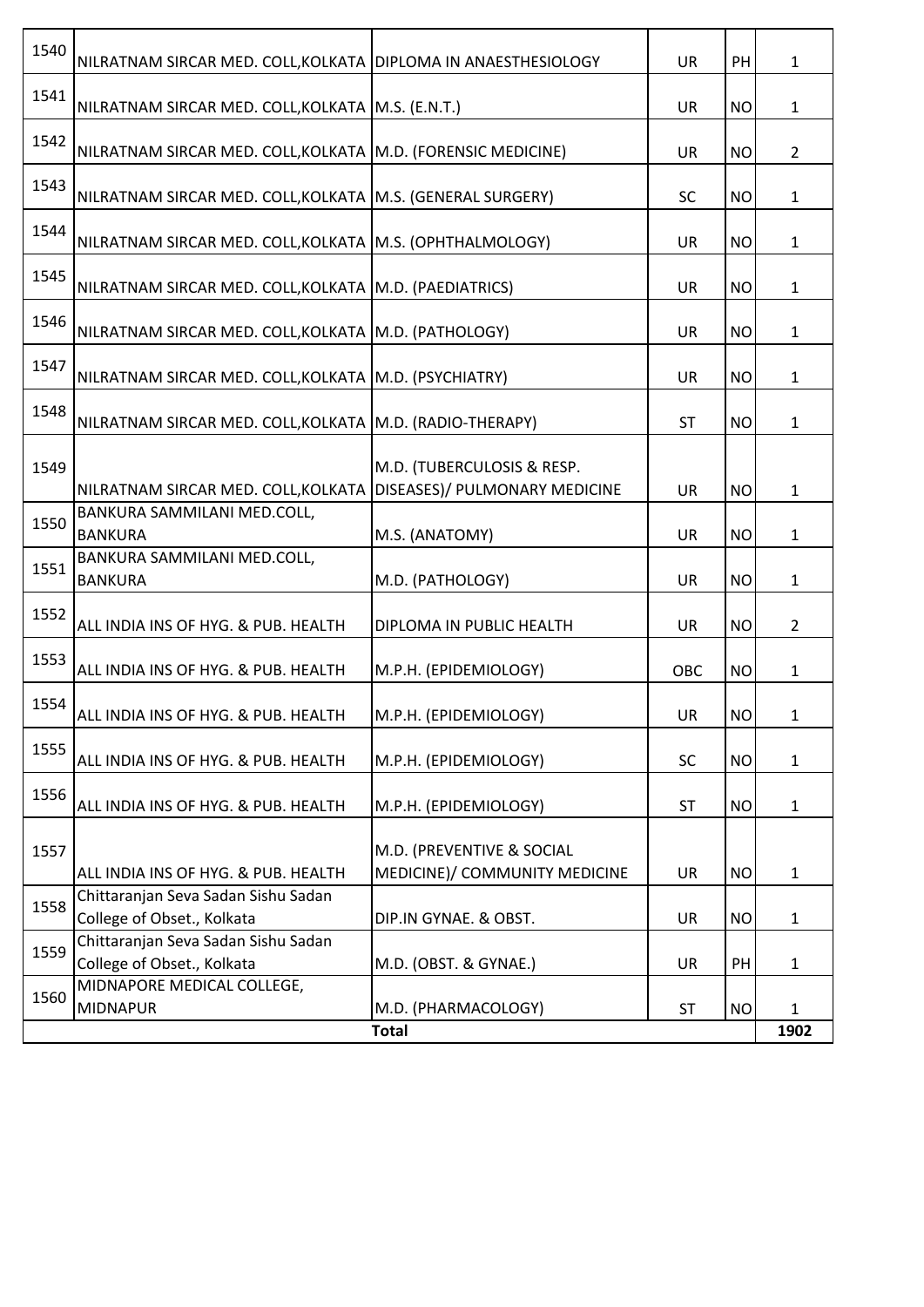| | | | | | |
|---|---|---|---|---|---|
| 1540 | NILRATNAM SIRCAR MED. COLL,KOLKATA | DIPLOMA IN ANAESTHESIOLOGY | UR | PH | 1 |
| 1541 | NILRATNAM SIRCAR MED. COLL,KOLKATA | M.S. (E.N.T.) | UR | NO | 1 |
| 1542 | NILRATNAM SIRCAR MED. COLL,KOLKATA | M.D. (FORENSIC MEDICINE) | UR | NO | 2 |
| 1543 | NILRATNAM SIRCAR MED. COLL,KOLKATA | M.S. (GENERAL SURGERY) | SC | NO | 1 |
| 1544 | NILRATNAM SIRCAR MED. COLL,KOLKATA | M.S. (OPHTHALMOLOGY) | UR | NO | 1 |
| 1545 | NILRATNAM SIRCAR MED. COLL,KOLKATA | M.D. (PAEDIATRICS) | UR | NO | 1 |
| 1546 | NILRATNAM SIRCAR MED. COLL,KOLKATA | M.D. (PATHOLOGY) | UR | NO | 1 |
| 1547 | NILRATNAM SIRCAR MED. COLL,KOLKATA | M.D. (PSYCHIATRY) | UR | NO | 1 |
| 1548 | NILRATNAM SIRCAR MED. COLL,KOLKATA | M.D. (RADIO-THERAPY) | ST | NO | 1 |
| 1549 | NILRATNAM SIRCAR MED. COLL,KOLKATA | M.D. (TUBERCULOSIS & RESP. DISEASES)/ PULMONARY MEDICINE | UR | NO | 1 |
| 1550 | BANKURA SAMMILANI MED.COLL, BANKURA | M.S. (ANATOMY) | UR | NO | 1 |
| 1551 | BANKURA SAMMILANI MED.COLL, BANKURA | M.D. (PATHOLOGY) | UR | NO | 1 |
| 1552 | ALL INDIA INS OF HYG. & PUB. HEALTH | DIPLOMA IN PUBLIC HEALTH | UR | NO | 2 |
| 1553 | ALL INDIA INS OF HYG. & PUB. HEALTH | M.P.H. (EPIDEMIOLOGY) | OBC | NO | 1 |
| 1554 | ALL INDIA INS OF HYG. & PUB. HEALTH | M.P.H. (EPIDEMIOLOGY) | UR | NO | 1 |
| 1555 | ALL INDIA INS OF HYG. & PUB. HEALTH | M.P.H. (EPIDEMIOLOGY) | SC | NO | 1 |
| 1556 | ALL INDIA INS OF HYG. & PUB. HEALTH | M.P.H. (EPIDEMIOLOGY) | ST | NO | 1 |
| 1557 | ALL INDIA INS OF HYG. & PUB. HEALTH | M.D. (PREVENTIVE & SOCIAL MEDICINE)/ COMMUNITY MEDICINE | UR | NO | 1 |
| 1558 | Chittaranjan Seva Sadan Sishu Sadan College of Obset., Kolkata | DIP.IN GYNAE. & OBST. | UR | NO | 1 |
| 1559 | Chittaranjan Seva Sadan Sishu Sadan College of Obset., Kolkata | M.D. (OBST. & GYNAE.) | UR | PH | 1 |
| 1560 | MIDNAPORE MEDICAL COLLEGE, MIDNAPUR | M.D. (PHARMACOLOGY) | ST | NO | 1 |
| | | **Total** | | | **1902** |